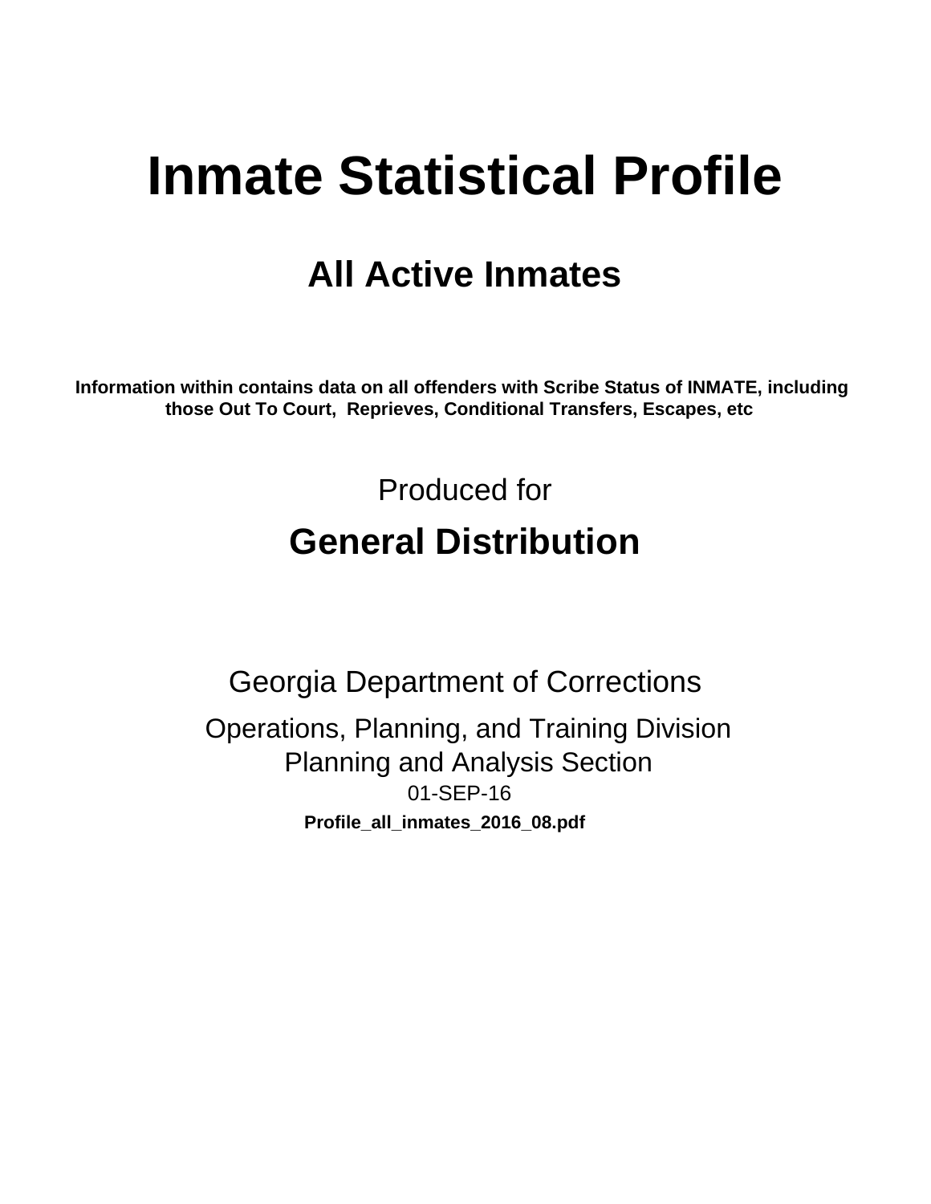# Inmate Statistical Profile

## All Active Inmates

**Information within contains data on all offenders with Scribe Status of INMATE, including those Out To Court, Reprieves, Conditional Transfers, Escapes, etc**

Produced for

## General Distribution

Georgia Department of Corrections

Operations, Planning, and Training Division
Planning and Analysis Section
01-SEP-16

**Profile_all_inmates_2016_08.pdf**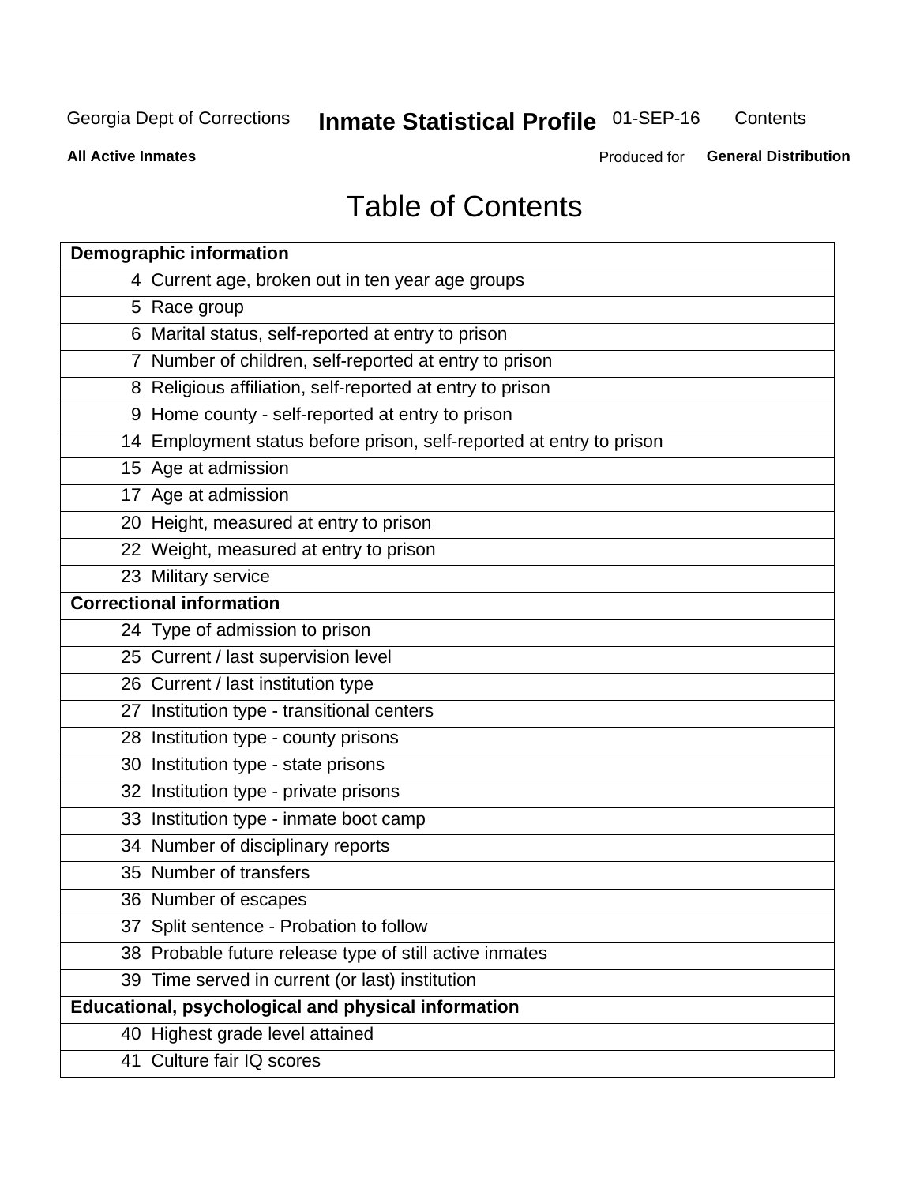# Table of Contents

| Demographic information | |
|---|---|
| 4 | Current age, broken out in ten year age groups |
| 5 | Race group |
| 6 | Marital status, self-reported at entry to prison |
| 7 | Number of children, self-reported at entry to prison |
| 8 | Religious affiliation, self-reported at entry to prison |
| 9 | Home county - self-reported at entry to prison |
| 14 | Employment status before prison, self-reported at entry to prison |
| 15 | Age at admission |
| 17 | Age at admission |
| 20 | Height, measured at entry to prison |
| 22 | Weight, measured at entry to prison |
| 23 | Military service |
| **Correctional information** | |
| 24 | Type of admission to prison |
| 25 | Current / last supervision level |
| 26 | Current / last institution type |
| 27 | Institution type - transitional centers |
| 28 | Institution type - county prisons |
| 30 | Institution type - state prisons |
| 32 | Institution type - private prisons |
| 33 | Institution type - inmate boot camp |
| 34 | Number of disciplinary reports |
| 35 | Number of transfers |
| 36 | Number of escapes |
| 37 | Split sentence - Probation to follow |
| 38 | Probable future release type of still active inmates |
| 39 | Time served in current (or last) institution |
| **Educational, psychological and physical information** | |
| 40 | Highest grade level attained |
| 41 | Culture fair IQ scores |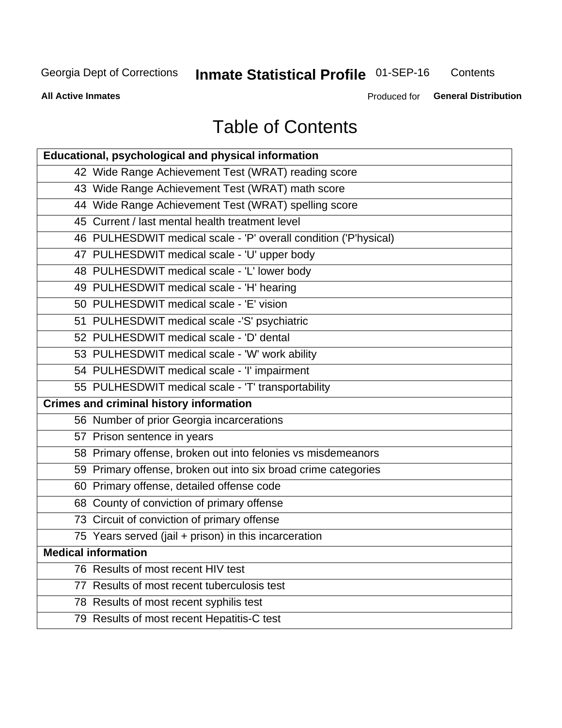# Table of Contents

| Educational, psychological and physical information |
|---|
| 42 Wide Range Achievement Test (WRAT) reading score |
| 43 Wide Range Achievement Test (WRAT) math score |
| 44 Wide Range Achievement Test (WRAT) spelling score |
| 45 Current / last mental health treatment level |
| 46 PULHESDWIT medical scale - 'P' overall condition ('P'hysical) |
| 47 PULHESDWIT medical scale - 'U' upper body |
| 48 PULHESDWIT medical scale - 'L' lower body |
| 49 PULHESDWIT medical scale - 'H' hearing |
| 50 PULHESDWIT medical scale - 'E' vision |
| 51 PULHESDWIT medical scale -'S' psychiatric |
| 52 PULHESDWIT medical scale - 'D' dental |
| 53 PULHESDWIT medical scale - 'W' work ability |
| 54 PULHESDWIT medical scale - 'I' impairment |
| 55 PULHESDWIT medical scale - 'T' transportability |
| **Crimes and criminal history information** |
| 56 Number of prior Georgia incarcerations |
| 57 Prison sentence in years |
| 58 Primary offense, broken out into felonies vs misdemeanors |
| 59 Primary offense, broken out into six broad crime categories |
| 60 Primary offense, detailed offense code |
| 68 County of conviction of primary offense |
| 73 Circuit of conviction of primary offense |
| 75 Years served (jail + prison) in this incarceration |
| **Medical information** |
| 76 Results of most recent HIV test |
| 77 Results of most recent tuberculosis test |
| 78 Results of most recent syphilis test |
| 79 Results of most recent Hepatitis-C test |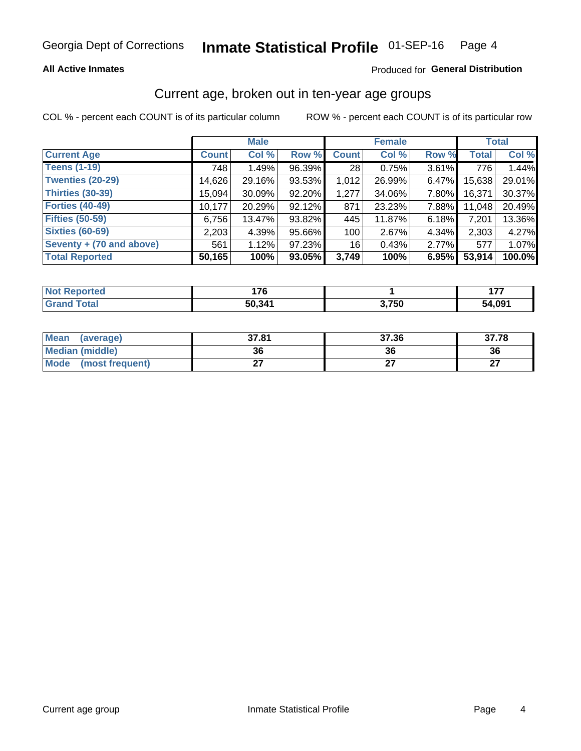Georgia Dept of Corrections **Inmate Statistical Profile** 01-SEP-16

**All Active Inmates** Produced for **General Distribution**

## Current age, broken out in ten-year age groups

COL % - percent each COUNT is of its particular column ROW % - percent each COUNT is of its particular row

| | Male | | | Female | | | Total | |
|---|---|---|---|---|---|---|---|---|
| **Current Age** | **Count** | **Col %** | **Row %** | **Count** | **Col %** | **Row %** | **Total** | **Col %** |
| **Teens (1-19)** | 748 | 1.49% | 96.39% | 28 | 0.75% | 3.61% | 776 | 1.44% |
| **Twenties (20-29)** | 14,626 | 29.16% | 93.53% | 1,012 | 26.99% | 6.47% | 15,638 | 29.01% |
| **Thirties (30-39)** | 15,094 | 30.09% | 92.20% | 1,277 | 34.06% | 7.80% | 16,371 | 30.37% |
| **Forties (40-49)** | 10,177 | 20.29% | 92.12% | 871 | 23.23% | 7.88% | 11,048 | 20.49% |
| **Fifties (50-59)** | 6,756 | 13.47% | 93.82% | 445 | 11.87% | 6.18% | 7,201 | 13.36% |
| **Sixties (60-69)** | 2,203 | 4.39% | 95.66% | 100 | 2.67% | 4.34% | 2,303 | 4.27% |
| **Seventy + (70 and above)** | 561 | 1.12% | 97.23% | 16 | 0.43% | 2.77% | 577 | 1.07% |
| **Total Reported** | **50,165** | **100%** | **93.05%** | **3,749** | **100%** | **6.95%** | **53,914** | **100.0%** |

| | Male | Female | Total |
|---|---|---|---|
| **Not Reported** | **176** | **1** | **177** |
| **Grand Total** | **50,341** | **3,750** | **54,091** |

| | Male | Female | Total |
|---|---|---|---|
| **Mean (average)** | **37.81** | **37.36** | **37.78** |
| **Median (middle)** | **36** | **36** | **36** |
| **Mode (most frequent)** | **27** | **27** | **27** |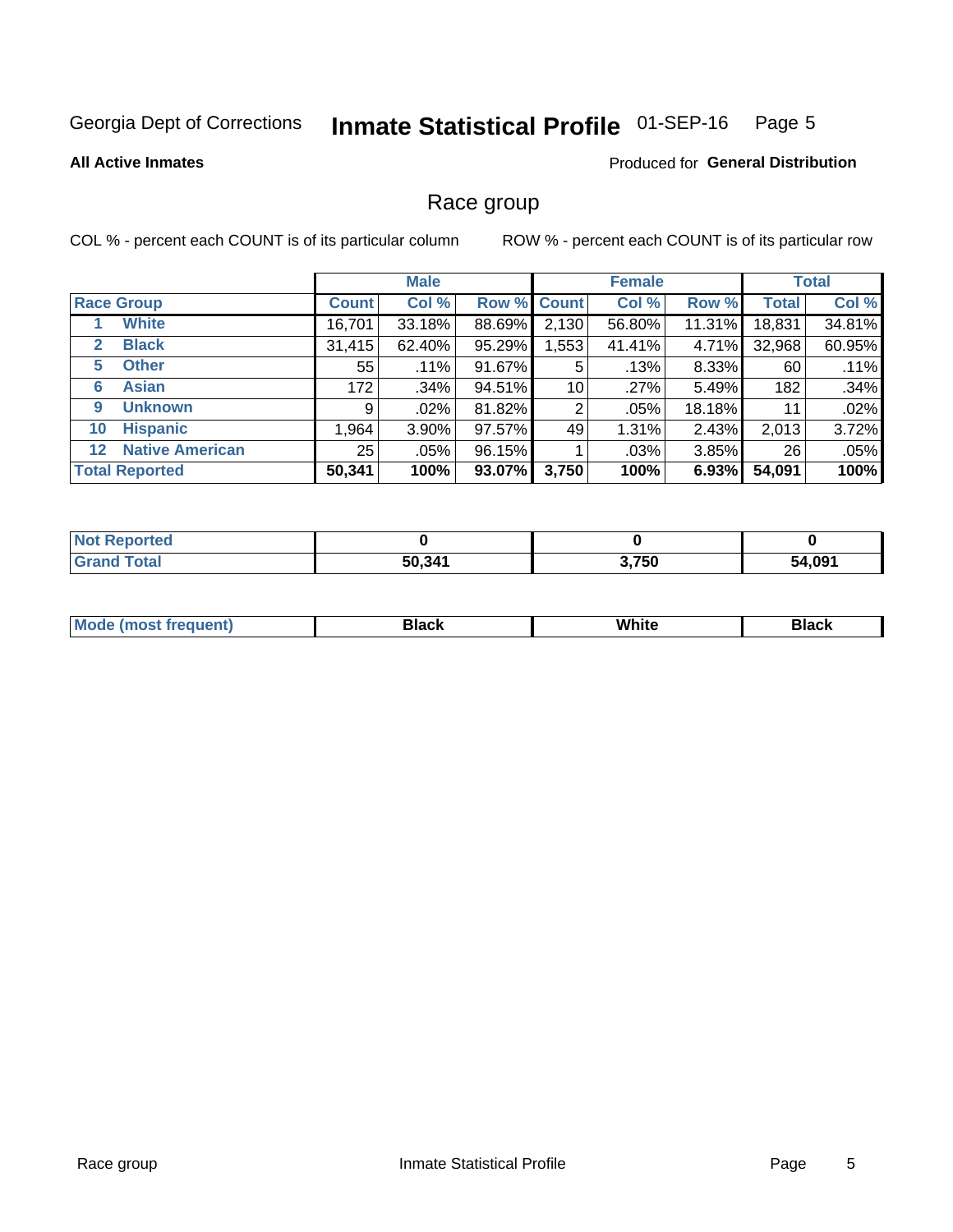Georgia Dept of Corrections **Inmate Statistical Profile** 01-SEP-16 Page 5

**All Active Inmates**

Produced for **General Distribution**

## Race group

COL % - percent each COUNT is of its particular column    ROW % - percent each COUNT is of its particular row

| | Male | | | Female | | | Total | |
|---|---|---|---|---|---|---|---|---|
| **Race Group** | **Count** | **Col %** | **Row %** | **Count** | **Col %** | **Row %** | **Total** | **Col %** |
| 1 **White** | 16,701 | 33.18% | 88.69% | 2,130 | 56.80% | 11.31% | 18,831 | 34.81% |
| 2 **Black** | 31,415 | 62.40% | 95.29% | 1,553 | 41.41% | 4.71% | 32,968 | 60.95% |
| 5 **Other** | 55 | .11% | 91.67% | 5 | .13% | 8.33% | 60 | .11% |
| 6 **Asian** | 172 | .34% | 94.51% | 10 | .27% | 5.49% | 182 | .34% |
| 9 **Unknown** | 9 | .02% | 81.82% | 2 | .05% | 18.18% | 11 | .02% |
| 10 **Hispanic** | 1,964 | 3.90% | 97.57% | 49 | 1.31% | 2.43% | 2,013 | 3.72% |
| 12 **Native American** | 25 | .05% | 96.15% | 1 | .03% | 3.85% | 26 | .05% |
| **Total Reported** | **50,341** | **100%** | **93.07%** | **3,750** | **100%** | **6.93%** | **54,091** | **100%** |

| | Male | Female | Total |
|---|---|---|---|
| **Not Reported** | **0** | **0** | **0** |
| **Grand Total** | **50,341** | **3,750** | **54,091** |

| | Male | Female | Total |
|---|---|---|---|
| **Mode (most frequent)** | **Black** | **White** | **Black** |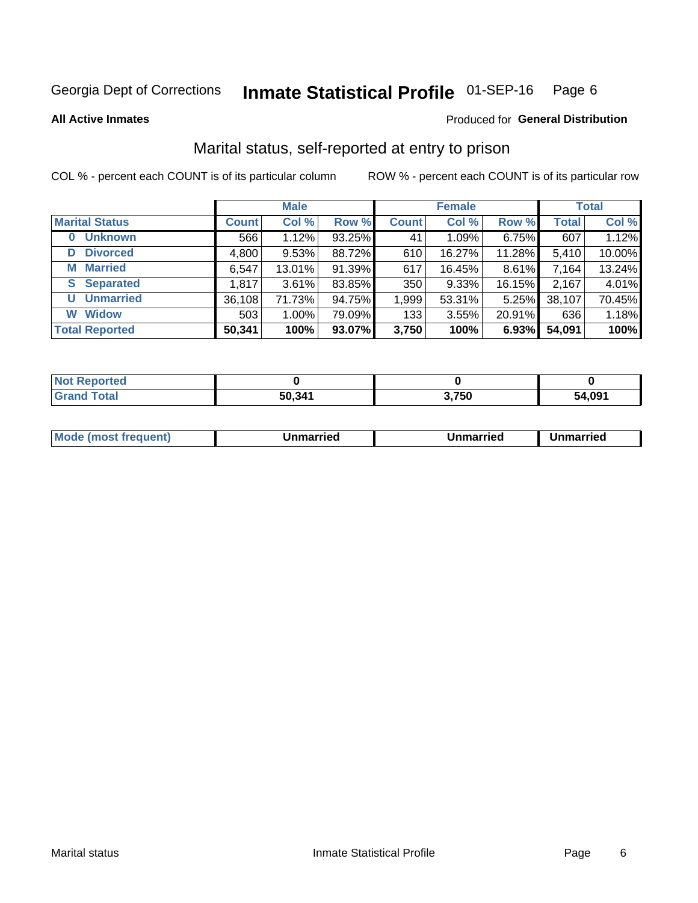Georgia Dept of Corrections **Inmate Statistical Profile** 01-SEP-16 Page 6

**All Active Inmates**

Produced for **General Distribution**

## Marital status, self-reported at entry to prison

COL % - percent each COUNT is of its particular column ROW % - percent each COUNT is of its particular row

| | Male | | | Female | | | Total | |
|---|---|---|---|---|---|---|---|---|
| **Marital Status** | **Count** | **Col %** | **Row %** | **Count** | **Col %** | **Row %** | **Total** | **Col %** |
| **0 Unknown** | 566 | 1.12% | 93.25% | 41 | 1.09% | 6.75% | 607 | 1.12% |
| **D Divorced** | 4,800 | 9.53% | 88.72% | 610 | 16.27% | 11.28% | 5,410 | 10.00% |
| **M Married** | 6,547 | 13.01% | 91.39% | 617 | 16.45% | 8.61% | 7,164 | 13.24% |
| **S Separated** | 1,817 | 3.61% | 83.85% | 350 | 9.33% | 16.15% | 2,167 | 4.01% |
| **U Unmarried** | 36,108 | 71.73% | 94.75% | 1,999 | 53.31% | 5.25% | 38,107 | 70.45% |
| **W Widow** | 503 | 1.00% | 79.09% | 133 | 3.55% | 20.91% | 636 | 1.18% |
| **Total Reported** | **50,341** | **100%** | **93.07%** | **3,750** | **100%** | **6.93%** | **54,091** | **100%** |

| | Male | Female | Total |
|---|---|---|---|
| **Not Reported** | **0** | **0** | **0** |
| **Grand Total** | **50,341** | **3,750** | **54,091** |

| | Male | Female | Total |
|---|---|---|---|
| **Mode (most frequent)** | **Unmarried** | **Unmarried** | **Unmarried** |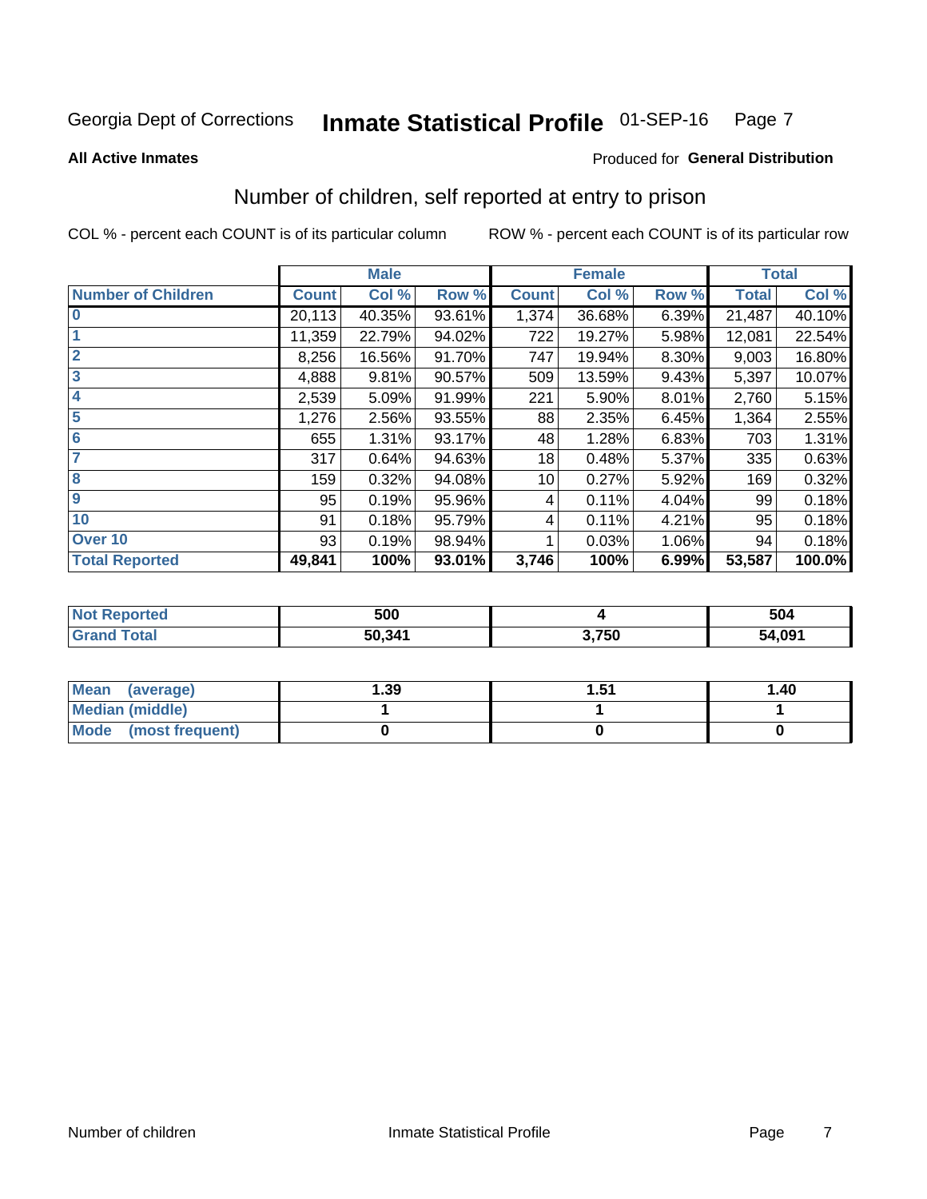Georgia Dept of Corrections **Inmate Statistical Profile** 01-SEP-16

**All Active Inmates**

Produced for **General Distribution**

## Number of children, self reported at entry to prison

COL % - percent each COUNT is of its particular column

ROW % - percent each COUNT is of its particular row

| | Male | | | Female | | | Total | |
|---|---|---|---|---|---|---|---|---|
| **Number of Children** | **Count** | **Col %** | **Row %** | **Count** | **Col %** | **Row %** | **Total** | **Col %** |
| **0** | 20,113 | 40.35% | 93.61% | 1,374 | 36.68% | 6.39% | 21,487 | 40.10% |
| **1** | 11,359 | 22.79% | 94.02% | 722 | 19.27% | 5.98% | 12,081 | 22.54% |
| **2** | 8,256 | 16.56% | 91.70% | 747 | 19.94% | 8.30% | 9,003 | 16.80% |
| **3** | 4,888 | 9.81% | 90.57% | 509 | 13.59% | 9.43% | 5,397 | 10.07% |
| **4** | 2,539 | 5.09% | 91.99% | 221 | 5.90% | 8.01% | 2,760 | 5.15% |
| **5** | 1,276 | 2.56% | 93.55% | 88 | 2.35% | 6.45% | 1,364 | 2.55% |
| **6** | 655 | 1.31% | 93.17% | 48 | 1.28% | 6.83% | 703 | 1.31% |
| **7** | 317 | 0.64% | 94.63% | 18 | 0.48% | 5.37% | 335 | 0.63% |
| **8** | 159 | 0.32% | 94.08% | 10 | 0.27% | 5.92% | 169 | 0.32% |
| **9** | 95 | 0.19% | 95.96% | 4 | 0.11% | 4.04% | 99 | 0.18% |
| **10** | 91 | 0.18% | 95.79% | 4 | 0.11% | 4.21% | 95 | 0.18% |
| **Over 10** | 93 | 0.19% | 98.94% | 1 | 0.03% | 1.06% | 94 | 0.18% |
| **Total Reported** | **49,841** | **100%** | **93.01%** | **3,746** | **100%** | **6.99%** | **53,587** | **100.0%** |

| | Male | Female | Total |
|---|---|---|---|
| **Not Reported** | **500** | **4** | **504** |
| **Grand Total** | **50,341** | **3,750** | **54,091** |

| | Male | Female | Total |
|---|---|---|---|
| **Mean (average)** | **1.39** | **1.51** | **1.40** |
| **Median (middle)** | **1** | **1** | **1** |
| **Mode (most frequent)** | **0** | **0** | **0** |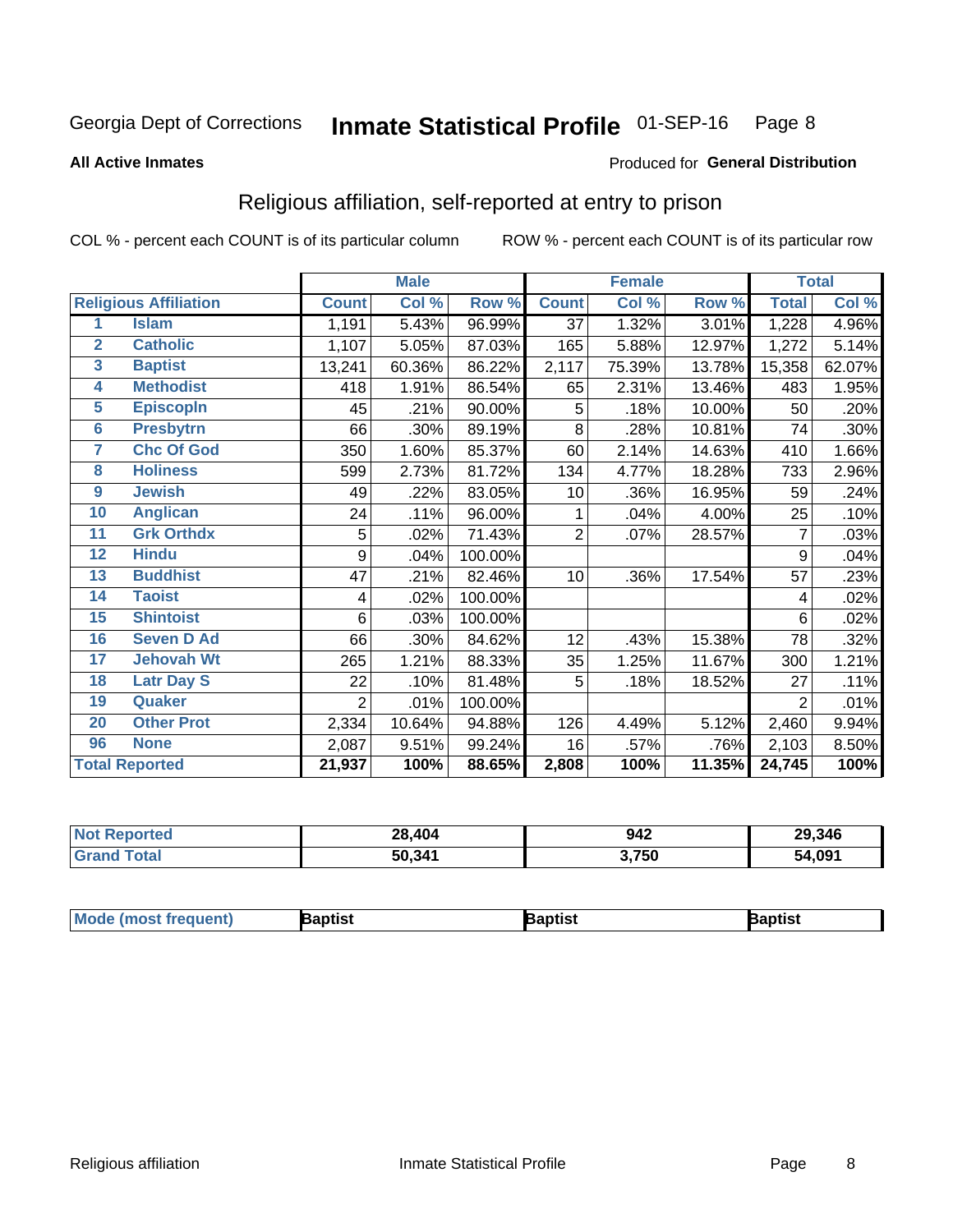Georgia Dept of Corrections **Inmate Statistical Profile** 01-SEP-16

**All Active Inmates**

Produced for **General Distribution**

## Religious affiliation, self-reported at entry to prison

COL % - percent each COUNT is of its particular column ROW % - percent each COUNT is of its particular row

| Religious Affiliation | | Male | | | Female | | | Total | |
|---|---|---|---|---|---|---|---|---|---|
| | | Count | Col % | Row % | Count | Col % | Row % | Total | Col % |
| 1 | Islam | 1,191 | 5.43% | 96.99% | 37 | 1.32% | 3.01% | 1,228 | 4.96% |
| 2 | Catholic | 1,107 | 5.05% | 87.03% | 165 | 5.88% | 12.97% | 1,272 | 5.14% |
| 3 | Baptist | 13,241 | 60.36% | 86.22% | 2,117 | 75.39% | 13.78% | 15,358 | 62.07% |
| 4 | Methodist | 418 | 1.91% | 86.54% | 65 | 2.31% | 13.46% | 483 | 1.95% |
| 5 | Episcopln | 45 | .21% | 90.00% | 5 | .18% | 10.00% | 50 | .20% |
| 6 | Presbytrn | 66 | .30% | 89.19% | 8 | .28% | 10.81% | 74 | .30% |
| 7 | Chc Of God | 350 | 1.60% | 85.37% | 60 | 2.14% | 14.63% | 410 | 1.66% |
| 8 | Holiness | 599 | 2.73% | 81.72% | 134 | 4.77% | 18.28% | 733 | 2.96% |
| 9 | Jewish | 49 | .22% | 83.05% | 10 | .36% | 16.95% | 59 | .24% |
| 10 | Anglican | 24 | .11% | 96.00% | 1 | .04% | 4.00% | 25 | .10% |
| 11 | Grk Orthdx | 5 | .02% | 71.43% | 2 | .07% | 28.57% | 7 | .03% |
| 12 | Hindu | 9 | .04% | 100.00% | | | | 9 | .04% |
| 13 | Buddhist | 47 | .21% | 82.46% | 10 | .36% | 17.54% | 57 | .23% |
| 14 | Taoist | 4 | .02% | 100.00% | | | | 4 | .02% |
| 15 | Shintoist | 6 | .03% | 100.00% | | | | 6 | .02% |
| 16 | Seven D Ad | 66 | .30% | 84.62% | 12 | .43% | 15.38% | 78 | .32% |
| 17 | Jehovah Wt | 265 | 1.21% | 88.33% | 35 | 1.25% | 11.67% | 300 | 1.21% |
| 18 | Latr Day S | 22 | .10% | 81.48% | 5 | .18% | 18.52% | 27 | .11% |
| 19 | Quaker | 2 | .01% | 100.00% | | | | 2 | .01% |
| 20 | Other Prot | 2,334 | 10.64% | 94.88% | 126 | 4.49% | 5.12% | 2,460 | 9.94% |
| 96 | None | 2,087 | 9.51% | 99.24% | 16 | .57% | .76% | 2,103 | 8.50% |
| **Total Reported** | | **21,937** | **100%** | **88.65%** | **2,808** | **100%** | **11.35%** | **24,745** | **100%** |

| | Male | Female | Total |
|---|---|---|---|
| Not Reported | **28,404** | **942** | **29,346** |
| Grand Total | **50,341** | **3,750** | **54,091** |

| | Male | Female | Total |
|---|---|---|---|
| Mode (most frequent) | **Baptist** | **Baptist** | **Baptist** |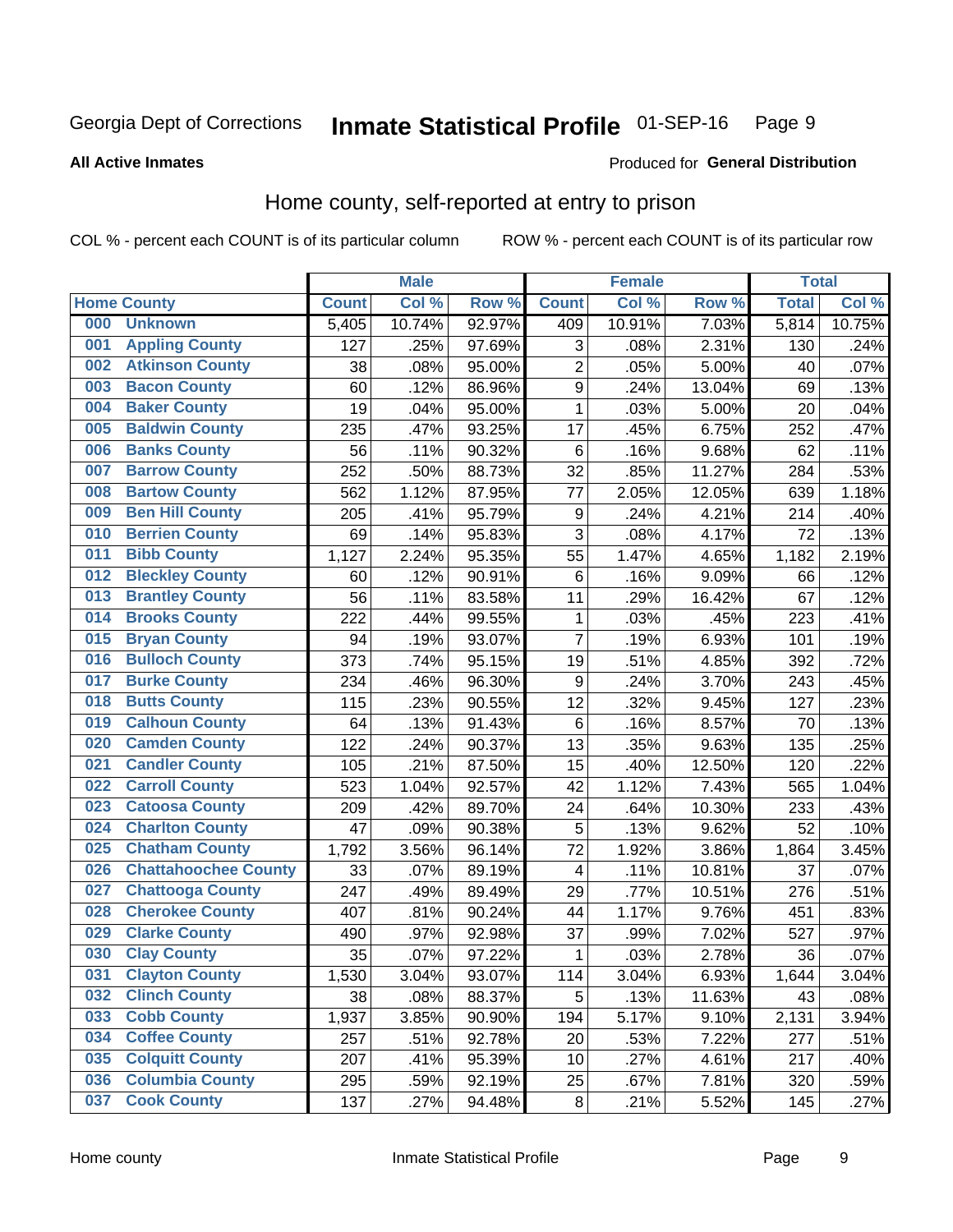Georgia Dept of Corrections **Inmate Statistical Profile** 01-SEP-16

**All Active Inmates**

Produced for **General Distribution**

## Home county, self-reported at entry to prison

COL % - percent each COUNT is of its particular column ROW % - percent each COUNT is of its particular row

| Home County | | Male | | | Female | | | Total | |
|---|---|---|---|---|---|---|---|---|---|
| | | Count | Col % | Row % | Count | Col % | Row % | Total | Col % |
| 000 | Unknown | 5,405 | 10.74% | 92.97% | 409 | 10.91% | 7.03% | 5,814 | 10.75% |
| 001 | Appling County | 127 | .25% | 97.69% | 3 | .08% | 2.31% | 130 | .24% |
| 002 | Atkinson County | 38 | .08% | 95.00% | 2 | .05% | 5.00% | 40 | .07% |
| 003 | Bacon County | 60 | .12% | 86.96% | 9 | .24% | 13.04% | 69 | .13% |
| 004 | Baker County | 19 | .04% | 95.00% | 1 | .03% | 5.00% | 20 | .04% |
| 005 | Baldwin County | 235 | .47% | 93.25% | 17 | .45% | 6.75% | 252 | .47% |
| 006 | Banks County | 56 | .11% | 90.32% | 6 | .16% | 9.68% | 62 | .11% |
| 007 | Barrow County | 252 | .50% | 88.73% | 32 | .85% | 11.27% | 284 | .53% |
| 008 | Bartow County | 562 | 1.12% | 87.95% | 77 | 2.05% | 12.05% | 639 | 1.18% |
| 009 | Ben Hill County | 205 | .41% | 95.79% | 9 | .24% | 4.21% | 214 | .40% |
| 010 | Berrien County | 69 | .14% | 95.83% | 3 | .08% | 4.17% | 72 | .13% |
| 011 | Bibb County | 1,127 | 2.24% | 95.35% | 55 | 1.47% | 4.65% | 1,182 | 2.19% |
| 012 | Bleckley County | 60 | .12% | 90.91% | 6 | .16% | 9.09% | 66 | .12% |
| 013 | Brantley County | 56 | .11% | 83.58% | 11 | .29% | 16.42% | 67 | .12% |
| 014 | Brooks County | 222 | .44% | 99.55% | 1 | .03% | .45% | 223 | .41% |
| 015 | Bryan County | 94 | .19% | 93.07% | 7 | .19% | 6.93% | 101 | .19% |
| 016 | Bulloch County | 373 | .74% | 95.15% | 19 | .51% | 4.85% | 392 | .72% |
| 017 | Burke County | 234 | .46% | 96.30% | 9 | .24% | 3.70% | 243 | .45% |
| 018 | Butts County | 115 | .23% | 90.55% | 12 | .32% | 9.45% | 127 | .23% |
| 019 | Calhoun County | 64 | .13% | 91.43% | 6 | .16% | 8.57% | 70 | .13% |
| 020 | Camden County | 122 | .24% | 90.37% | 13 | .35% | 9.63% | 135 | .25% |
| 021 | Candler County | 105 | .21% | 87.50% | 15 | .40% | 12.50% | 120 | .22% |
| 022 | Carroll County | 523 | 1.04% | 92.57% | 42 | 1.12% | 7.43% | 565 | 1.04% |
| 023 | Catoosa County | 209 | .42% | 89.70% | 24 | .64% | 10.30% | 233 | .43% |
| 024 | Charlton County | 47 | .09% | 90.38% | 5 | .13% | 9.62% | 52 | .10% |
| 025 | Chatham County | 1,792 | 3.56% | 96.14% | 72 | 1.92% | 3.86% | 1,864 | 3.45% |
| 026 | Chattahoochee County | 33 | .07% | 89.19% | 4 | .11% | 10.81% | 37 | .07% |
| 027 | Chattooga County | 247 | .49% | 89.49% | 29 | .77% | 10.51% | 276 | .51% |
| 028 | Cherokee County | 407 | .81% | 90.24% | 44 | 1.17% | 9.76% | 451 | .83% |
| 029 | Clarke County | 490 | .97% | 92.98% | 37 | .99% | 7.02% | 527 | .97% |
| 030 | Clay County | 35 | .07% | 97.22% | 1 | .03% | 2.78% | 36 | .07% |
| 031 | Clayton County | 1,530 | 3.04% | 93.07% | 114 | 3.04% | 6.93% | 1,644 | 3.04% |
| 032 | Clinch County | 38 | .08% | 88.37% | 5 | .13% | 11.63% | 43 | .08% |
| 033 | Cobb County | 1,937 | 3.85% | 90.90% | 194 | 5.17% | 9.10% | 2,131 | 3.94% |
| 034 | Coffee County | 257 | .51% | 92.78% | 20 | .53% | 7.22% | 277 | .51% |
| 035 | Colquitt County | 207 | .41% | 95.39% | 10 | .27% | 4.61% | 217 | .40% |
| 036 | Columbia County | 295 | .59% | 92.19% | 25 | .67% | 7.81% | 320 | .59% |
| 037 | Cook County | 137 | .27% | 94.48% | 8 | .21% | 5.52% | 145 | .27% |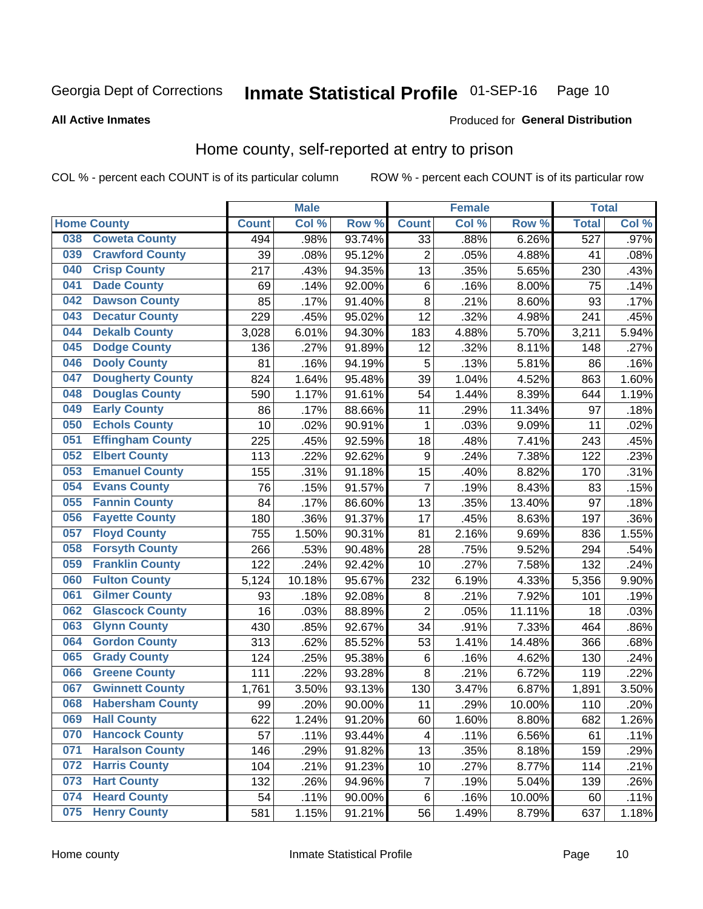Georgia Dept of Corrections **Inmate Statistical Profile** 01-SEP-16 Page 10

**All Active Inmates**

Produced for **General Distribution**

## Home county, self-reported at entry to prison

COL % - percent each COUNT is of its particular column ROW % - percent each COUNT is of its particular row

| Home County | | Male | | | Female | | | Total | |
|---|---|---|---|---|---|---|---|---|---|
| | | Count | Col % | Row % | Count | Col % | Row % | Total | Col % |
| 038 | Coweta County | 494 | .98% | 93.74% | 33 | .88% | 6.26% | 527 | .97% |
| 039 | Crawford County | 39 | .08% | 95.12% | 2 | .05% | 4.88% | 41 | .08% |
| 040 | Crisp County | 217 | .43% | 94.35% | 13 | .35% | 5.65% | 230 | .43% |
| 041 | Dade County | 69 | .14% | 92.00% | 6 | .16% | 8.00% | 75 | .14% |
| 042 | Dawson County | 85 | .17% | 91.40% | 8 | .21% | 8.60% | 93 | .17% |
| 043 | Decatur County | 229 | .45% | 95.02% | 12 | .32% | 4.98% | 241 | .45% |
| 044 | Dekalb County | 3,028 | 6.01% | 94.30% | 183 | 4.88% | 5.70% | 3,211 | 5.94% |
| 045 | Dodge County | 136 | .27% | 91.89% | 12 | .32% | 8.11% | 148 | .27% |
| 046 | Dooly County | 81 | .16% | 94.19% | 5 | .13% | 5.81% | 86 | .16% |
| 047 | Dougherty County | 824 | 1.64% | 95.48% | 39 | 1.04% | 4.52% | 863 | 1.60% |
| 048 | Douglas County | 590 | 1.17% | 91.61% | 54 | 1.44% | 8.39% | 644 | 1.19% |
| 049 | Early County | 86 | .17% | 88.66% | 11 | .29% | 11.34% | 97 | .18% |
| 050 | Echols County | 10 | .02% | 90.91% | 1 | .03% | 9.09% | 11 | .02% |
| 051 | Effingham County | 225 | .45% | 92.59% | 18 | .48% | 7.41% | 243 | .45% |
| 052 | Elbert County | 113 | .22% | 92.62% | 9 | .24% | 7.38% | 122 | .23% |
| 053 | Emanuel County | 155 | .31% | 91.18% | 15 | .40% | 8.82% | 170 | .31% |
| 054 | Evans County | 76 | .15% | 91.57% | 7 | .19% | 8.43% | 83 | .15% |
| 055 | Fannin County | 84 | .17% | 86.60% | 13 | .35% | 13.40% | 97 | .18% |
| 056 | Fayette County | 180 | .36% | 91.37% | 17 | .45% | 8.63% | 197 | .36% |
| 057 | Floyd County | 755 | 1.50% | 90.31% | 81 | 2.16% | 9.69% | 836 | 1.55% |
| 058 | Forsyth County | 266 | .53% | 90.48% | 28 | .75% | 9.52% | 294 | .54% |
| 059 | Franklin County | 122 | .24% | 92.42% | 10 | .27% | 7.58% | 132 | .24% |
| 060 | Fulton County | 5,124 | 10.18% | 95.67% | 232 | 6.19% | 4.33% | 5,356 | 9.90% |
| 061 | Gilmer County | 93 | .18% | 92.08% | 8 | .21% | 7.92% | 101 | .19% |
| 062 | Glascock County | 16 | .03% | 88.89% | 2 | .05% | 11.11% | 18 | .03% |
| 063 | Glynn County | 430 | .85% | 92.67% | 34 | .91% | 7.33% | 464 | .86% |
| 064 | Gordon County | 313 | .62% | 85.52% | 53 | 1.41% | 14.48% | 366 | .68% |
| 065 | Grady County | 124 | .25% | 95.38% | 6 | .16% | 4.62% | 130 | .24% |
| 066 | Greene County | 111 | .22% | 93.28% | 8 | .21% | 6.72% | 119 | .22% |
| 067 | Gwinnett County | 1,761 | 3.50% | 93.13% | 130 | 3.47% | 6.87% | 1,891 | 3.50% |
| 068 | Habersham County | 99 | .20% | 90.00% | 11 | .29% | 10.00% | 110 | .20% |
| 069 | Hall County | 622 | 1.24% | 91.20% | 60 | 1.60% | 8.80% | 682 | 1.26% |
| 070 | Hancock County | 57 | .11% | 93.44% | 4 | .11% | 6.56% | 61 | .11% |
| 071 | Haralson County | 146 | .29% | 91.82% | 13 | .35% | 8.18% | 159 | .29% |
| 072 | Harris County | 104 | .21% | 91.23% | 10 | .27% | 8.77% | 114 | .21% |
| 073 | Hart County | 132 | .26% | 94.96% | 7 | .19% | 5.04% | 139 | .26% |
| 074 | Heard County | 54 | .11% | 90.00% | 6 | .16% | 10.00% | 60 | .11% |
| 075 | Henry County | 581 | 1.15% | 91.21% | 56 | 1.49% | 8.79% | 637 | 1.18% |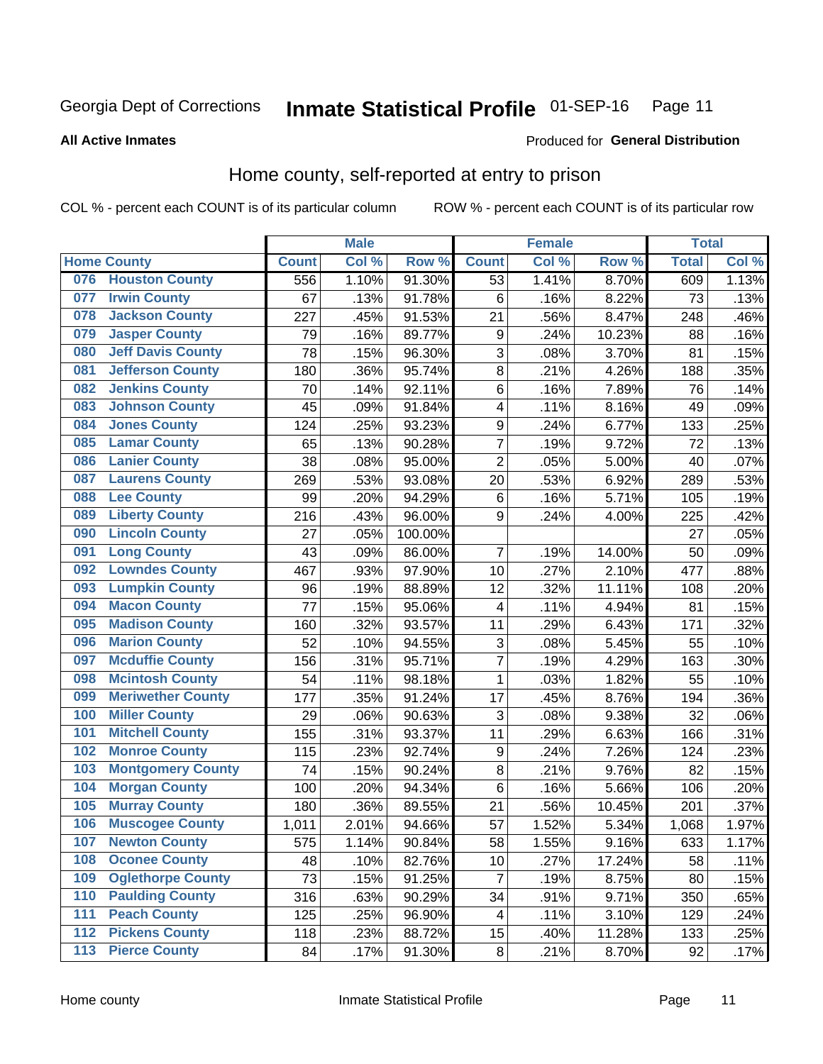Georgia Dept of Corrections **Inmate Statistical Profile** 01-SEP-16

**All Active Inmates**

Produced for **General Distribution**

## Home county, self-reported at entry to prison

COL % - percent each COUNT is of its particular column ROW % - percent each COUNT is of its particular row

| Home County | | Male | | | Female | | | Total | |
|---|---|---|---|---|---|---|---|---|---|
| | | Count | Col % | Row % | Count | Col % | Row % | Total | Col % |
| 076 | Houston County | 556 | 1.10% | 91.30% | 53 | 1.41% | 8.70% | 609 | 1.13% |
| 077 | Irwin County | 67 | .13% | 91.78% | 6 | .16% | 8.22% | 73 | .13% |
| 078 | Jackson County | 227 | .45% | 91.53% | 21 | .56% | 8.47% | 248 | .46% |
| 079 | Jasper County | 79 | .16% | 89.77% | 9 | .24% | 10.23% | 88 | .16% |
| 080 | Jeff Davis County | 78 | .15% | 96.30% | 3 | .08% | 3.70% | 81 | .15% |
| 081 | Jefferson County | 180 | .36% | 95.74% | 8 | .21% | 4.26% | 188 | .35% |
| 082 | Jenkins County | 70 | .14% | 92.11% | 6 | .16% | 7.89% | 76 | .14% |
| 083 | Johnson County | 45 | .09% | 91.84% | 4 | .11% | 8.16% | 49 | .09% |
| 084 | Jones County | 124 | .25% | 93.23% | 9 | .24% | 6.77% | 133 | .25% |
| 085 | Lamar County | 65 | .13% | 90.28% | 7 | .19% | 9.72% | 72 | .13% |
| 086 | Lanier County | 38 | .08% | 95.00% | 2 | .05% | 5.00% | 40 | .07% |
| 087 | Laurens County | 269 | .53% | 93.08% | 20 | .53% | 6.92% | 289 | .53% |
| 088 | Lee County | 99 | .20% | 94.29% | 6 | .16% | 5.71% | 105 | .19% |
| 089 | Liberty County | 216 | .43% | 96.00% | 9 | .24% | 4.00% | 225 | .42% |
| 090 | Lincoln County | 27 | .05% | 100.00% | | | | 27 | .05% |
| 091 | Long County | 43 | .09% | 86.00% | 7 | .19% | 14.00% | 50 | .09% |
| 092 | Lowndes County | 467 | .93% | 97.90% | 10 | .27% | 2.10% | 477 | .88% |
| 093 | Lumpkin County | 96 | .19% | 88.89% | 12 | .32% | 11.11% | 108 | .20% |
| 094 | Macon County | 77 | .15% | 95.06% | 4 | .11% | 4.94% | 81 | .15% |
| 095 | Madison County | 160 | .32% | 93.57% | 11 | .29% | 6.43% | 171 | .32% |
| 096 | Marion County | 52 | .10% | 94.55% | 3 | .08% | 5.45% | 55 | .10% |
| 097 | Mcduffie County | 156 | .31% | 95.71% | 7 | .19% | 4.29% | 163 | .30% |
| 098 | Mcintosh County | 54 | .11% | 98.18% | 1 | .03% | 1.82% | 55 | .10% |
| 099 | Meriwether County | 177 | .35% | 91.24% | 17 | .45% | 8.76% | 194 | .36% |
| 100 | Miller County | 29 | .06% | 90.63% | 3 | .08% | 9.38% | 32 | .06% |
| 101 | Mitchell County | 155 | .31% | 93.37% | 11 | .29% | 6.63% | 166 | .31% |
| 102 | Monroe County | 115 | .23% | 92.74% | 9 | .24% | 7.26% | 124 | .23% |
| 103 | Montgomery County | 74 | .15% | 90.24% | 8 | .21% | 9.76% | 82 | .15% |
| 104 | Morgan County | 100 | .20% | 94.34% | 6 | .16% | 5.66% | 106 | .20% |
| 105 | Murray County | 180 | .36% | 89.55% | 21 | .56% | 10.45% | 201 | .37% |
| 106 | Muscogee County | 1,011 | 2.01% | 94.66% | 57 | 1.52% | 5.34% | 1,068 | 1.97% |
| 107 | Newton County | 575 | 1.14% | 90.84% | 58 | 1.55% | 9.16% | 633 | 1.17% |
| 108 | Oconee County | 48 | .10% | 82.76% | 10 | .27% | 17.24% | 58 | .11% |
| 109 | Oglethorpe County | 73 | .15% | 91.25% | 7 | .19% | 8.75% | 80 | .15% |
| 110 | Paulding County | 316 | .63% | 90.29% | 34 | .91% | 9.71% | 350 | .65% |
| 111 | Peach County | 125 | .25% | 96.90% | 4 | .11% | 3.10% | 129 | .24% |
| 112 | Pickens County | 118 | .23% | 88.72% | 15 | .40% | 11.28% | 133 | .25% |
| 113 | Pierce County | 84 | .17% | 91.30% | 8 | .21% | 8.70% | 92 | .17% |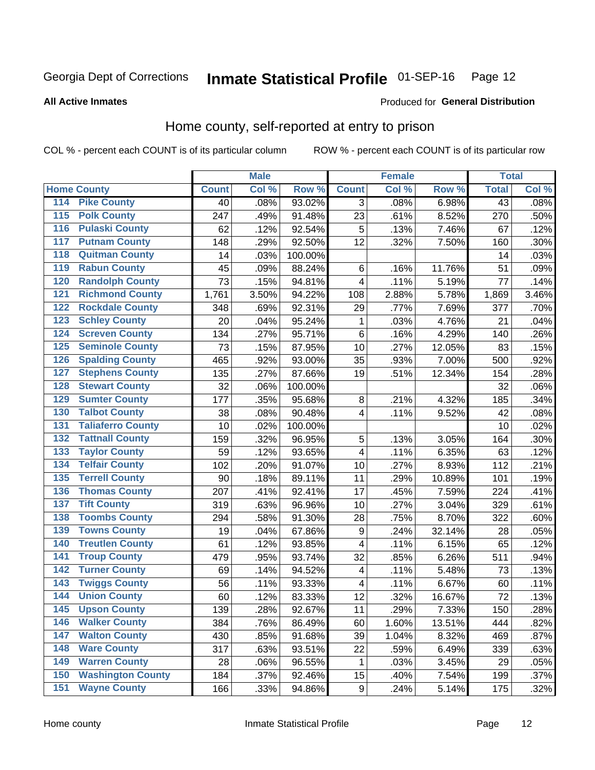Georgia Dept of Corrections **Inmate Statistical Profile** 01-SEP-16

**All Active Inmates**

Produced for **General Distribution**

## Home county, self-reported at entry to prison

COL % - percent each COUNT is of its particular column    ROW % - percent each COUNT is of its particular row

| Home County | | Male | | | Female | | | Total | |
|---|---|---|---|---|---|---|---|---|---|
| | | Count | Col % | Row % | Count | Col % | Row % | Total | Col % |
| 114 | Pike County | 40 | .08% | 93.02% | 3 | .08% | 6.98% | 43 | .08% |
| 115 | Polk County | 247 | .49% | 91.48% | 23 | .61% | 8.52% | 270 | .50% |
| 116 | Pulaski County | 62 | .12% | 92.54% | 5 | .13% | 7.46% | 67 | .12% |
| 117 | Putnam County | 148 | .29% | 92.50% | 12 | .32% | 7.50% | 160 | .30% |
| 118 | Quitman County | 14 | .03% | 100.00% | | | | 14 | .03% |
| 119 | Rabun County | 45 | .09% | 88.24% | 6 | .16% | 11.76% | 51 | .09% |
| 120 | Randolph County | 73 | .15% | 94.81% | 4 | .11% | 5.19% | 77 | .14% |
| 121 | Richmond County | 1,761 | 3.50% | 94.22% | 108 | 2.88% | 5.78% | 1,869 | 3.46% |
| 122 | Rockdale County | 348 | .69% | 92.31% | 29 | .77% | 7.69% | 377 | .70% |
| 123 | Schley County | 20 | .04% | 95.24% | 1 | .03% | 4.76% | 21 | .04% |
| 124 | Screven County | 134 | .27% | 95.71% | 6 | .16% | 4.29% | 140 | .26% |
| 125 | Seminole County | 73 | .15% | 87.95% | 10 | .27% | 12.05% | 83 | .15% |
| 126 | Spalding County | 465 | .92% | 93.00% | 35 | .93% | 7.00% | 500 | .92% |
| 127 | Stephens County | 135 | .27% | 87.66% | 19 | .51% | 12.34% | 154 | .28% |
| 128 | Stewart County | 32 | .06% | 100.00% | | | | 32 | .06% |
| 129 | Sumter County | 177 | .35% | 95.68% | 8 | .21% | 4.32% | 185 | .34% |
| 130 | Talbot County | 38 | .08% | 90.48% | 4 | .11% | 9.52% | 42 | .08% |
| 131 | Taliaferro County | 10 | .02% | 100.00% | | | | 10 | .02% |
| 132 | Tattnall County | 159 | .32% | 96.95% | 5 | .13% | 3.05% | 164 | .30% |
| 133 | Taylor County | 59 | .12% | 93.65% | 4 | .11% | 6.35% | 63 | .12% |
| 134 | Telfair County | 102 | .20% | 91.07% | 10 | .27% | 8.93% | 112 | .21% |
| 135 | Terrell County | 90 | .18% | 89.11% | 11 | .29% | 10.89% | 101 | .19% |
| 136 | Thomas County | 207 | .41% | 92.41% | 17 | .45% | 7.59% | 224 | .41% |
| 137 | Tift County | 319 | .63% | 96.96% | 10 | .27% | 3.04% | 329 | .61% |
| 138 | Toombs County | 294 | .58% | 91.30% | 28 | .75% | 8.70% | 322 | .60% |
| 139 | Towns County | 19 | .04% | 67.86% | 9 | .24% | 32.14% | 28 | .05% |
| 140 | Treutlen County | 61 | .12% | 93.85% | 4 | .11% | 6.15% | 65 | .12% |
| 141 | Troup County | 479 | .95% | 93.74% | 32 | .85% | 6.26% | 511 | .94% |
| 142 | Turner County | 69 | .14% | 94.52% | 4 | .11% | 5.48% | 73 | .13% |
| 143 | Twiggs County | 56 | .11% | 93.33% | 4 | .11% | 6.67% | 60 | .11% |
| 144 | Union County | 60 | .12% | 83.33% | 12 | .32% | 16.67% | 72 | .13% |
| 145 | Upson County | 139 | .28% | 92.67% | 11 | .29% | 7.33% | 150 | .28% |
| 146 | Walker County | 384 | .76% | 86.49% | 60 | 1.60% | 13.51% | 444 | .82% |
| 147 | Walton County | 430 | .85% | 91.68% | 39 | 1.04% | 8.32% | 469 | .87% |
| 148 | Ware County | 317 | .63% | 93.51% | 22 | .59% | 6.49% | 339 | .63% |
| 149 | Warren County | 28 | .06% | 96.55% | 1 | .03% | 3.45% | 29 | .05% |
| 150 | Washington County | 184 | .37% | 92.46% | 15 | .40% | 7.54% | 199 | .37% |
| 151 | Wayne County | 166 | .33% | 94.86% | 9 | .24% | 5.14% | 175 | .32% |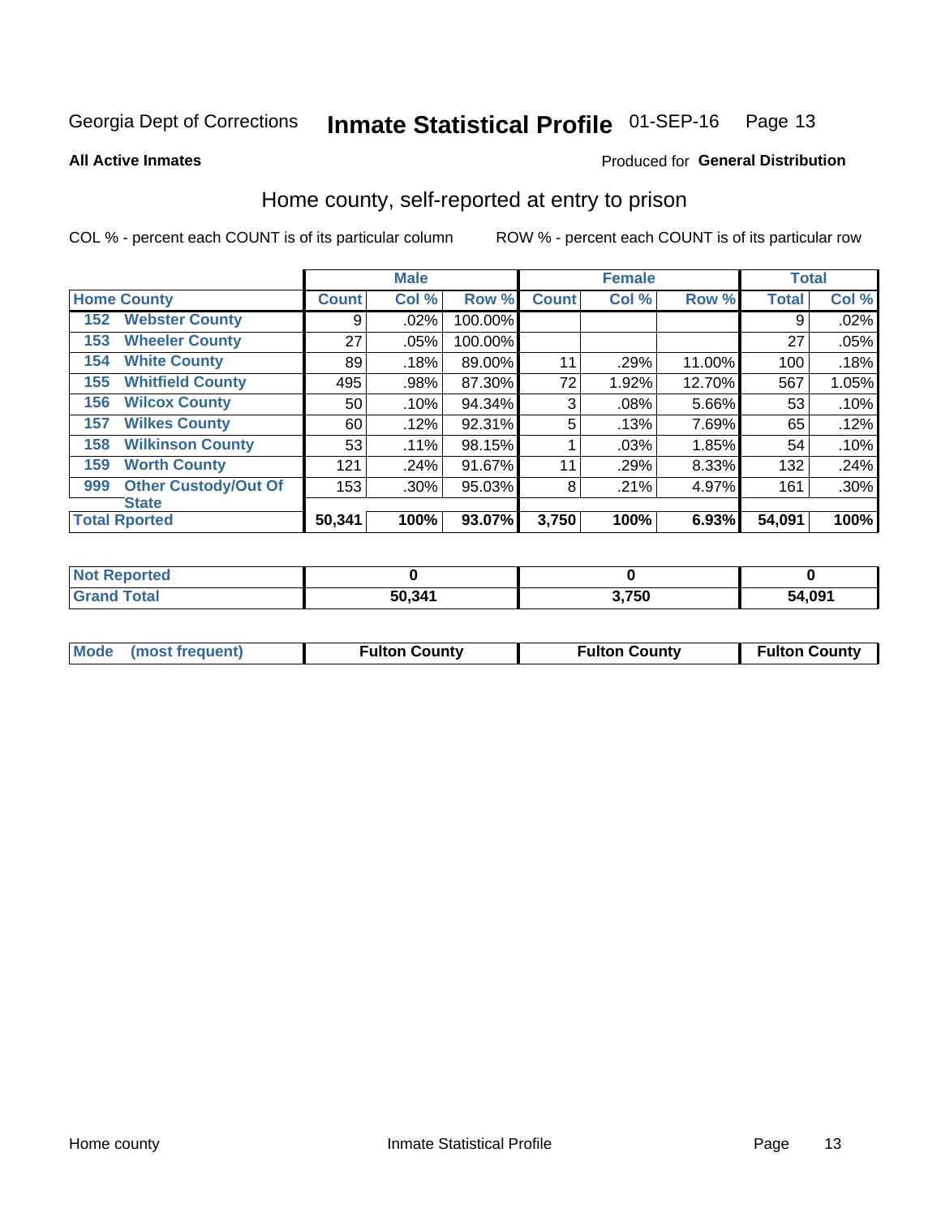Georgia Dept of Corrections **Inmate Statistical Profile** 01-SEP-16

**All Active Inmates**

Produced for **General Distribution**

## Home county, self-reported at entry to prison

COL % - percent each COUNT is of its particular column ROW % - percent each COUNT is of its particular row

| | | Male | | | Female | | | Total | |
|---|---|---|---|---|---|---|---|---|---|
| **Home County** | | **Count** | **Col %** | **Row %** | **Count** | **Col %** | **Row %** | **Total** | **Col %** |
| 152 | Webster County | 9 | .02% | 100.00% | | | | 9 | .02% |
| 153 | Wheeler County | 27 | .05% | 100.00% | | | | 27 | .05% |
| 154 | White County | 89 | .18% | 89.00% | 11 | .29% | 11.00% | 100 | .18% |
| 155 | Whitfield County | 495 | .98% | 87.30% | 72 | 1.92% | 12.70% | 567 | 1.05% |
| 156 | Wilcox County | 50 | .10% | 94.34% | 3 | .08% | 5.66% | 53 | .10% |
| 157 | Wilkes County | 60 | .12% | 92.31% | 5 | .13% | 7.69% | 65 | .12% |
| 158 | Wilkinson County | 53 | .11% | 98.15% | 1 | .03% | 1.85% | 54 | .10% |
| 159 | Worth County | 121 | .24% | 91.67% | 11 | .29% | 8.33% | 132 | .24% |
| 999 | Other Custody/Out Of State | 153 | .30% | 95.03% | 8 | .21% | 4.97% | 161 | .30% |
| **Total Rported** | | **50,341** | **100%** | **93.07%** | **3,750** | **100%** | **6.93%** | **54,091** | **100%** |

| | Male | Female | Total |
|---|---|---|---|
| **Not Reported** | **0** | **0** | **0** |
| **Grand Total** | **50,341** | **3,750** | **54,091** |

| | Male | Female | Total |
|---|---|---|---|
| **Mode (most frequent)** | **Fulton County** | **Fulton County** | **Fulton County** |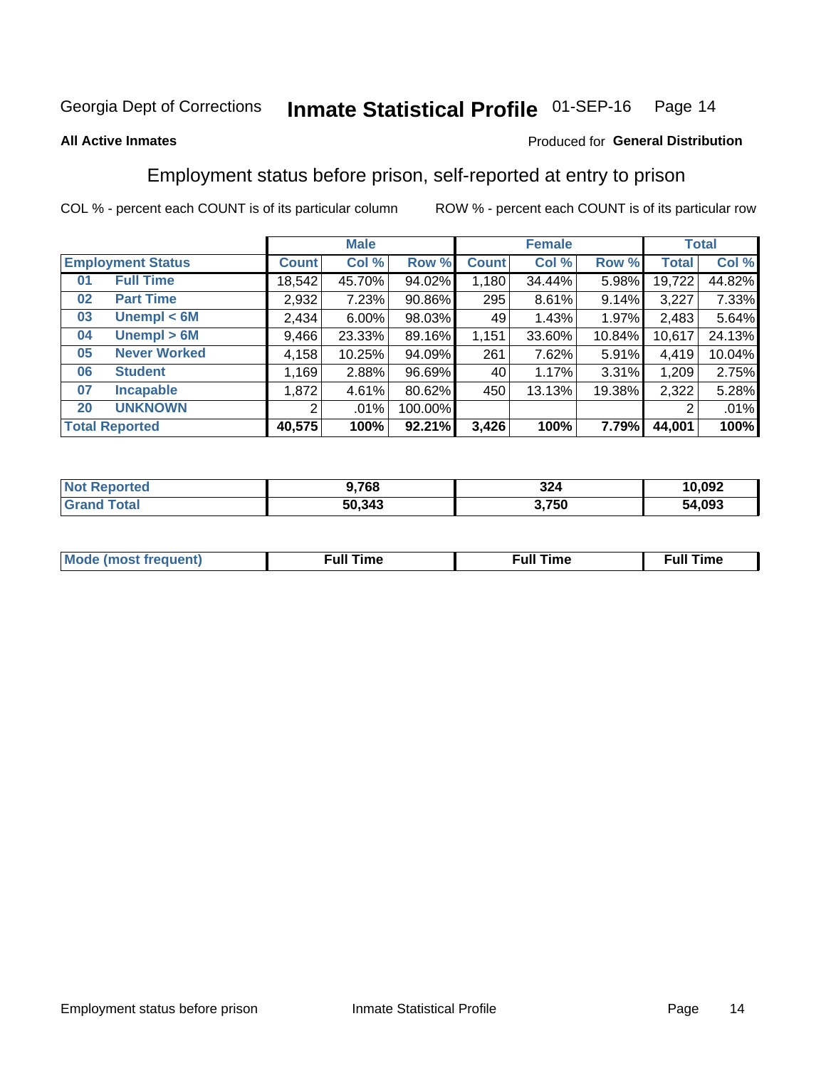Georgia Dept of Corrections **Inmate Statistical Profile** 01-SEP-16

**All Active Inmates**

Produced for **General Distribution**

## Employment status before prison, self-reported at entry to prison

COL % - percent each COUNT is of its particular column ROW % - percent each COUNT is of its particular row

| | | Male | | | Female | | | Total | |
|---|---|---|---|---|---|---|---|---|---|
| **Employment Status** | | **Count** | **Col %** | **Row %** | **Count** | **Col %** | **Row %** | **Total** | **Col %** |
| 01 | Full Time | 18,542 | 45.70% | 94.02% | 1,180 | 34.44% | 5.98% | 19,722 | 44.82% |
| 02 | Part Time | 2,932 | 7.23% | 90.86% | 295 | 8.61% | 9.14% | 3,227 | 7.33% |
| 03 | Unempl < 6M | 2,434 | 6.00% | 98.03% | 49 | 1.43% | 1.97% | 2,483 | 5.64% |
| 04 | Unempl > 6M | 9,466 | 23.33% | 89.16% | 1,151 | 33.60% | 10.84% | 10,617 | 24.13% |
| 05 | Never Worked | 4,158 | 10.25% | 94.09% | 261 | 7.62% | 5.91% | 4,419 | 10.04% |
| 06 | Student | 1,169 | 2.88% | 96.69% | 40 | 1.17% | 3.31% | 1,209 | 2.75% |
| 07 | Incapable | 1,872 | 4.61% | 80.62% | 450 | 13.13% | 19.38% | 2,322 | 5.28% |
| 20 | UNKNOWN | 2 | .01% | 100.00% | | | | 2 | .01% |
| **Total Reported** | | **40,575** | **100%** | **92.21%** | **3,426** | **100%** | **7.79%** | **44,001** | **100%** |

| | Male | Female | Total |
|---|---|---|---|
| Not Reported | 9,768 | 324 | 10,092 |
| Grand Total | 50,343 | 3,750 | 54,093 |

| | Male | Female | Total |
|---|---|---|---|
| Mode (most frequent) | Full Time | Full Time | Full Time |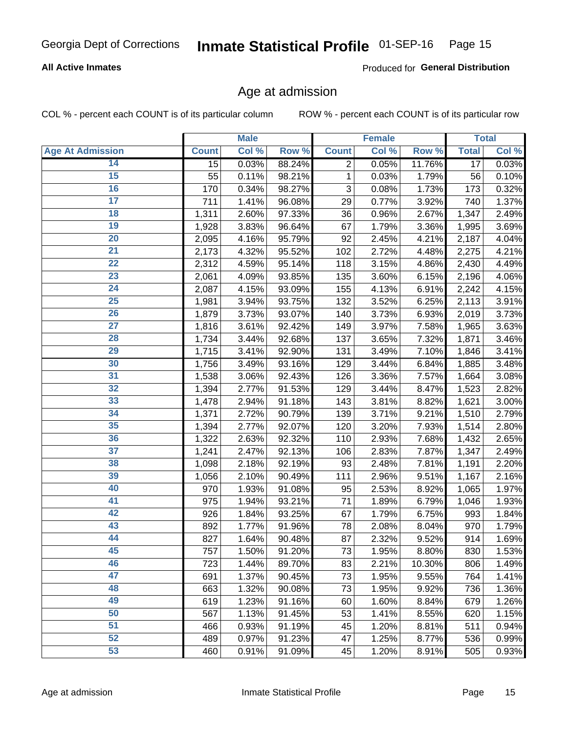Georgia Dept of Corrections **Inmate Statistical Profile** 01-SEP-16

**All Active Inmates**

Produced for **General Distribution**

## Age at admission

COL % - percent each COUNT is of its particular column    ROW % - percent each COUNT is of its particular row

| | Male | | | Female | | | Total | |
|---|---|---|---|---|---|---|---|---|
| **Age At Admission** | **Count** | **Col %** | **Row %** | **Count** | **Col %** | **Row %** | **Total** | **Col %** |
| 14 | 15 | 0.03% | 88.24% | 2 | 0.05% | 11.76% | 17 | 0.03% |
| 15 | 55 | 0.11% | 98.21% | 1 | 0.03% | 1.79% | 56 | 0.10% |
| 16 | 170 | 0.34% | 98.27% | 3 | 0.08% | 1.73% | 173 | 0.32% |
| 17 | 711 | 1.41% | 96.08% | 29 | 0.77% | 3.92% | 740 | 1.37% |
| 18 | 1,311 | 2.60% | 97.33% | 36 | 0.96% | 2.67% | 1,347 | 2.49% |
| 19 | 1,928 | 3.83% | 96.64% | 67 | 1.79% | 3.36% | 1,995 | 3.69% |
| 20 | 2,095 | 4.16% | 95.79% | 92 | 2.45% | 4.21% | 2,187 | 4.04% |
| 21 | 2,173 | 4.32% | 95.52% | 102 | 2.72% | 4.48% | 2,275 | 4.21% |
| 22 | 2,312 | 4.59% | 95.14% | 118 | 3.15% | 4.86% | 2,430 | 4.49% |
| 23 | 2,061 | 4.09% | 93.85% | 135 | 3.60% | 6.15% | 2,196 | 4.06% |
| 24 | 2,087 | 4.15% | 93.09% | 155 | 4.13% | 6.91% | 2,242 | 4.15% |
| 25 | 1,981 | 3.94% | 93.75% | 132 | 3.52% | 6.25% | 2,113 | 3.91% |
| 26 | 1,879 | 3.73% | 93.07% | 140 | 3.73% | 6.93% | 2,019 | 3.73% |
| 27 | 1,816 | 3.61% | 92.42% | 149 | 3.97% | 7.58% | 1,965 | 3.63% |
| 28 | 1,734 | 3.44% | 92.68% | 137 | 3.65% | 7.32% | 1,871 | 3.46% |
| 29 | 1,715 | 3.41% | 92.90% | 131 | 3.49% | 7.10% | 1,846 | 3.41% |
| 30 | 1,756 | 3.49% | 93.16% | 129 | 3.44% | 6.84% | 1,885 | 3.48% |
| 31 | 1,538 | 3.06% | 92.43% | 126 | 3.36% | 7.57% | 1,664 | 3.08% |
| 32 | 1,394 | 2.77% | 91.53% | 129 | 3.44% | 8.47% | 1,523 | 2.82% |
| 33 | 1,478 | 2.94% | 91.18% | 143 | 3.81% | 8.82% | 1,621 | 3.00% |
| 34 | 1,371 | 2.72% | 90.79% | 139 | 3.71% | 9.21% | 1,510 | 2.79% |
| 35 | 1,394 | 2.77% | 92.07% | 120 | 3.20% | 7.93% | 1,514 | 2.80% |
| 36 | 1,322 | 2.63% | 92.32% | 110 | 2.93% | 7.68% | 1,432 | 2.65% |
| 37 | 1,241 | 2.47% | 92.13% | 106 | 2.83% | 7.87% | 1,347 | 2.49% |
| 38 | 1,098 | 2.18% | 92.19% | 93 | 2.48% | 7.81% | 1,191 | 2.20% |
| 39 | 1,056 | 2.10% | 90.49% | 111 | 2.96% | 9.51% | 1,167 | 2.16% |
| 40 | 970 | 1.93% | 91.08% | 95 | 2.53% | 8.92% | 1,065 | 1.97% |
| 41 | 975 | 1.94% | 93.21% | 71 | 1.89% | 6.79% | 1,046 | 1.93% |
| 42 | 926 | 1.84% | 93.25% | 67 | 1.79% | 6.75% | 993 | 1.84% |
| 43 | 892 | 1.77% | 91.96% | 78 | 2.08% | 8.04% | 970 | 1.79% |
| 44 | 827 | 1.64% | 90.48% | 87 | 2.32% | 9.52% | 914 | 1.69% |
| 45 | 757 | 1.50% | 91.20% | 73 | 1.95% | 8.80% | 830 | 1.53% |
| 46 | 723 | 1.44% | 89.70% | 83 | 2.21% | 10.30% | 806 | 1.49% |
| 47 | 691 | 1.37% | 90.45% | 73 | 1.95% | 9.55% | 764 | 1.41% |
| 48 | 663 | 1.32% | 90.08% | 73 | 1.95% | 9.92% | 736 | 1.36% |
| 49 | 619 | 1.23% | 91.16% | 60 | 1.60% | 8.84% | 679 | 1.26% |
| 50 | 567 | 1.13% | 91.45% | 53 | 1.41% | 8.55% | 620 | 1.15% |
| 51 | 466 | 0.93% | 91.19% | 45 | 1.20% | 8.81% | 511 | 0.94% |
| 52 | 489 | 0.97% | 91.23% | 47 | 1.25% | 8.77% | 536 | 0.99% |
| 53 | 460 | 0.91% | 91.09% | 45 | 1.20% | 8.91% | 505 | 0.93% |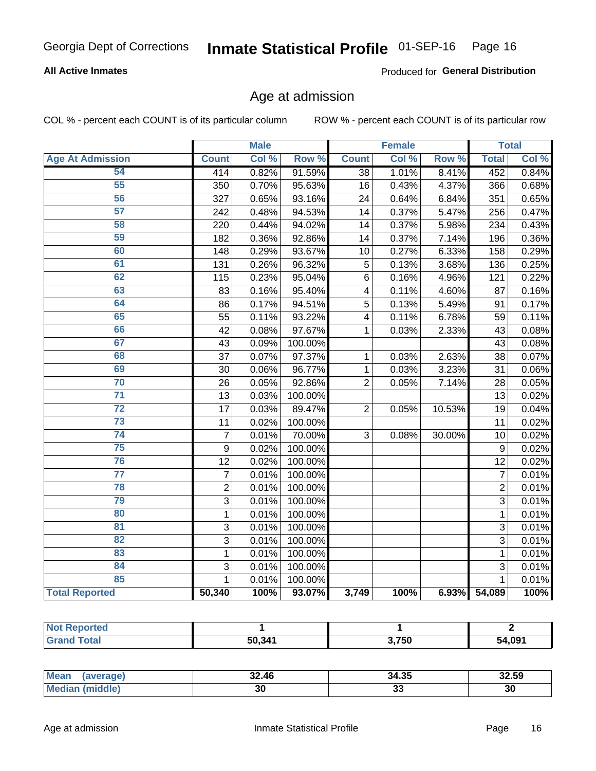Georgia Dept of Corrections **Inmate Statistical Profile** 01-SEP-16

**All Active Inmates**

Produced for **General Distribution**

## Age at admission

COL % - percent each COUNT is of its particular column ROW % - percent each COUNT is of its particular row

| | Male | | | Female | | | Total | |
|---|---|---|---|---|---|---|---|---|
| **Age At Admission** | **Count** | **Col %** | **Row %** | **Count** | **Col %** | **Row %** | **Total** | **Col %** |
| 54 | 414 | 0.82% | 91.59% | 38 | 1.01% | 8.41% | 452 | 0.84% |
| 55 | 350 | 0.70% | 95.63% | 16 | 0.43% | 4.37% | 366 | 0.68% |
| 56 | 327 | 0.65% | 93.16% | 24 | 0.64% | 6.84% | 351 | 0.65% |
| 57 | 242 | 0.48% | 94.53% | 14 | 0.37% | 5.47% | 256 | 0.47% |
| 58 | 220 | 0.44% | 94.02% | 14 | 0.37% | 5.98% | 234 | 0.43% |
| 59 | 182 | 0.36% | 92.86% | 14 | 0.37% | 7.14% | 196 | 0.36% |
| 60 | 148 | 0.29% | 93.67% | 10 | 0.27% | 6.33% | 158 | 0.29% |
| 61 | 131 | 0.26% | 96.32% | 5 | 0.13% | 3.68% | 136 | 0.25% |
| 62 | 115 | 0.23% | 95.04% | 6 | 0.16% | 4.96% | 121 | 0.22% |
| 63 | 83 | 0.16% | 95.40% | 4 | 0.11% | 4.60% | 87 | 0.16% |
| 64 | 86 | 0.17% | 94.51% | 5 | 0.13% | 5.49% | 91 | 0.17% |
| 65 | 55 | 0.11% | 93.22% | 4 | 0.11% | 6.78% | 59 | 0.11% |
| 66 | 42 | 0.08% | 97.67% | 1 | 0.03% | 2.33% | 43 | 0.08% |
| 67 | 43 | 0.09% | 100.00% | | | | 43 | 0.08% |
| 68 | 37 | 0.07% | 97.37% | 1 | 0.03% | 2.63% | 38 | 0.07% |
| 69 | 30 | 0.06% | 96.77% | 1 | 0.03% | 3.23% | 31 | 0.06% |
| 70 | 26 | 0.05% | 92.86% | 2 | 0.05% | 7.14% | 28 | 0.05% |
| 71 | 13 | 0.03% | 100.00% | | | | 13 | 0.02% |
| 72 | 17 | 0.03% | 89.47% | 2 | 0.05% | 10.53% | 19 | 0.04% |
| 73 | 11 | 0.02% | 100.00% | | | | 11 | 0.02% |
| 74 | 7 | 0.01% | 70.00% | 3 | 0.08% | 30.00% | 10 | 0.02% |
| 75 | 9 | 0.02% | 100.00% | | | | 9 | 0.02% |
| 76 | 12 | 0.02% | 100.00% | | | | 12 | 0.02% |
| 77 | 7 | 0.01% | 100.00% | | | | 7 | 0.01% |
| 78 | 2 | 0.01% | 100.00% | | | | 2 | 0.01% |
| 79 | 3 | 0.01% | 100.00% | | | | 3 | 0.01% |
| 80 | 1 | 0.01% | 100.00% | | | | 1 | 0.01% |
| 81 | 3 | 0.01% | 100.00% | | | | 3 | 0.01% |
| 82 | 3 | 0.01% | 100.00% | | | | 3 | 0.01% |
| 83 | 1 | 0.01% | 100.00% | | | | 1 | 0.01% |
| 84 | 3 | 0.01% | 100.00% | | | | 3 | 0.01% |
| 85 | 1 | 0.01% | 100.00% | | | | 1 | 0.01% |
| **Total Reported** | **50,340** | **100%** | **93.07%** | **3,749** | **100%** | **6.93%** | **54,089** | **100%** |

| | Male | Female | Total |
|---|---|---|---|
| **Not Reported** | **1** | **1** | **2** |
| **Grand Total** | **50,341** | **3,750** | **54,091** |

| | Male | Female | Total |
|---|---|---|---|
| **Mean (average)** | **32.46** | **34.35** | **32.59** |
| **Median (middle)** | **30** | **33** | **30** |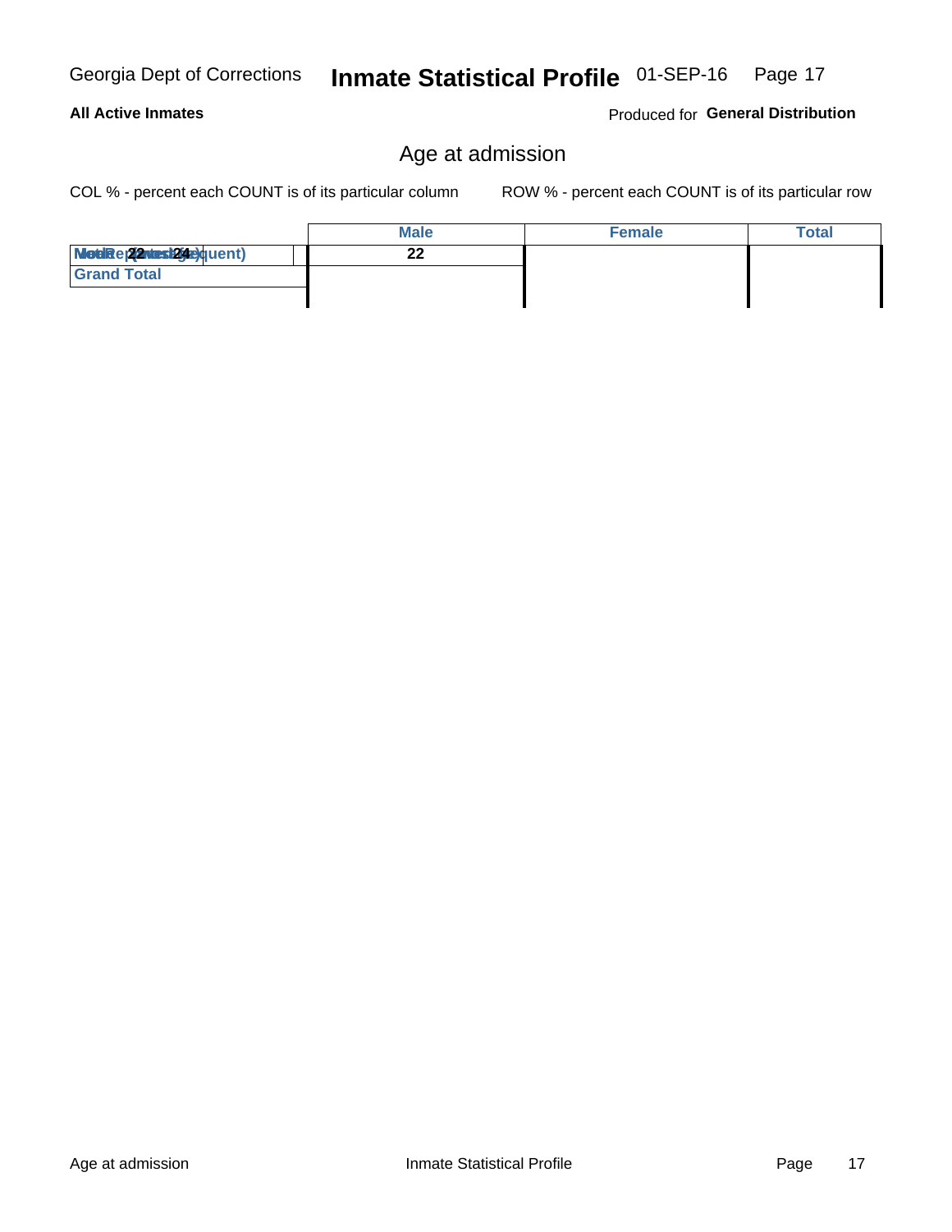## Age at admission

COL % - percent each COUNT is of its particular column        ROW % - percent each COUNT is of its particular row

| | Male | Female | Total |
|---|---|---|---|
| Mode (Most Frequent) / Median / 22 / 24 | 22 | | |
| Grand Total | | | |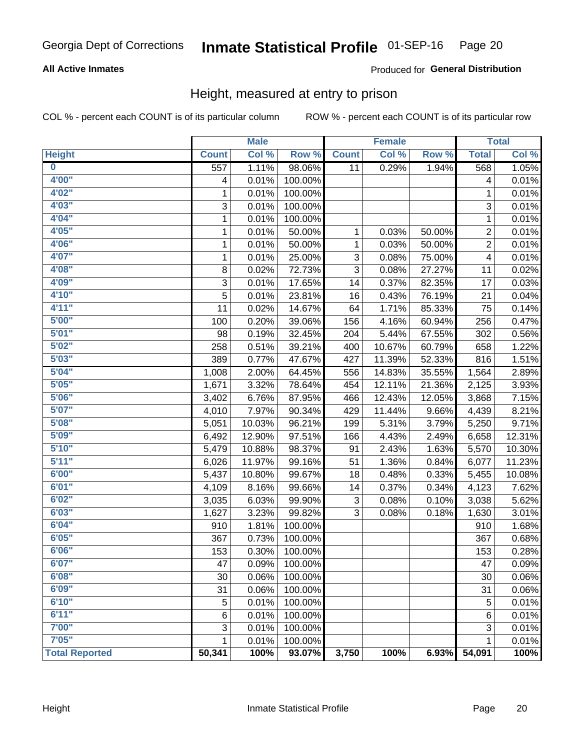Georgia Dept of Corrections **Inmate Statistical Profile** 01-SEP-16

**All Active Inmates**

Produced for **General Distribution**

## Height, measured at entry to prison

COL % - percent each COUNT is of its particular column ROW % - percent each COUNT is of its particular row

| | Male | | | Female | | | Total | |
|---|---|---|---|---|---|---|---|---|
| **Height** | **Count** | **Col %** | **Row %** | **Count** | **Col %** | **Row %** | **Total** | **Col %** |
| **0** | 557 | 1.11% | 98.06% | 11 | 0.29% | 1.94% | 568 | 1.05% |
| **4'00"** | 4 | 0.01% | 100.00% | | | | 4 | 0.01% |
| **4'02"** | 1 | 0.01% | 100.00% | | | | 1 | 0.01% |
| **4'03"** | 3 | 0.01% | 100.00% | | | | 3 | 0.01% |
| **4'04"** | 1 | 0.01% | 100.00% | | | | 1 | 0.01% |
| **4'05"** | 1 | 0.01% | 50.00% | 1 | 0.03% | 50.00% | 2 | 0.01% |
| **4'06"** | 1 | 0.01% | 50.00% | 1 | 0.03% | 50.00% | 2 | 0.01% |
| **4'07"** | 1 | 0.01% | 25.00% | 3 | 0.08% | 75.00% | 4 | 0.01% |
| **4'08"** | 8 | 0.02% | 72.73% | 3 | 0.08% | 27.27% | 11 | 0.02% |
| **4'09"** | 3 | 0.01% | 17.65% | 14 | 0.37% | 82.35% | 17 | 0.03% |
| **4'10"** | 5 | 0.01% | 23.81% | 16 | 0.43% | 76.19% | 21 | 0.04% |
| **4'11"** | 11 | 0.02% | 14.67% | 64 | 1.71% | 85.33% | 75 | 0.14% |
| **5'00"** | 100 | 0.20% | 39.06% | 156 | 4.16% | 60.94% | 256 | 0.47% |
| **5'01"** | 98 | 0.19% | 32.45% | 204 | 5.44% | 67.55% | 302 | 0.56% |
| **5'02"** | 258 | 0.51% | 39.21% | 400 | 10.67% | 60.79% | 658 | 1.22% |
| **5'03"** | 389 | 0.77% | 47.67% | 427 | 11.39% | 52.33% | 816 | 1.51% |
| **5'04"** | 1,008 | 2.00% | 64.45% | 556 | 14.83% | 35.55% | 1,564 | 2.89% |
| **5'05"** | 1,671 | 3.32% | 78.64% | 454 | 12.11% | 21.36% | 2,125 | 3.93% |
| **5'06"** | 3,402 | 6.76% | 87.95% | 466 | 12.43% | 12.05% | 3,868 | 7.15% |
| **5'07"** | 4,010 | 7.97% | 90.34% | 429 | 11.44% | 9.66% | 4,439 | 8.21% |
| **5'08"** | 5,051 | 10.03% | 96.21% | 199 | 5.31% | 3.79% | 5,250 | 9.71% |
| **5'09"** | 6,492 | 12.90% | 97.51% | 166 | 4.43% | 2.49% | 6,658 | 12.31% |
| **5'10"** | 5,479 | 10.88% | 98.37% | 91 | 2.43% | 1.63% | 5,570 | 10.30% |
| **5'11"** | 6,026 | 11.97% | 99.16% | 51 | 1.36% | 0.84% | 6,077 | 11.23% |
| **6'00"** | 5,437 | 10.80% | 99.67% | 18 | 0.48% | 0.33% | 5,455 | 10.08% |
| **6'01"** | 4,109 | 8.16% | 99.66% | 14 | 0.37% | 0.34% | 4,123 | 7.62% |
| **6'02"** | 3,035 | 6.03% | 99.90% | 3 | 0.08% | 0.10% | 3,038 | 5.62% |
| **6'03"** | 1,627 | 3.23% | 99.82% | 3 | 0.08% | 0.18% | 1,630 | 3.01% |
| **6'04"** | 910 | 1.81% | 100.00% | | | | 910 | 1.68% |
| **6'05"** | 367 | 0.73% | 100.00% | | | | 367 | 0.68% |
| **6'06"** | 153 | 0.30% | 100.00% | | | | 153 | 0.28% |
| **6'07"** | 47 | 0.09% | 100.00% | | | | 47 | 0.09% |
| **6'08"** | 30 | 0.06% | 100.00% | | | | 30 | 0.06% |
| **6'09"** | 31 | 0.06% | 100.00% | | | | 31 | 0.06% |
| **6'10"** | 5 | 0.01% | 100.00% | | | | 5 | 0.01% |
| **6'11"** | 6 | 0.01% | 100.00% | | | | 6 | 0.01% |
| **7'00"** | 3 | 0.01% | 100.00% | | | | 3 | 0.01% |
| **7'05"** | 1 | 0.01% | 100.00% | | | | 1 | 0.01% |
| **Total Reported** | **50,341** | **100%** | **93.07%** | **3,750** | **100%** | **6.93%** | **54,091** | **100%** |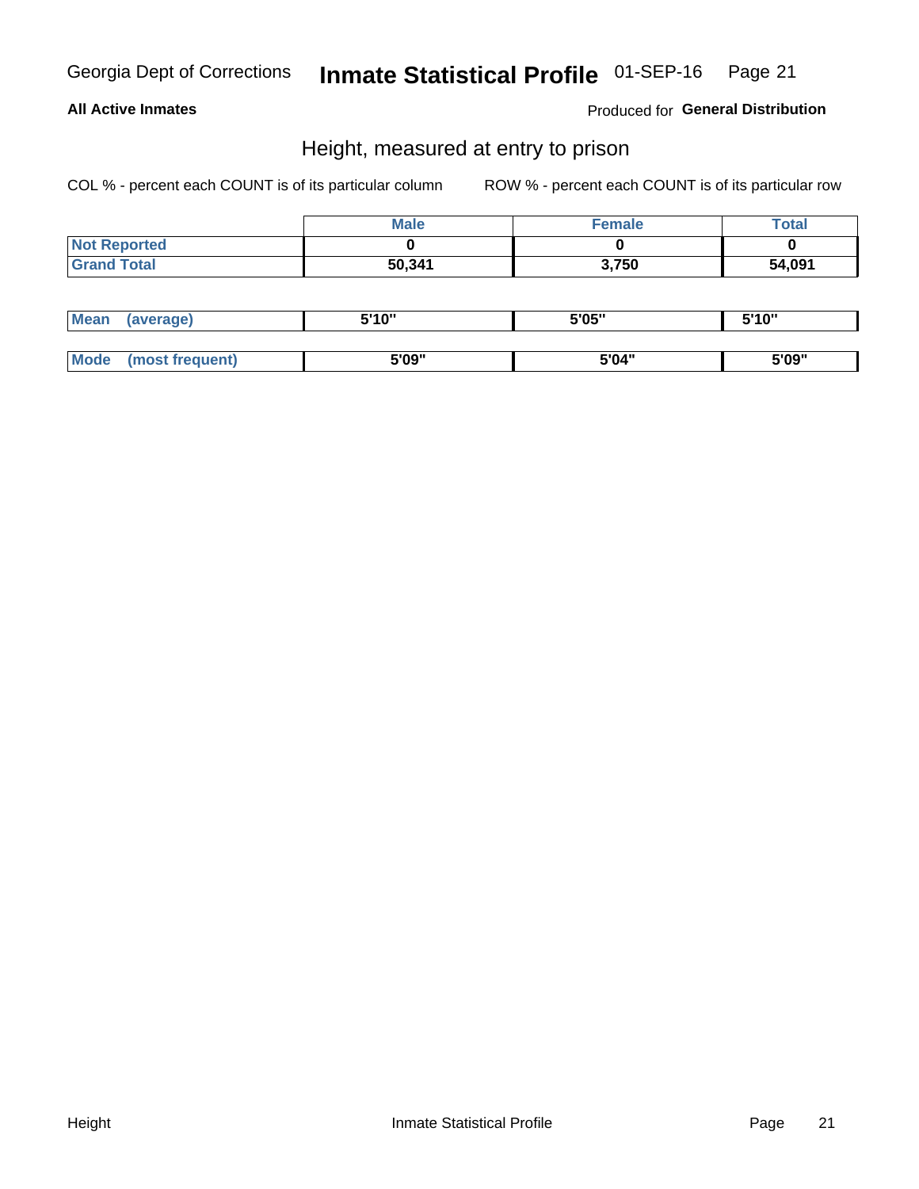Georgia Dept of Corrections **Inmate Statistical Profile** 01-SEP-16

**All Active Inmates**

Produced for **General Distribution**

## Height, measured at entry to prison

COL % - percent each COUNT is of its particular column

ROW % - percent each COUNT is of its particular row

| | Male | Female | Total |
|---|---|---|---|
| **Not Reported** | **0** | **0** | **0** |
| **Grand Total** | **50,341** | **3,750** | **54,091** |

| | | | |
|---|---|---|---|
| **Mean (average)** | **5'10"** | **5'05"** | **5'10"** |
| **Mode (most frequent)** | **5'09"** | **5'04"** | **5'09"** |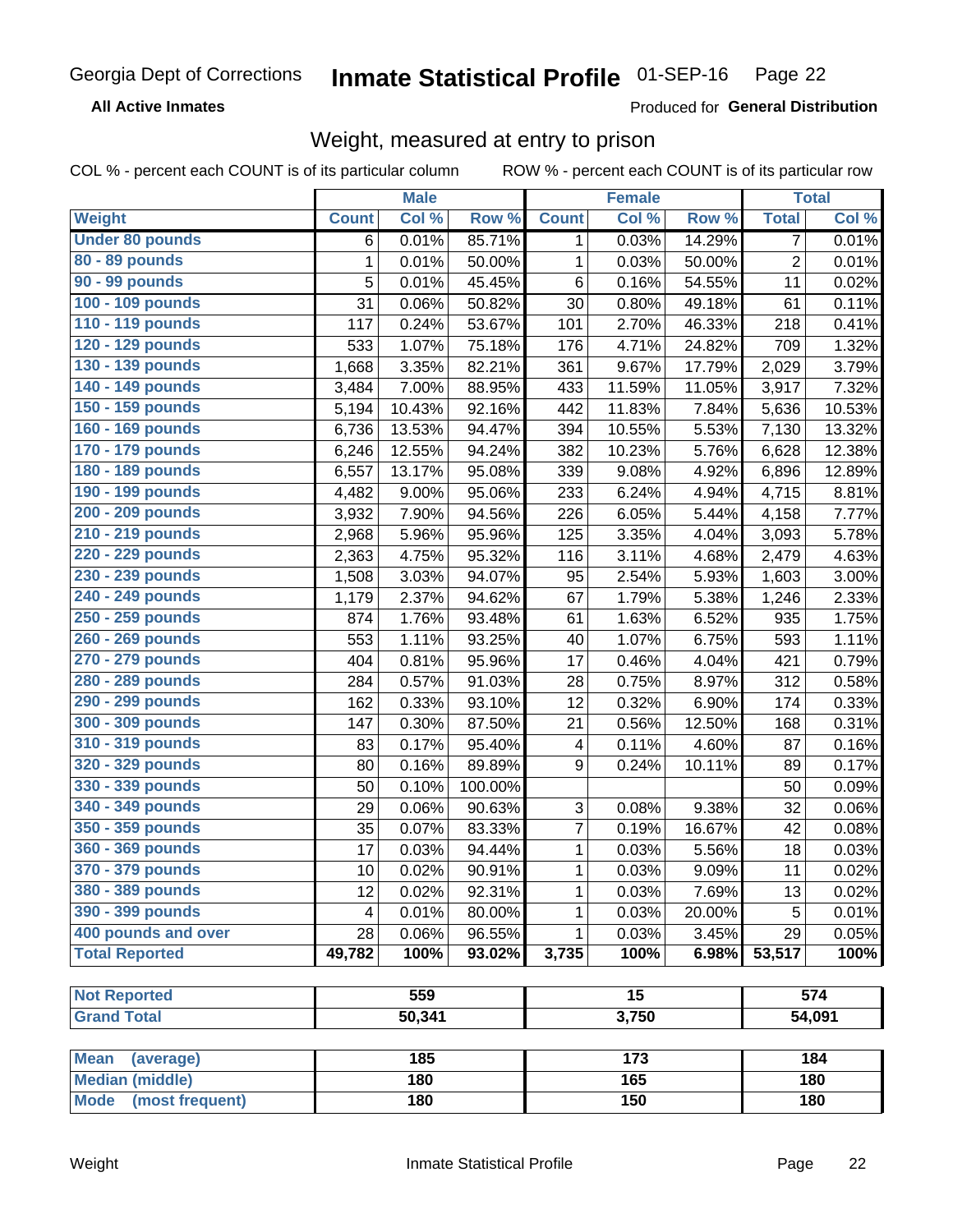Georgia Dept of Corrections **Inmate Statistical Profile** 01-SEP-16

**All Active Inmates**

Produced for **General Distribution**

## Weight, measured at entry to prison

COL % - percent each COUNT is of its particular column    ROW % - percent each COUNT is of its particular row

| Weight | Male | | | Female | | | Total | |
|---|---|---|---|---|---|---|---|---|
| | Count | Col % | Row % | Count | Col % | Row % | Total | Col % |
| Under 80 pounds | 6 | 0.01% | 85.71% | 1 | 0.03% | 14.29% | 7 | 0.01% |
| 80 - 89 pounds | 1 | 0.01% | 50.00% | 1 | 0.03% | 50.00% | 2 | 0.01% |
| 90 - 99 pounds | 5 | 0.01% | 45.45% | 6 | 0.16% | 54.55% | 11 | 0.02% |
| 100 - 109 pounds | 31 | 0.06% | 50.82% | 30 | 0.80% | 49.18% | 61 | 0.11% |
| 110 - 119 pounds | 117 | 0.24% | 53.67% | 101 | 2.70% | 46.33% | 218 | 0.41% |
| 120 - 129 pounds | 533 | 1.07% | 75.18% | 176 | 4.71% | 24.82% | 709 | 1.32% |
| 130 - 139 pounds | 1,668 | 3.35% | 82.21% | 361 | 9.67% | 17.79% | 2,029 | 3.79% |
| 140 - 149 pounds | 3,484 | 7.00% | 88.95% | 433 | 11.59% | 11.05% | 3,917 | 7.32% |
| 150 - 159 pounds | 5,194 | 10.43% | 92.16% | 442 | 11.83% | 7.84% | 5,636 | 10.53% |
| 160 - 169 pounds | 6,736 | 13.53% | 94.47% | 394 | 10.55% | 5.53% | 7,130 | 13.32% |
| 170 - 179 pounds | 6,246 | 12.55% | 94.24% | 382 | 10.23% | 5.76% | 6,628 | 12.38% |
| 180 - 189 pounds | 6,557 | 13.17% | 95.08% | 339 | 9.08% | 4.92% | 6,896 | 12.89% |
| 190 - 199 pounds | 4,482 | 9.00% | 95.06% | 233 | 6.24% | 4.94% | 4,715 | 8.81% |
| 200 - 209 pounds | 3,932 | 7.90% | 94.56% | 226 | 6.05% | 5.44% | 4,158 | 7.77% |
| 210 - 219 pounds | 2,968 | 5.96% | 95.96% | 125 | 3.35% | 4.04% | 3,093 | 5.78% |
| 220 - 229 pounds | 2,363 | 4.75% | 95.32% | 116 | 3.11% | 4.68% | 2,479 | 4.63% |
| 230 - 239 pounds | 1,508 | 3.03% | 94.07% | 95 | 2.54% | 5.93% | 1,603 | 3.00% |
| 240 - 249 pounds | 1,179 | 2.37% | 94.62% | 67 | 1.79% | 5.38% | 1,246 | 2.33% |
| 250 - 259 pounds | 874 | 1.76% | 93.48% | 61 | 1.63% | 6.52% | 935 | 1.75% |
| 260 - 269 pounds | 553 | 1.11% | 93.25% | 40 | 1.07% | 6.75% | 593 | 1.11% |
| 270 - 279 pounds | 404 | 0.81% | 95.96% | 17 | 0.46% | 4.04% | 421 | 0.79% |
| 280 - 289 pounds | 284 | 0.57% | 91.03% | 28 | 0.75% | 8.97% | 312 | 0.58% |
| 290 - 299 pounds | 162 | 0.33% | 93.10% | 12 | 0.32% | 6.90% | 174 | 0.33% |
| 300 - 309 pounds | 147 | 0.30% | 87.50% | 21 | 0.56% | 12.50% | 168 | 0.31% |
| 310 - 319 pounds | 83 | 0.17% | 95.40% | 4 | 0.11% | 4.60% | 87 | 0.16% |
| 320 - 329 pounds | 80 | 0.16% | 89.89% | 9 | 0.24% | 10.11% | 89 | 0.17% |
| 330 - 339 pounds | 50 | 0.10% | 100.00% | | | | 50 | 0.09% |
| 340 - 349 pounds | 29 | 0.06% | 90.63% | 3 | 0.08% | 9.38% | 32 | 0.06% |
| 350 - 359 pounds | 35 | 0.07% | 83.33% | 7 | 0.19% | 16.67% | 42 | 0.08% |
| 360 - 369 pounds | 17 | 0.03% | 94.44% | 1 | 0.03% | 5.56% | 18 | 0.03% |
| 370 - 379 pounds | 10 | 0.02% | 90.91% | 1 | 0.03% | 9.09% | 11 | 0.02% |
| 380 - 389 pounds | 12 | 0.02% | 92.31% | 1 | 0.03% | 7.69% | 13 | 0.02% |
| 390 - 399 pounds | 4 | 0.01% | 80.00% | 1 | 0.03% | 20.00% | 5 | 0.01% |
| 400 pounds and over | 28 | 0.06% | 96.55% | 1 | 0.03% | 3.45% | 29 | 0.05% |
| **Total Reported** | **49,782** | **100%** | **93.02%** | **3,735** | **100%** | **6.98%** | **53,517** | **100%** |

| | Male | Female | Total |
|---|---|---|---|
| Not Reported | 559 | 15 | 574 |
| Grand Total | 50,341 | 3,750 | 54,091 |

| | Male | Female | Total |
|---|---|---|---|
| Mean (average) | 185 | 173 | 184 |
| Median (middle) | 180 | 165 | 180 |
| Mode (most frequent) | 180 | 150 | 180 |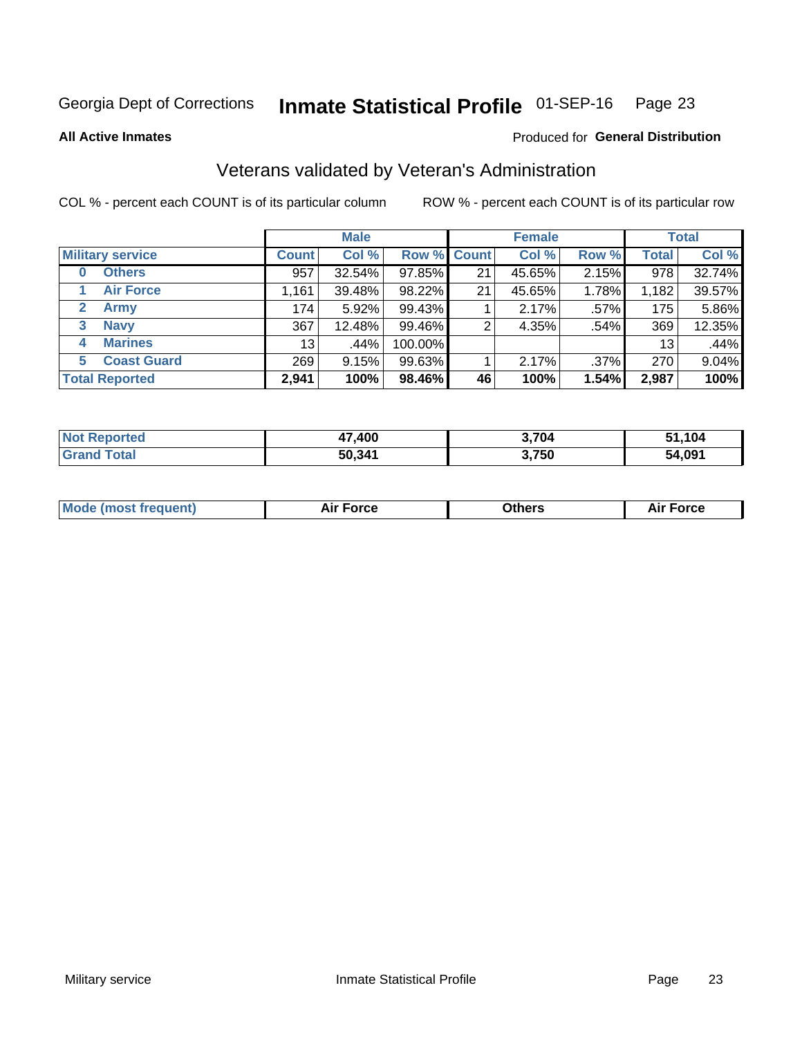Georgia Dept of Corrections **Inmate Statistical Profile** 01-SEP-16

**All Active Inmates**

Produced for **General Distribution**

## Veterans validated by Veteran's Administration

COL % - percent each COUNT is of its particular column    ROW % - percent each COUNT is of its particular row

| | | Male | | | Female | | | Total | |
|---|---|---|---|---|---|---|---|---|---|
| **Military service** | | **Count** | **Col %** | **Row %** | **Count** | **Col %** | **Row %** | **Total** | **Col %** |
| 0 | Others | 957 | 32.54% | 97.85% | 21 | 45.65% | 2.15% | 978 | 32.74% |
| 1 | Air Force | 1,161 | 39.48% | 98.22% | 21 | 45.65% | 1.78% | 1,182 | 39.57% |
| 2 | Army | 174 | 5.92% | 99.43% | 1 | 2.17% | .57% | 175 | 5.86% |
| 3 | Navy | 367 | 12.48% | 99.46% | 2 | 4.35% | .54% | 369 | 12.35% |
| 4 | Marines | 13 | .44% | 100.00% | | | | 13 | .44% |
| 5 | Coast Guard | 269 | 9.15% | 99.63% | 1 | 2.17% | .37% | 270 | 9.04% |
| **Total Reported** | | **2,941** | **100%** | **98.46%** | **46** | **100%** | **1.54%** | **2,987** | **100%** |

| | Male | Female | Total |
|---|---|---|---|
| **Not Reported** | **47,400** | **3,704** | **51,104** |
| **Grand Total** | **50,341** | **3,750** | **54,091** |

| | Male | Female | Total |
|---|---|---|---|
| **Mode (most frequent)** | **Air Force** | **Others** | **Air Force** |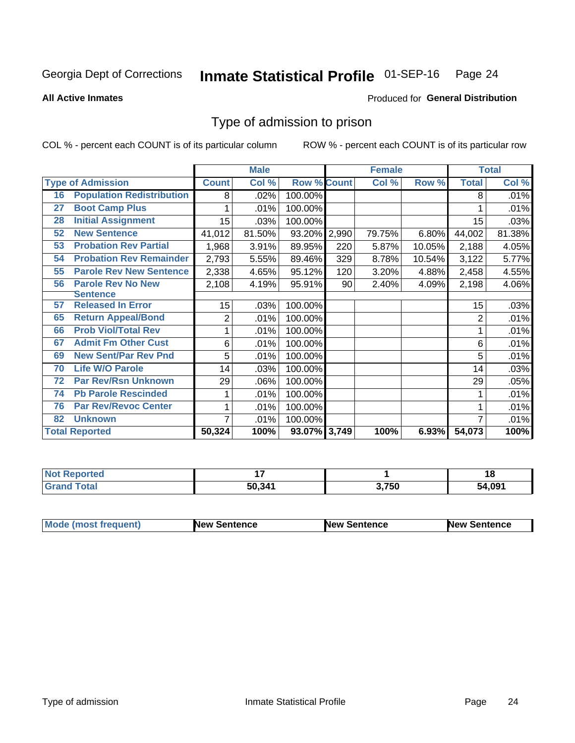Georgia Dept of Corrections **Inmate Statistical Profile** 01-SEP-16

**All Active Inmates**

Produced for **General Distribution**

## Type of admission to prison

COL % - percent each COUNT is of its particular column     ROW % - percent each COUNT is of its particular row

| | | Male | | | Female | | | Total | |
|---|---|---|---|---|---|---|---|---|---|
| **Type of Admission** | | **Count** | **Col %** | **Row %** | **Count** | **Col %** | **Row %** | **Total** | **Col %** |
| 16 | Population Redistribution | 8 | .02% | 100.00% | | | | 8 | .01% |
| 27 | Boot Camp Plus | 1 | .01% | 100.00% | | | | 1 | .01% |
| 28 | Initial Assignment | 15 | .03% | 100.00% | | | | 15 | .03% |
| 52 | New Sentence | 41,012 | 81.50% | 93.20% | 2,990 | 79.75% | 6.80% | 44,002 | 81.38% |
| 53 | Probation Rev Partial | 1,968 | 3.91% | 89.95% | 220 | 5.87% | 10.05% | 2,188 | 4.05% |
| 54 | Probation Rev Remainder | 2,793 | 5.55% | 89.46% | 329 | 8.78% | 10.54% | 3,122 | 5.77% |
| 55 | Parole Rev New Sentence | 2,338 | 4.65% | 95.12% | 120 | 3.20% | 4.88% | 2,458 | 4.55% |
| 56 | Parole Rev No New Sentence | 2,108 | 4.19% | 95.91% | 90 | 2.40% | 4.09% | 2,198 | 4.06% |
| 57 | Released In Error | 15 | .03% | 100.00% | | | | 15 | .03% |
| 65 | Return Appeal/Bond | 2 | .01% | 100.00% | | | | 2 | .01% |
| 66 | Prob Viol/Total Rev | 1 | .01% | 100.00% | | | | 1 | .01% |
| 67 | Admit Fm Other Cust | 6 | .01% | 100.00% | | | | 6 | .01% |
| 69 | New Sent/Par Rev Pnd | 5 | .01% | 100.00% | | | | 5 | .01% |
| 70 | Life W/O Parole | 14 | .03% | 100.00% | | | | 14 | .03% |
| 72 | Par Rev/Rsn Unknown | 29 | .06% | 100.00% | | | | 29 | .05% |
| 74 | Pb Parole Rescinded | 1 | .01% | 100.00% | | | | 1 | .01% |
| 76 | Par Rev/Revoc Center | 1 | .01% | 100.00% | | | | 1 | .01% |
| 82 | Unknown | 7 | .01% | 100.00% | | | | 7 | .01% |
| **Total Reported** | | **50,324** | **100%** | **93.07%** | **3,749** | **100%** | **6.93%** | **54,073** | **100%** |

| | Male | Female | Total |
|---|---|---|---|
| **Not Reported** | **17** | **1** | **18** |
| **Grand Total** | **50,341** | **3,750** | **54,091** |

| | Male | Female | Total |
|---|---|---|---|
| **Mode (most frequent)** | **New Sentence** | **New Sentence** | **New Sentence** |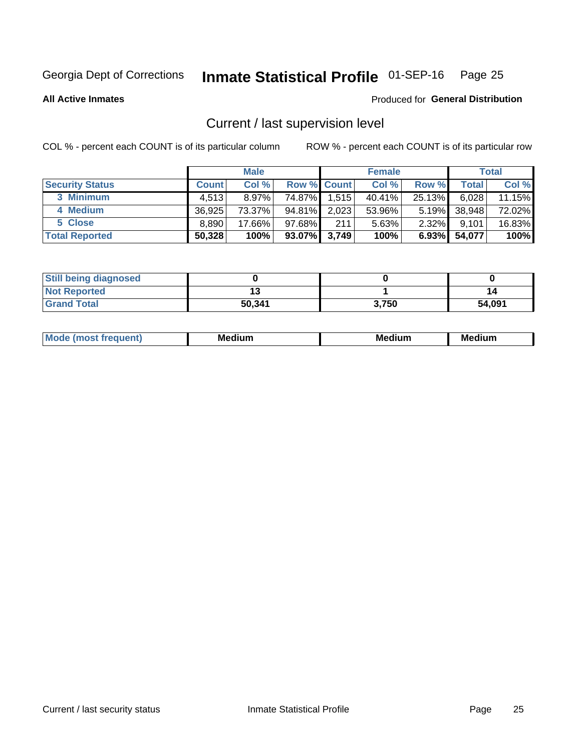Georgia Dept of Corrections **Inmate Statistical Profile** 01-SEP-16

**All Active Inmates**

Produced for **General Distribution**

## Current / last supervision level

COL % - percent each COUNT is of its particular column

ROW % - percent each COUNT is of its particular row

| | Male | | | Female | | | Total | |
|---|---|---|---|---|---|---|---|---|
| **Security Status** | **Count** | **Col %** | **Row %** | **Count** | **Col %** | **Row %** | **Total** | **Col %** |
| 3 Minimum | 4,513 | 8.97% | 74.87% | 1,515 | 40.41% | 25.13% | 6,028 | 11.15% |
| 4 Medium | 36,925 | 73.37% | 94.81% | 2,023 | 53.96% | 5.19% | 38,948 | 72.02% |
| 5 Close | 8,890 | 17.66% | 97.68% | 211 | 5.63% | 2.32% | 9,101 | 16.83% |
| **Total Reported** | **50,328** | **100%** | **93.07%** | **3,749** | **100%** | **6.93%** | **54,077** | **100%** |

| | Male | Female | Total |
|---|---|---|---|
| Still being diagnosed | 0 | 0 | 0 |
| Not Reported | 13 | 1 | 14 |
| Grand Total | 50,341 | 3,750 | 54,091 |

| | Male | Female | Total |
|---|---|---|---|
| Mode (most frequent) | Medium | Medium | Medium |

Current / last security status

Inmate Statistical Profile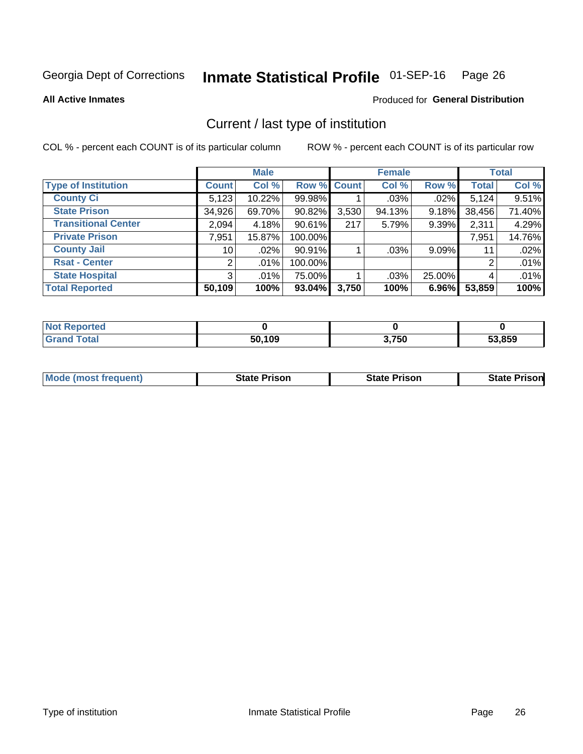Georgia Dept of Corrections **Inmate Statistical Profile** 01-SEP-16

**All Active Inmates**

Produced for **General Distribution**

## Current / last type of institution

COL % - percent each COUNT is of its particular column

ROW % - percent each COUNT is of its particular row

| | Male | | | Female | | | Total | |
|---|---|---|---|---|---|---|---|---|
| **Type of Institution** | **Count** | **Col %** | **Row %** | **Count** | **Col %** | **Row %** | **Total** | **Col %** |
| **County Ci** | 5,123 | 10.22% | 99.98% | 1 | .03% | .02% | 5,124 | 9.51% |
| **State Prison** | 34,926 | 69.70% | 90.82% | 3,530 | 94.13% | 9.18% | 38,456 | 71.40% |
| **Transitional Center** | 2,094 | 4.18% | 90.61% | 217 | 5.79% | 9.39% | 2,311 | 4.29% |
| **Private Prison** | 7,951 | 15.87% | 100.00% | | | | 7,951 | 14.76% |
| **County Jail** | 10 | .02% | 90.91% | 1 | .03% | 9.09% | 11 | .02% |
| **Rsat - Center** | 2 | .01% | 100.00% | | | | 2 | .01% |
| **State Hospital** | 3 | .01% | 75.00% | 1 | .03% | 25.00% | 4 | .01% |
| **Total Reported** | **50,109** | **100%** | **93.04%** | **3,750** | **100%** | **6.96%** | **53,859** | **100%** |

| | Male | Female | Total |
|---|---|---|---|
| **Not Reported** | **0** | **0** | **0** |
| **Grand Total** | **50,109** | **3,750** | **53,859** |

| | Male | Female | Total |
|---|---|---|---|
| **Mode (most frequent)** | **State Prison** | **State Prison** | **State Prison** |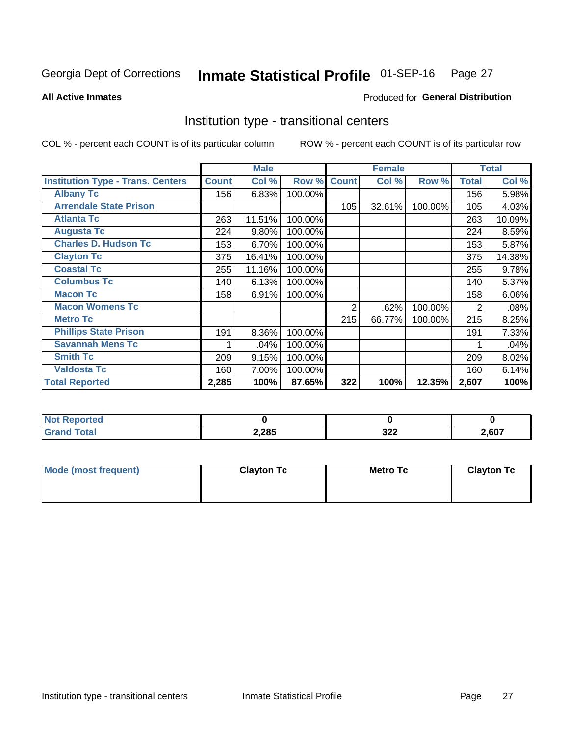Georgia Dept of Corrections **Inmate Statistical Profile** 01-SEP-16 Page 27

**All Active Inmates**

Produced for **General Distribution**

## Institution type - transitional centers

COL % - percent each COUNT is of its particular column    ROW % - percent each COUNT is of its particular row

| | Male | | | Female | | | Total | |
|---|---|---|---|---|---|---|---|---|
| **Institution Type - Trans. Centers** | **Count** | **Col %** | **Row %** | **Count** | **Col %** | **Row %** | **Total** | **Col %** |
| **Albany Tc** | 156 | 6.83% | 100.00% | | | | 156 | 5.98% |
| **Arrendale State Prison** | | | | 105 | 32.61% | 100.00% | 105 | 4.03% |
| **Atlanta Tc** | 263 | 11.51% | 100.00% | | | | 263 | 10.09% |
| **Augusta Tc** | 224 | 9.80% | 100.00% | | | | 224 | 8.59% |
| **Charles D. Hudson Tc** | 153 | 6.70% | 100.00% | | | | 153 | 5.87% |
| **Clayton Tc** | 375 | 16.41% | 100.00% | | | | 375 | 14.38% |
| **Coastal Tc** | 255 | 11.16% | 100.00% | | | | 255 | 9.78% |
| **Columbus Tc** | 140 | 6.13% | 100.00% | | | | 140 | 5.37% |
| **Macon Tc** | 158 | 6.91% | 100.00% | | | | 158 | 6.06% |
| **Macon Womens Tc** | | | | 2 | .62% | 100.00% | 2 | .08% |
| **Metro Tc** | | | | 215 | 66.77% | 100.00% | 215 | 8.25% |
| **Phillips State Prison** | 191 | 8.36% | 100.00% | | | | 191 | 7.33% |
| **Savannah Mens Tc** | 1 | .04% | 100.00% | | | | 1 | .04% |
| **Smith Tc** | 209 | 9.15% | 100.00% | | | | 209 | 8.02% |
| **Valdosta Tc** | 160 | 7.00% | 100.00% | | | | 160 | 6.14% |
| **Total Reported** | **2,285** | **100%** | **87.65%** | **322** | **100%** | **12.35%** | **2,607** | **100%** |

| | Male | Female | Total |
|---|---|---|---|
| **Not Reported** | **0** | **0** | **0** |
| **Grand Total** | **2,285** | **322** | **2,607** |

| | Male | Female | Total |
|---|---|---|---|
| **Mode (most frequent)** | **Clayton Tc** | **Metro Tc** | **Clayton Tc** |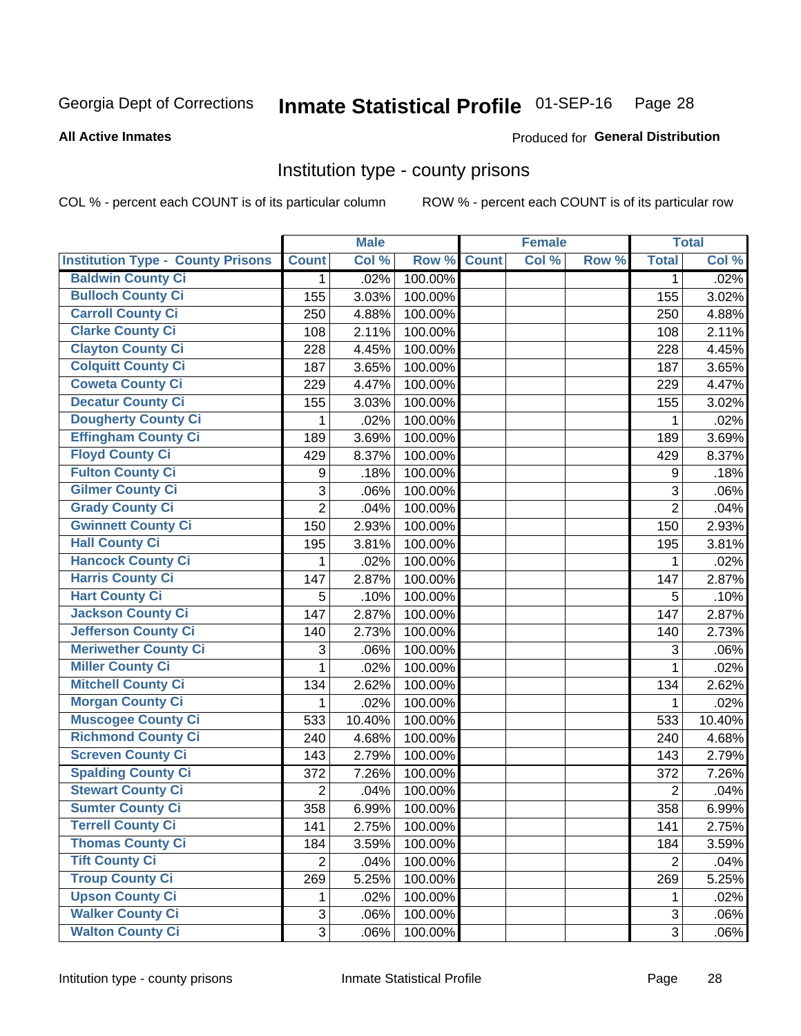Georgia Dept of Corrections **Inmate Statistical Profile** 01-SEP-16 Page 28

**All Active Inmates**

Produced for **General Distribution**

## Institution type - county prisons

COL % - percent each COUNT is of its particular column

ROW % - percent each COUNT is of its particular row

| | Male | | | Female | | | Total | |
|---|---|---|---|---|---|---|---|---|
| Institution Type - County Prisons | Count | Col % | Row % | Count | Col % | Row % | Total | Col % |
| Baldwin County Ci | 1 | .02% | 100.00% | | | | 1 | .02% |
| Bulloch County Ci | 155 | 3.03% | 100.00% | | | | 155 | 3.02% |
| Carroll County Ci | 250 | 4.88% | 100.00% | | | | 250 | 4.88% |
| Clarke County Ci | 108 | 2.11% | 100.00% | | | | 108 | 2.11% |
| Clayton County Ci | 228 | 4.45% | 100.00% | | | | 228 | 4.45% |
| Colquitt County Ci | 187 | 3.65% | 100.00% | | | | 187 | 3.65% |
| Coweta County Ci | 229 | 4.47% | 100.00% | | | | 229 | 4.47% |
| Decatur County Ci | 155 | 3.03% | 100.00% | | | | 155 | 3.02% |
| Dougherty County Ci | 1 | .02% | 100.00% | | | | 1 | .02% |
| Effingham County Ci | 189 | 3.69% | 100.00% | | | | 189 | 3.69% |
| Floyd County Ci | 429 | 8.37% | 100.00% | | | | 429 | 8.37% |
| Fulton County Ci | 9 | .18% | 100.00% | | | | 9 | .18% |
| Gilmer County Ci | 3 | .06% | 100.00% | | | | 3 | .06% |
| Grady County Ci | 2 | .04% | 100.00% | | | | 2 | .04% |
| Gwinnett County Ci | 150 | 2.93% | 100.00% | | | | 150 | 2.93% |
| Hall County Ci | 195 | 3.81% | 100.00% | | | | 195 | 3.81% |
| Hancock County Ci | 1 | .02% | 100.00% | | | | 1 | .02% |
| Harris County Ci | 147 | 2.87% | 100.00% | | | | 147 | 2.87% |
| Hart County Ci | 5 | .10% | 100.00% | | | | 5 | .10% |
| Jackson County Ci | 147 | 2.87% | 100.00% | | | | 147 | 2.87% |
| Jefferson County Ci | 140 | 2.73% | 100.00% | | | | 140 | 2.73% |
| Meriwether County Ci | 3 | .06% | 100.00% | | | | 3 | .06% |
| Miller County Ci | 1 | .02% | 100.00% | | | | 1 | .02% |
| Mitchell County Ci | 134 | 2.62% | 100.00% | | | | 134 | 2.62% |
| Morgan County Ci | 1 | .02% | 100.00% | | | | 1 | .02% |
| Muscogee County Ci | 533 | 10.40% | 100.00% | | | | 533 | 10.40% |
| Richmond County Ci | 240 | 4.68% | 100.00% | | | | 240 | 4.68% |
| Screven County Ci | 143 | 2.79% | 100.00% | | | | 143 | 2.79% |
| Spalding County Ci | 372 | 7.26% | 100.00% | | | | 372 | 7.26% |
| Stewart County Ci | 2 | .04% | 100.00% | | | | 2 | .04% |
| Sumter County Ci | 358 | 6.99% | 100.00% | | | | 358 | 6.99% |
| Terrell County Ci | 141 | 2.75% | 100.00% | | | | 141 | 2.75% |
| Thomas County Ci | 184 | 3.59% | 100.00% | | | | 184 | 3.59% |
| Tift County Ci | 2 | .04% | 100.00% | | | | 2 | .04% |
| Troup County Ci | 269 | 5.25% | 100.00% | | | | 269 | 5.25% |
| Upson County Ci | 1 | .02% | 100.00% | | | | 1 | .02% |
| Walker County Ci | 3 | .06% | 100.00% | | | | 3 | .06% |
| Walton County Ci | 3 | .06% | 100.00% | | | | 3 | .06% |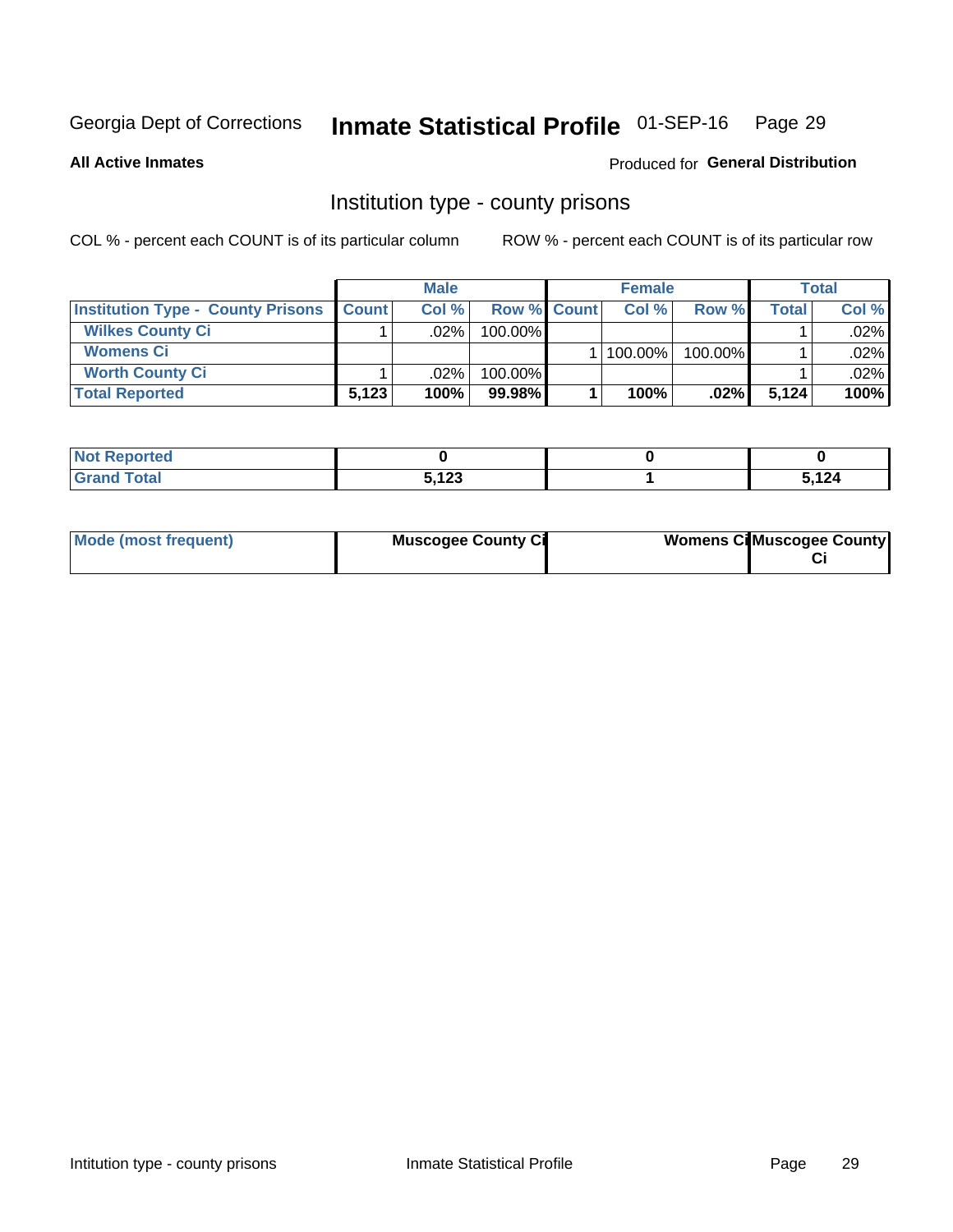Georgia Dept of Corrections **Inmate Statistical Profile** 01-SEP-16

**All Active Inmates**

Produced for **General Distribution**

## Institution type - county prisons

COL % - percent each COUNT is of its particular column ROW % - percent each COUNT is of its particular row

| | Male | | | Female | | | Total | |
|---|---|---|---|---|---|---|---|---|
| **Institution Type - County Prisons** | **Count** | **Col %** | **Row %** | **Count** | **Col %** | **Row %** | **Total** | **Col %** |
| **Wilkes County Ci** | 1 | .02% | 100.00% | | | | 1 | .02% |
| **Womens Ci** | | | | 1 | 100.00% | 100.00% | 1 | .02% |
| **Worth County Ci** | 1 | .02% | 100.00% | | | | 1 | .02% |
| **Total Reported** | **5,123** | **100%** | **99.98%** | **1** | **100%** | **.02%** | **5,124** | **100%** |

| | Male | Female | Total |
|---|---|---|---|
| **Not Reported** | **0** | **0** | **0** |
| **Grand Total** | **5,123** | **1** | **5,124** |

| | Male | Female | Total |
|---|---|---|---|
| **Mode (most frequent)** | **Muscogee County Ci** | **Womens Ci** | **Muscogee County Ci** |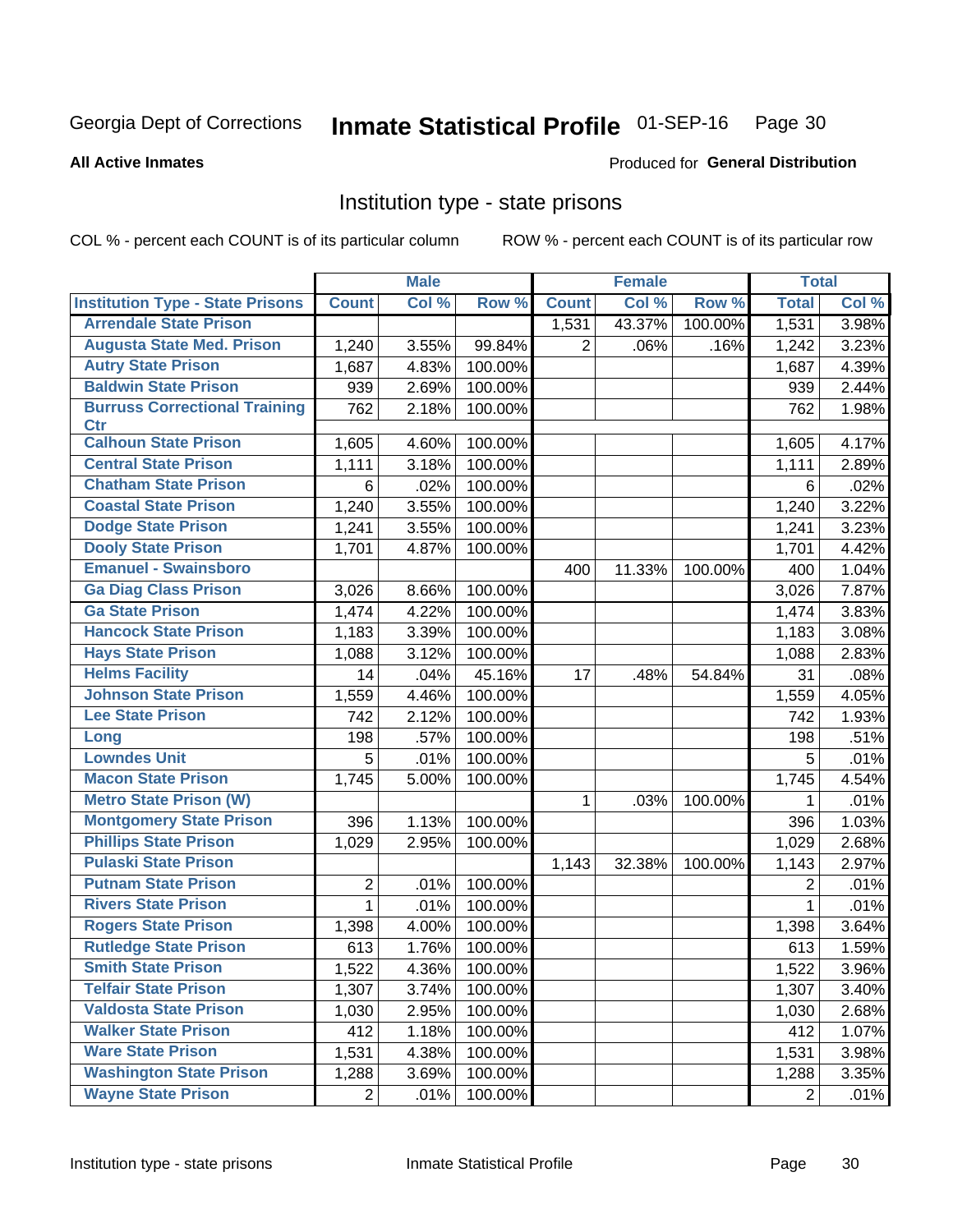Georgia Dept of Corrections **Inmate Statistical Profile** 01-SEP-16

**All Active Inmates**

Produced for **General Distribution**

## Institution type - state prisons

COL % - percent each COUNT is of its particular column    ROW % - percent each COUNT is of its particular row

| | Male | | | Female | | | Total | |
|---|---|---|---|---|---|---|---|---|
| **Institution Type - State Prisons** | **Count** | **Col %** | **Row %** | **Count** | **Col %** | **Row %** | **Total** | **Col %** |
| Arrendale State Prison | | | | 1,531 | 43.37% | 100.00% | 1,531 | 3.98% |
| Augusta State Med. Prison | 1,240 | 3.55% | 99.84% | 2 | .06% | .16% | 1,242 | 3.23% |
| Autry State Prison | 1,687 | 4.83% | 100.00% | | | | 1,687 | 4.39% |
| Baldwin State Prison | 939 | 2.69% | 100.00% | | | | 939 | 2.44% |
| Burruss Correctional Training Ctr | 762 | 2.18% | 100.00% | | | | 762 | 1.98% |
| Calhoun State Prison | 1,605 | 4.60% | 100.00% | | | | 1,605 | 4.17% |
| Central State Prison | 1,111 | 3.18% | 100.00% | | | | 1,111 | 2.89% |
| Chatham State Prison | 6 | .02% | 100.00% | | | | 6 | .02% |
| Coastal State Prison | 1,240 | 3.55% | 100.00% | | | | 1,240 | 3.22% |
| Dodge State Prison | 1,241 | 3.55% | 100.00% | | | | 1,241 | 3.23% |
| Dooly State Prison | 1,701 | 4.87% | 100.00% | | | | 1,701 | 4.42% |
| Emanuel - Swainsboro | | | | 400 | 11.33% | 100.00% | 400 | 1.04% |
| Ga Diag Class Prison | 3,026 | 8.66% | 100.00% | | | | 3,026 | 7.87% |
| Ga State Prison | 1,474 | 4.22% | 100.00% | | | | 1,474 | 3.83% |
| Hancock State Prison | 1,183 | 3.39% | 100.00% | | | | 1,183 | 3.08% |
| Hays State Prison | 1,088 | 3.12% | 100.00% | | | | 1,088 | 2.83% |
| Helms Facility | 14 | .04% | 45.16% | 17 | .48% | 54.84% | 31 | .08% |
| Johnson State Prison | 1,559 | 4.46% | 100.00% | | | | 1,559 | 4.05% |
| Lee State Prison | 742 | 2.12% | 100.00% | | | | 742 | 1.93% |
| Long | 198 | .57% | 100.00% | | | | 198 | .51% |
| Lowndes Unit | 5 | .01% | 100.00% | | | | 5 | .01% |
| Macon State Prison | 1,745 | 5.00% | 100.00% | | | | 1,745 | 4.54% |
| Metro State Prison (W) | | | | 1 | .03% | 100.00% | 1 | .01% |
| Montgomery State Prison | 396 | 1.13% | 100.00% | | | | 396 | 1.03% |
| Phillips State Prison | 1,029 | 2.95% | 100.00% | | | | 1,029 | 2.68% |
| Pulaski State Prison | | | | 1,143 | 32.38% | 100.00% | 1,143 | 2.97% |
| Putnam State Prison | 2 | .01% | 100.00% | | | | 2 | .01% |
| Rivers State Prison | 1 | .01% | 100.00% | | | | 1 | .01% |
| Rogers State Prison | 1,398 | 4.00% | 100.00% | | | | 1,398 | 3.64% |
| Rutledge State Prison | 613 | 1.76% | 100.00% | | | | 613 | 1.59% |
| Smith State Prison | 1,522 | 4.36% | 100.00% | | | | 1,522 | 3.96% |
| Telfair State Prison | 1,307 | 3.74% | 100.00% | | | | 1,307 | 3.40% |
| Valdosta State Prison | 1,030 | 2.95% | 100.00% | | | | 1,030 | 2.68% |
| Walker State Prison | 412 | 1.18% | 100.00% | | | | 412 | 1.07% |
| Ware State Prison | 1,531 | 4.38% | 100.00% | | | | 1,531 | 3.98% |
| Washington State Prison | 1,288 | 3.69% | 100.00% | | | | 1,288 | 3.35% |
| Wayne State Prison | 2 | .01% | 100.00% | | | | 2 | .01% |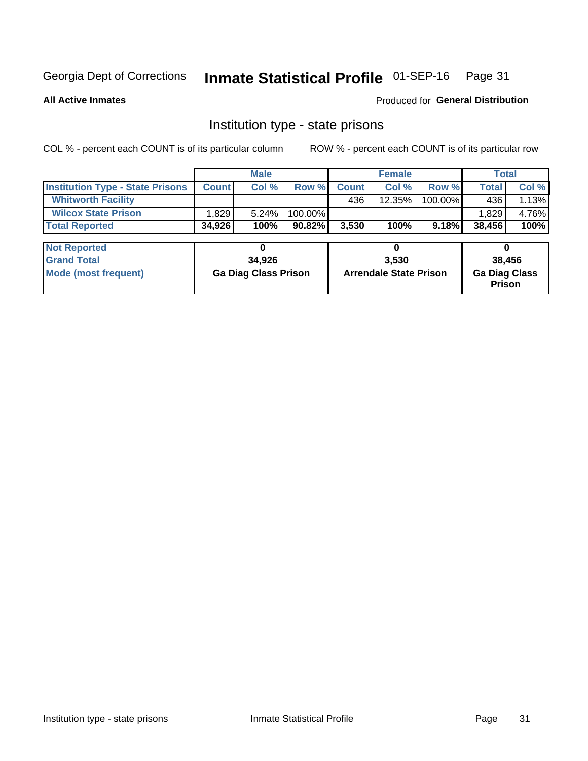Georgia Dept of Corrections **Inmate Statistical Profile** 01-SEP-16

**All Active Inmates**

Produced for **General Distribution**

## Institution type - state prisons

COL % - percent each COUNT is of its particular column

ROW % - percent each COUNT is of its particular row

| | Male | | | Female | | | Total | |
|---|---|---|---|---|---|---|---|---|
| **Institution Type - State Prisons** | **Count** | **Col %** | **Row %** | **Count** | **Col %** | **Row %** | **Total** | **Col %** |
| **Whitworth Facility** | | | | 436 | 12.35% | 100.00% | 436 | 1.13% |
| **Wilcox State Prison** | 1,829 | 5.24% | 100.00% | | | | 1,829 | 4.76% |
| **Total Reported** | **34,926** | **100%** | **90.82%** | **3,530** | **100%** | **9.18%** | **38,456** | **100%** |

| | Male | Female | Total |
|---|---|---|---|
| **Not Reported** | **0** | **0** | **0** |
| **Grand Total** | **34,926** | **3,530** | **38,456** |
| **Mode (most frequent)** | **Ga Diag Class Prison** | **Arrendale State Prison** | **Ga Diag Class Prison** |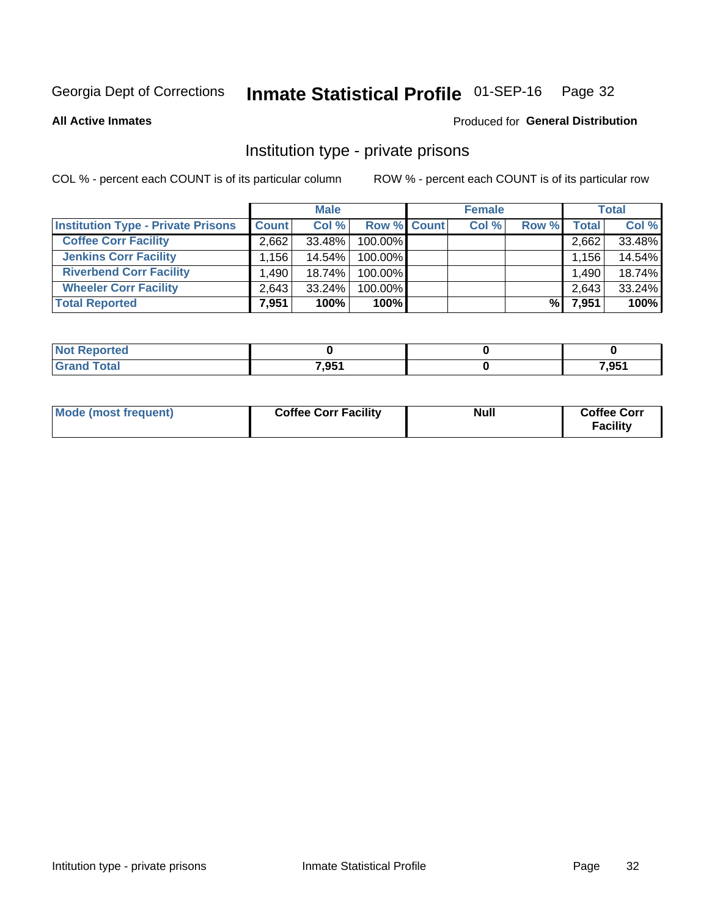Georgia Dept of Corrections **Inmate Statistical Profile** 01-SEP-16

**All Active Inmates**

Produced for **General Distribution**

## Institution type - private prisons

COL % - percent each COUNT is of its particular column

ROW % - percent each COUNT is of its particular row

| | Male | | | Female | | | Total | |
|---|---|---|---|---|---|---|---|---|
| **Institution Type - Private Prisons** | **Count** | **Col %** | **Row %** | **Count** | **Col %** | **Row %** | **Total** | **Col %** |
| **Coffee Corr Facility** | 2,662 | 33.48% | 100.00% | | | | 2,662 | 33.48% |
| **Jenkins Corr Facility** | 1,156 | 14.54% | 100.00% | | | | 1,156 | 14.54% |
| **Riverbend Corr Facility** | 1,490 | 18.74% | 100.00% | | | | 1,490 | 18.74% |
| **Wheeler Corr Facility** | 2,643 | 33.24% | 100.00% | | | | 2,643 | 33.24% |
| **Total Reported** | **7,951** | **100%** | **100%** | | | **%** | **7,951** | **100%** |

| | Male | Female | Total |
|---|---|---|---|
| **Not Reported** | **0** | **0** | **0** |
| **Grand Total** | **7,951** | **0** | **7,951** |

| | Male | Female | Total |
|---|---|---|---|
| **Mode (most frequent)** | **Coffee Corr Facility** | **Null** | **Coffee Corr Facility** |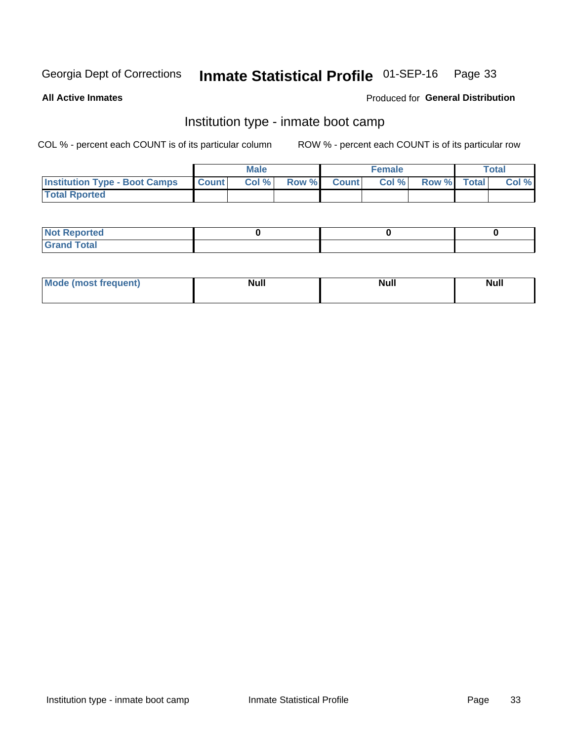Georgia Dept of Corrections **Inmate Statistical Profile** 01-SEP-16

**All Active Inmates**

Produced for **General Distribution**

## Institution type - inmate boot camp

COL % - percent each COUNT is of its particular column

ROW % - percent each COUNT is of its particular row

| | Male | | | Female | | | Total | |
|---|---|---|---|---|---|---|---|---|
| **Institution Type - Boot Camps** | **Count** | **Col %** | **Row %** | **Count** | **Col %** | **Row %** | **Total** | **Col %** |
| **Total Rported** | | | | | | | | |

| | Male | Female | Total |
|---|---|---|---|
| **Not Reported** | 0 | 0 | 0 |
| **Grand Total** | | | |

| | Male | Female | Total |
|---|---|---|---|
| **Mode (most frequent)** | Null | Null | Null |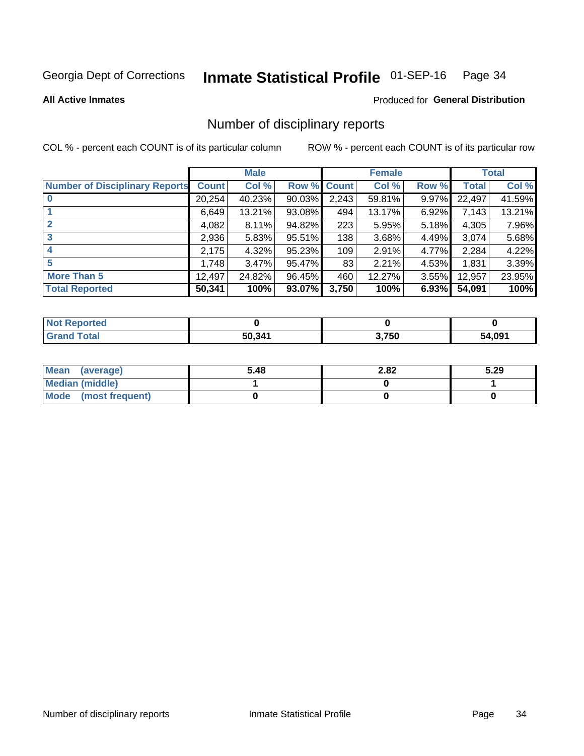Georgia Dept of Corrections **Inmate Statistical Profile** 01-SEP-16

**All Active Inmates**

Produced for **General Distribution**

## Number of disciplinary reports

COL % - percent each COUNT is of its particular column

ROW % - percent each COUNT is of its particular row

| | Male | | | Female | | | Total | |
|---|---|---|---|---|---|---|---|---|
| **Number of Disciplinary Reports** | **Count** | **Col %** | **Row %** | **Count** | **Col %** | **Row %** | **Total** | **Col %** |
| **0** | 20,254 | 40.23% | 90.03% | 2,243 | 59.81% | 9.97% | 22,497 | 41.59% |
| **1** | 6,649 | 13.21% | 93.08% | 494 | 13.17% | 6.92% | 7,143 | 13.21% |
| **2** | 4,082 | 8.11% | 94.82% | 223 | 5.95% | 5.18% | 4,305 | 7.96% |
| **3** | 2,936 | 5.83% | 95.51% | 138 | 3.68% | 4.49% | 3,074 | 5.68% |
| **4** | 2,175 | 4.32% | 95.23% | 109 | 2.91% | 4.77% | 2,284 | 4.22% |
| **5** | 1,748 | 3.47% | 95.47% | 83 | 2.21% | 4.53% | 1,831 | 3.39% |
| **More Than 5** | 12,497 | 24.82% | 96.45% | 460 | 12.27% | 3.55% | 12,957 | 23.95% |
| **Total Reported** | **50,341** | **100%** | **93.07%** | **3,750** | **100%** | **6.93%** | **54,091** | **100%** |

| | Male | Female | Total |
|---|---|---|---|
| **Not Reported** | **0** | **0** | **0** |
| **Grand Total** | **50,341** | **3,750** | **54,091** |

| | Male | Female | Total |
|---|---|---|---|
| **Mean (average)** | **5.48** | **2.82** | **5.29** |
| **Median (middle)** | **1** | **0** | **1** |
| **Mode (most frequent)** | **0** | **0** | **0** |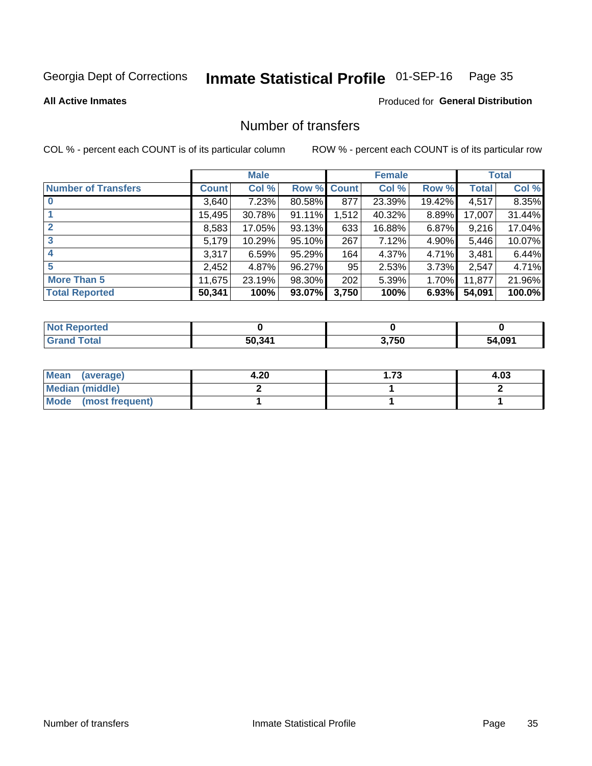Georgia Dept of Corrections **Inmate Statistical Profile** 01-SEP-16

**All Active Inmates**

Produced for **General Distribution**

# Number of transfers

COL % - percent each COUNT is of its particular column

ROW % - percent each COUNT is of its particular row

| | Male | | | Female | | | Total | |
|---|---|---|---|---|---|---|---|---|
| **Number of Transfers** | **Count** | **Col %** | **Row %** | **Count** | **Col %** | **Row %** | **Total** | **Col %** |
| **0** | 3,640 | 7.23% | 80.58% | 877 | 23.39% | 19.42% | 4,517 | 8.35% |
| **1** | 15,495 | 30.78% | 91.11% | 1,512 | 40.32% | 8.89% | 17,007 | 31.44% |
| **2** | 8,583 | 17.05% | 93.13% | 633 | 16.88% | 6.87% | 9,216 | 17.04% |
| **3** | 5,179 | 10.29% | 95.10% | 267 | 7.12% | 4.90% | 5,446 | 10.07% |
| **4** | 3,317 | 6.59% | 95.29% | 164 | 4.37% | 4.71% | 3,481 | 6.44% |
| **5** | 2,452 | 4.87% | 96.27% | 95 | 2.53% | 3.73% | 2,547 | 4.71% |
| **More Than 5** | 11,675 | 23.19% | 98.30% | 202 | 5.39% | 1.70% | 11,877 | 21.96% |
| **Total Reported** | **50,341** | **100%** | **93.07%** | **3,750** | **100%** | **6.93%** | **54,091** | **100.0%** |

| | Male | Female | Total |
|---|---|---|---|
| **Not Reported** | **0** | **0** | **0** |
| **Grand Total** | **50,341** | **3,750** | **54,091** |

| | Male | Female | Total |
|---|---|---|---|
| **Mean (average)** | **4.20** | **1.73** | **4.03** |
| **Median (middle)** | **2** | **1** | **2** |
| **Mode (most frequent)** | **1** | **1** | **1** |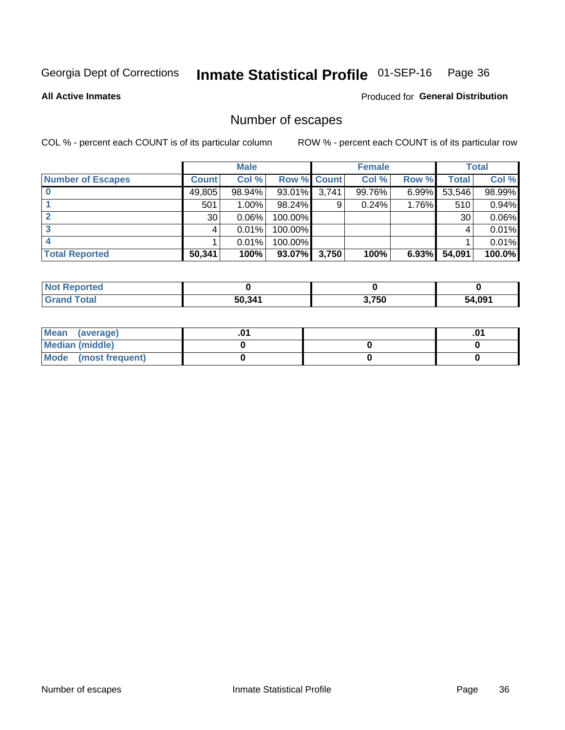Georgia Dept of Corrections **Inmate Statistical Profile** 01-SEP-16

**All Active Inmates**

Produced for **General Distribution**

## Number of escapes

COL % - percent each COUNT is of its particular column

ROW % - percent each COUNT is of its particular row

| | Male | | | Female | | | Total | |
|---|---|---|---|---|---|---|---|---|
| **Number of Escapes** | **Count** | **Col %** | **Row %** | **Count** | **Col %** | **Row %** | **Total** | **Col %** |
| **0** | 49,805 | 98.94% | 93.01% | 3,741 | 99.76% | 6.99% | 53,546 | 98.99% |
| **1** | 501 | 1.00% | 98.24% | 9 | 0.24% | 1.76% | 510 | 0.94% |
| **2** | 30 | 0.06% | 100.00% | | | | 30 | 0.06% |
| **3** | 4 | 0.01% | 100.00% | | | | 4 | 0.01% |
| **4** | 1 | 0.01% | 100.00% | | | | 1 | 0.01% |
| **Total Reported** | **50,341** | **100%** | **93.07%** | **3,750** | **100%** | **6.93%** | **54,091** | **100.0%** |

| | Male | Female | Total |
|---|---|---|---|
| **Not Reported** | **0** | **0** | **0** |
| **Grand Total** | **50,341** | **3,750** | **54,091** |

| | Male | Female | Total |
|---|---|---|---|
| **Mean (average)** | **.01** | | **.01** |
| **Median (middle)** | **0** | **0** | **0** |
| **Mode (most frequent)** | **0** | **0** | **0** |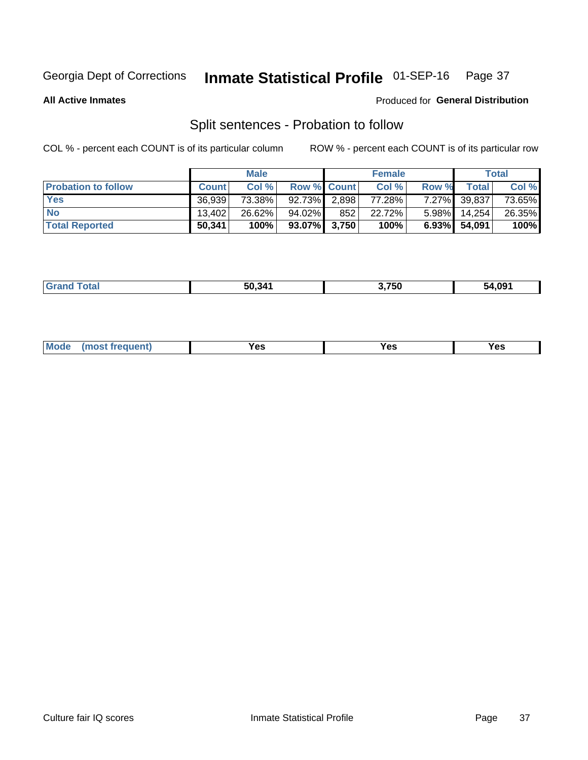Georgia Dept of Corrections **Inherited Statistical Profile** 01-SEP-16

**All Active Inmates**

Produced for **General Distribution**

## Split sentences - Probation to follow

COL % - percent each COUNT is of its particular column

ROW % - percent each COUNT is of its particular row

| | Male | | | Female | | | Total | |
|---|---|---|---|---|---|---|---|---|
| **Probation to follow** | **Count** | **Col %** | **Row %** | **Count** | **Col %** | **Row %** | **Total** | **Col %** |
| **Yes** | 36,939 | 73.38% | 92.73% | 2,898 | 77.28% | 7.27% | 39,837 | 73.65% |
| **No** | 13,402 | 26.62% | 94.02% | 852 | 22.72% | 5.98% | 14,254 | 26.35% |
| **Total Reported** | **50,341** | **100%** | **93.07%** | **3,750** | **100%** | **6.93%** | **54,091** | **100%** |

| | | | |
|---|---|---|---|
| **Grand Total** | **50,341** | **3,750** | **54,091** |

| | | | |
|---|---|---|---|
| **Mode (most frequent)** | **Yes** | **Yes** | **Yes** |

Culture fair IQ scores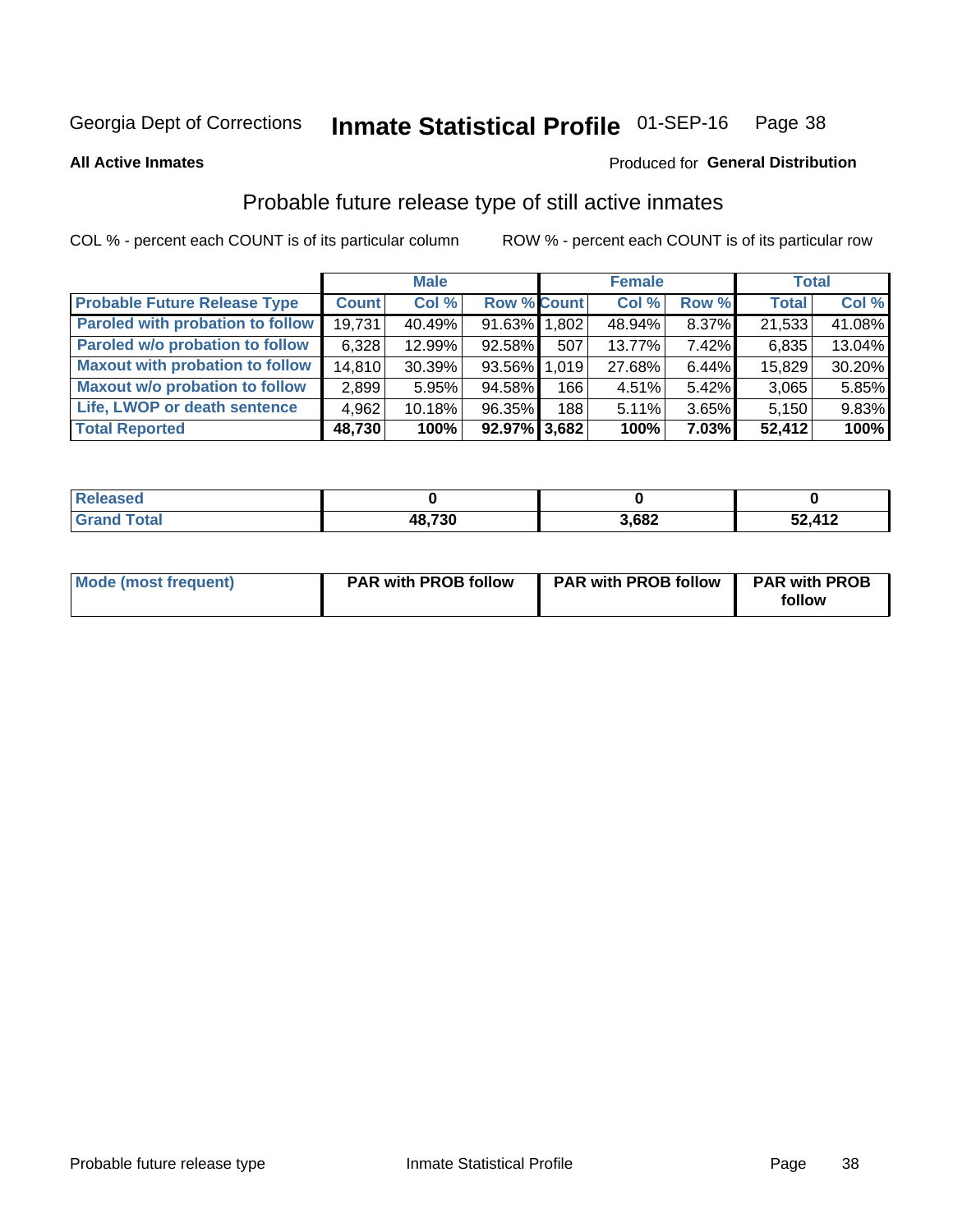Georgia Dept of Corrections **Inmate Statistical Profile** 01-SEP-16

**All Active Inmates**

Produced for **General Distribution**

## Probable future release type of still active inmates

COL % - percent each COUNT is of its particular column

ROW % - percent each COUNT is of its particular row

| | Male | | | Female | | | Total | |
|---|---|---|---|---|---|---|---|---|
| **Probable Future Release Type** | **Count** | **Col %** | **Row %** | **Count** | **Col %** | **Row %** | **Total** | **Col %** |
| Paroled with probation to follow | 19,731 | 40.49% | 91.63% | 1,802 | 48.94% | 8.37% | 21,533 | 41.08% |
| Paroled w/o probation to follow | 6,328 | 12.99% | 92.58% | 507 | 13.77% | 7.42% | 6,835 | 13.04% |
| Maxout with probation to follow | 14,810 | 30.39% | 93.56% | 1,019 | 27.68% | 6.44% | 15,829 | 30.20% |
| Maxout w/o probation to follow | 2,899 | 5.95% | 94.58% | 166 | 4.51% | 5.42% | 3,065 | 5.85% |
| Life, LWOP or death sentence | 4,962 | 10.18% | 96.35% | 188 | 5.11% | 3.65% | 5,150 | 9.83% |
| **Total Reported** | **48,730** | **100%** | **92.97%** | **3,682** | **100%** | **7.03%** | **52,412** | **100%** |

| | Male | Female | Total |
|---|---|---|---|
| Released | 0 | 0 | 0 |
| Grand Total | 48,730 | 3,682 | 52,412 |

| | Male | Female | Total |
|---|---|---|---|
| Mode (most frequent) | PAR with PROB follow | PAR with PROB follow | PAR with PROB follow |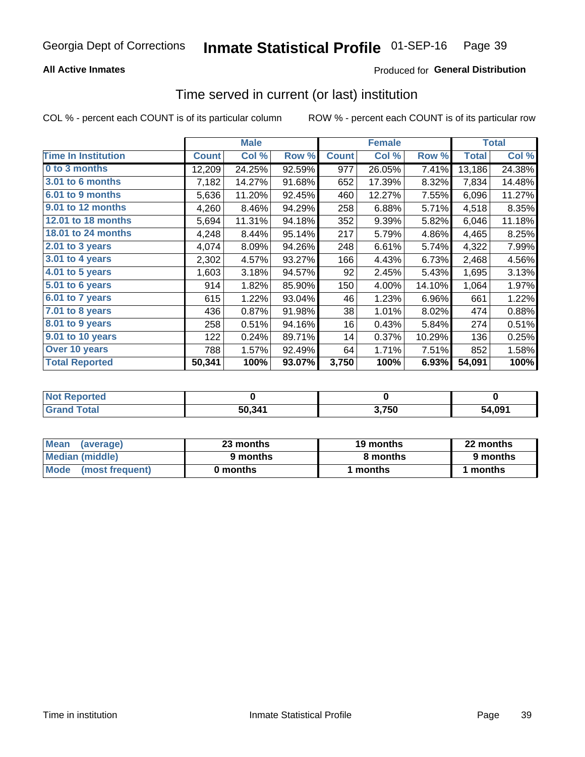Georgia Dept of Corrections **Inmate Statistical Profile** 01-SEP-16

**All Active Inmates**

Produced for **General Distribution**

## Time served in current (or last) institution

COL % - percent each COUNT is of its particular column ROW % - percent each COUNT is of its particular row

| | Male | | | Female | | | Total | |
|---|---|---|---|---|---|---|---|---|
| **Time In Institution** | **Count** | **Col %** | **Row %** | **Count** | **Col %** | **Row %** | **Total** | **Col %** |
| **0 to 3 months** | 12,209 | 24.25% | 92.59% | 977 | 26.05% | 7.41% | 13,186 | 24.38% |
| **3.01 to 6 months** | 7,182 | 14.27% | 91.68% | 652 | 17.39% | 8.32% | 7,834 | 14.48% |
| **6.01 to 9 months** | 5,636 | 11.20% | 92.45% | 460 | 12.27% | 7.55% | 6,096 | 11.27% |
| **9.01 to 12 months** | 4,260 | 8.46% | 94.29% | 258 | 6.88% | 5.71% | 4,518 | 8.35% |
| **12.01 to 18 months** | 5,694 | 11.31% | 94.18% | 352 | 9.39% | 5.82% | 6,046 | 11.18% |
| **18.01 to 24 months** | 4,248 | 8.44% | 95.14% | 217 | 5.79% | 4.86% | 4,465 | 8.25% |
| **2.01 to 3 years** | 4,074 | 8.09% | 94.26% | 248 | 6.61% | 5.74% | 4,322 | 7.99% |
| **3.01 to 4 years** | 2,302 | 4.57% | 93.27% | 166 | 4.43% | 6.73% | 2,468 | 4.56% |
| **4.01 to 5 years** | 1,603 | 3.18% | 94.57% | 92 | 2.45% | 5.43% | 1,695 | 3.13% |
| **5.01 to 6 years** | 914 | 1.82% | 85.90% | 150 | 4.00% | 14.10% | 1,064 | 1.97% |
| **6.01 to 7 years** | 615 | 1.22% | 93.04% | 46 | 1.23% | 6.96% | 661 | 1.22% |
| **7.01 to 8 years** | 436 | 0.87% | 91.98% | 38 | 1.01% | 8.02% | 474 | 0.88% |
| **8.01 to 9 years** | 258 | 0.51% | 94.16% | 16 | 0.43% | 5.84% | 274 | 0.51% |
| **9.01 to 10 years** | 122 | 0.24% | 89.71% | 14 | 0.37% | 10.29% | 136 | 0.25% |
| **Over 10 years** | 788 | 1.57% | 92.49% | 64 | 1.71% | 7.51% | 852 | 1.58% |
| **Total Reported** | **50,341** | **100%** | **93.07%** | **3,750** | **100%** | **6.93%** | **54,091** | **100%** |

| | Male | Female | Total |
|---|---|---|---|
| **Not Reported** | **0** | **0** | **0** |
| **Grand Total** | **50,341** | **3,750** | **54,091** |

| | Male | Female | Total |
|---|---|---|---|
| **Mean (average)** | **23 months** | **19 months** | **22 months** |
| **Median (middle)** | **9 months** | **8 months** | **9 months** |
| **Mode (most frequent)** | **0 months** | **1 months** | **1 months** |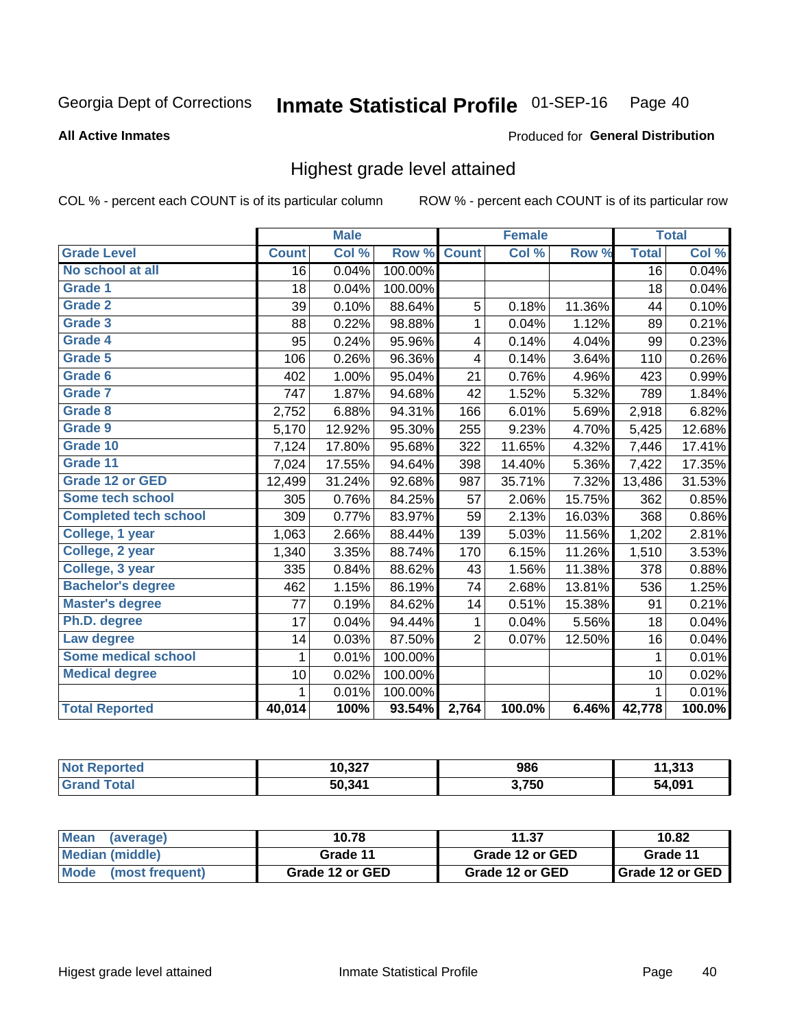Georgia Dept of Corrections **Inmate Statistical Profile** 01-SEP-16

**All Active Inmates**

Produced for **General Distribution**

## Highest grade level attained

COL % - percent each COUNT is of its particular column ROW % - percent each COUNT is of its particular row

| | Male | | | Female | | | Total | |
|---|---|---|---|---|---|---|---|---|
| **Grade Level** | **Count** | **Col %** | **Row %** | **Count** | **Col %** | **Row %** | **Total** | **Col %** |
| No school at all | 16 | 0.04% | 100.00% | | | | 16 | 0.04% |
| Grade 1 | 18 | 0.04% | 100.00% | | | | 18 | 0.04% |
| Grade 2 | 39 | 0.10% | 88.64% | 5 | 0.18% | 11.36% | 44 | 0.10% |
| Grade 3 | 88 | 0.22% | 98.88% | 1 | 0.04% | 1.12% | 89 | 0.21% |
| Grade 4 | 95 | 0.24% | 95.96% | 4 | 0.14% | 4.04% | 99 | 0.23% |
| Grade 5 | 106 | 0.26% | 96.36% | 4 | 0.14% | 3.64% | 110 | 0.26% |
| Grade 6 | 402 | 1.00% | 95.04% | 21 | 0.76% | 4.96% | 423 | 0.99% |
| Grade 7 | 747 | 1.87% | 94.68% | 42 | 1.52% | 5.32% | 789 | 1.84% |
| Grade 8 | 2,752 | 6.88% | 94.31% | 166 | 6.01% | 5.69% | 2,918 | 6.82% |
| Grade 9 | 5,170 | 12.92% | 95.30% | 255 | 9.23% | 4.70% | 5,425 | 12.68% |
| Grade 10 | 7,124 | 17.80% | 95.68% | 322 | 11.65% | 4.32% | 7,446 | 17.41% |
| Grade 11 | 7,024 | 17.55% | 94.64% | 398 | 14.40% | 5.36% | 7,422 | 17.35% |
| Grade 12 or GED | 12,499 | 31.24% | 92.68% | 987 | 35.71% | 7.32% | 13,486 | 31.53% |
| Some tech school | 305 | 0.76% | 84.25% | 57 | 2.06% | 15.75% | 362 | 0.85% |
| Completed tech school | 309 | 0.77% | 83.97% | 59 | 2.13% | 16.03% | 368 | 0.86% |
| College, 1 year | 1,063 | 2.66% | 88.44% | 139 | 5.03% | 11.56% | 1,202 | 2.81% |
| College, 2 year | 1,340 | 3.35% | 88.74% | 170 | 6.15% | 11.26% | 1,510 | 3.53% |
| College, 3 year | 335 | 0.84% | 88.62% | 43 | 1.56% | 11.38% | 378 | 0.88% |
| Bachelor's degree | 462 | 1.15% | 86.19% | 74 | 2.68% | 13.81% | 536 | 1.25% |
| Master's degree | 77 | 0.19% | 84.62% | 14 | 0.51% | 15.38% | 91 | 0.21% |
| Ph.D. degree | 17 | 0.04% | 94.44% | 1 | 0.04% | 5.56% | 18 | 0.04% |
| Law degree | 14 | 0.03% | 87.50% | 2 | 0.07% | 12.50% | 16 | 0.04% |
| Some medical school | 1 | 0.01% | 100.00% | | | | 1 | 0.01% |
| Medical degree | 10 | 0.02% | 100.00% | | | | 10 | 0.02% |
| | 1 | 0.01% | 100.00% | | | | 1 | 0.01% |
| **Total Reported** | **40,014** | **100%** | **93.54%** | **2,764** | **100.0%** | **6.46%** | **42,778** | **100.0%** |

| | Male | Female | Total |
|---|---|---|---|
| Not Reported | 10,327 | 986 | 11,313 |
| Grand Total | 50,341 | 3,750 | 54,091 |

| | Male | Female | Total |
|---|---|---|---|
| Mean (average) | 10.78 | 11.37 | 10.82 |
| Median (middle) | Grade 11 | Grade 12 or GED | Grade 11 |
| Mode (most frequent) | Grade 12 or GED | Grade 12 or GED | Grade 12 or GED |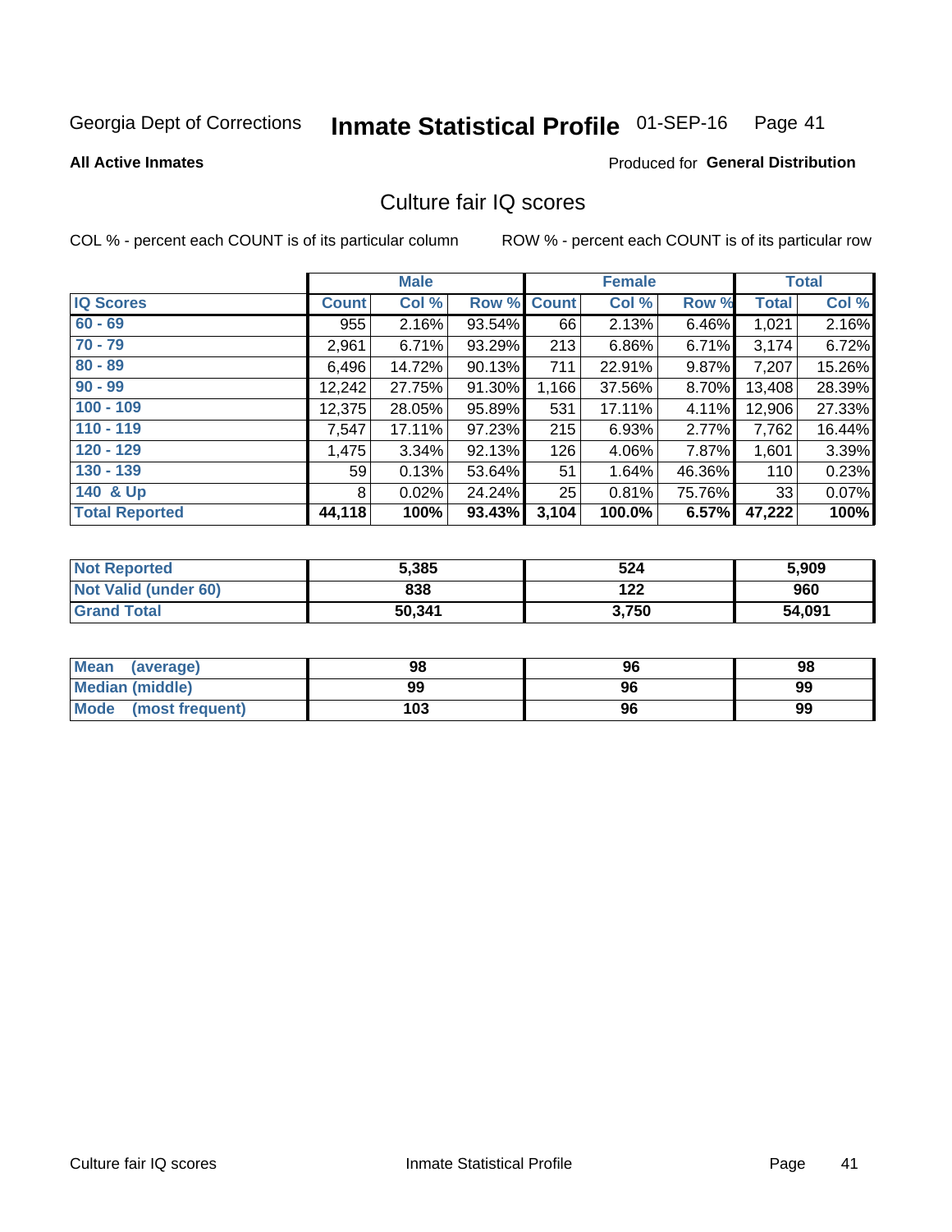Georgia Dept of Corrections **Inmate Statistical Profile** 01-SEP-16

**All Active Inmates**

Produced for **General Distribution**

## Culture fair IQ scores

COL % - percent each COUNT is of its particular column ROW % - percent each COUNT is of its particular row

| | Male | | | Female | | | Total | |
|---|---|---|---|---|---|---|---|---|
| **IQ Scores** | **Count** | **Col %** | **Row %** | **Count** | **Col %** | **Row %** | **Total** | **Col %** |
| 60 - 69 | 955 | 2.16% | 93.54% | 66 | 2.13% | 6.46% | 1,021 | 2.16% |
| 70 - 79 | 2,961 | 6.71% | 93.29% | 213 | 6.86% | 6.71% | 3,174 | 6.72% |
| 80 - 89 | 6,496 | 14.72% | 90.13% | 711 | 22.91% | 9.87% | 7,207 | 15.26% |
| 90 - 99 | 12,242 | 27.75% | 91.30% | 1,166 | 37.56% | 8.70% | 13,408 | 28.39% |
| 100 - 109 | 12,375 | 28.05% | 95.89% | 531 | 17.11% | 4.11% | 12,906 | 27.33% |
| 110 - 119 | 7,547 | 17.11% | 97.23% | 215 | 6.93% | 2.77% | 7,762 | 16.44% |
| 120 - 129 | 1,475 | 3.34% | 92.13% | 126 | 4.06% | 7.87% | 1,601 | 3.39% |
| 130 - 139 | 59 | 0.13% | 53.64% | 51 | 1.64% | 46.36% | 110 | 0.23% |
| 140 & Up | 8 | 0.02% | 24.24% | 25 | 0.81% | 75.76% | 33 | 0.07% |
| **Total Reported** | **44,118** | **100%** | **93.43%** | **3,104** | **100.0%** | **6.57%** | **47,222** | **100%** |

| | Male | Female | Total |
|---|---|---|---|
| Not Reported | 5,385 | 524 | 5,909 |
| Not Valid (under 60) | 838 | 122 | 960 |
| Grand Total | 50,341 | 3,750 | 54,091 |

| | Male | Female | Total |
|---|---|---|---|
| Mean (average) | 98 | 96 | 98 |
| Median (middle) | 99 | 96 | 99 |
| Mode (most frequent) | 103 | 96 | 99 |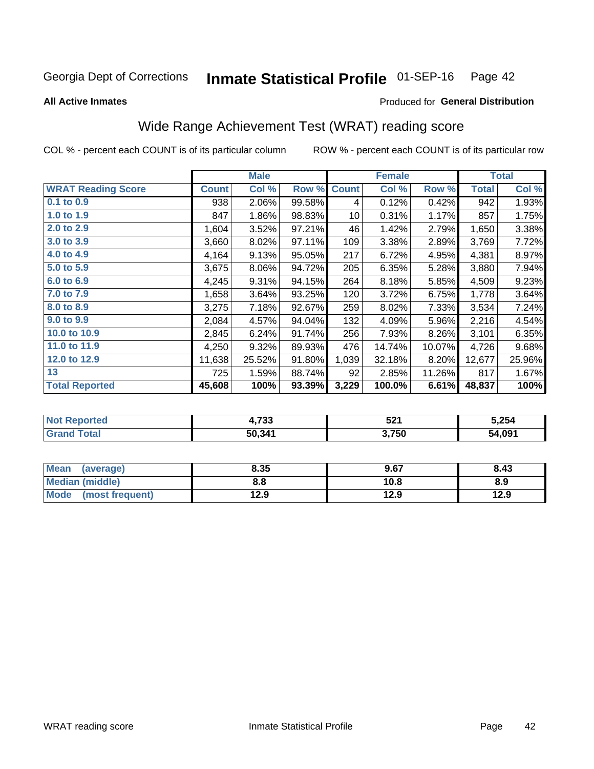Georgia Dept of Corrections **Inmate Statistical Profile** 01-SEP-16

**All Active Inmates**

Produced for **General Distribution**

## Wide Range Achievement Test (WRAT) reading score

COL % - percent each COUNT is of its particular column    ROW % - percent each COUNT is of its particular row

| | Male | | | Female | | | Total | |
|---|---|---|---|---|---|---|---|---|
| **WRAT Reading Score** | **Count** | **Col %** | **Row %** | **Count** | **Col %** | **Row %** | **Total** | **Col %** |
| 0.1 to 0.9 | 938 | 2.06% | 99.58% | 4 | 0.12% | 0.42% | 942 | 1.93% |
| 1.0 to 1.9 | 847 | 1.86% | 98.83% | 10 | 0.31% | 1.17% | 857 | 1.75% |
| 2.0 to 2.9 | 1,604 | 3.52% | 97.21% | 46 | 1.42% | 2.79% | 1,650 | 3.38% |
| 3.0 to 3.9 | 3,660 | 8.02% | 97.11% | 109 | 3.38% | 2.89% | 3,769 | 7.72% |
| 4.0 to 4.9 | 4,164 | 9.13% | 95.05% | 217 | 6.72% | 4.95% | 4,381 | 8.97% |
| 5.0 to 5.9 | 3,675 | 8.06% | 94.72% | 205 | 6.35% | 5.28% | 3,880 | 7.94% |
| 6.0 to 6.9 | 4,245 | 9.31% | 94.15% | 264 | 8.18% | 5.85% | 4,509 | 9.23% |
| 7.0 to 7.9 | 1,658 | 3.64% | 93.25% | 120 | 3.72% | 6.75% | 1,778 | 3.64% |
| 8.0 to 8.9 | 3,275 | 7.18% | 92.67% | 259 | 8.02% | 7.33% | 3,534 | 7.24% |
| 9.0 to 9.9 | 2,084 | 4.57% | 94.04% | 132 | 4.09% | 5.96% | 2,216 | 4.54% |
| 10.0 to 10.9 | 2,845 | 6.24% | 91.74% | 256 | 7.93% | 8.26% | 3,101 | 6.35% |
| 11.0 to 11.9 | 4,250 | 9.32% | 89.93% | 476 | 14.74% | 10.07% | 4,726 | 9.68% |
| 12.0 to 12.9 | 11,638 | 25.52% | 91.80% | 1,039 | 32.18% | 8.20% | 12,677 | 25.96% |
| 13 | 725 | 1.59% | 88.74% | 92 | 2.85% | 11.26% | 817 | 1.67% |
| **Total Reported** | **45,608** | **100%** | **93.39%** | **3,229** | **100.0%** | **6.61%** | **48,837** | **100%** |

| | Male | Female | Total |
|---|---|---|---|
| Not Reported | 4,733 | 521 | 5,254 |
| Grand Total | 50,341 | 3,750 | 54,091 |

| | Male | Female | Total |
|---|---|---|---|
| Mean (average) | 8.35 | 9.67 | 8.43 |
| Median (middle) | 8.8 | 10.8 | 8.9 |
| Mode (most frequent) | 12.9 | 12.9 | 12.9 |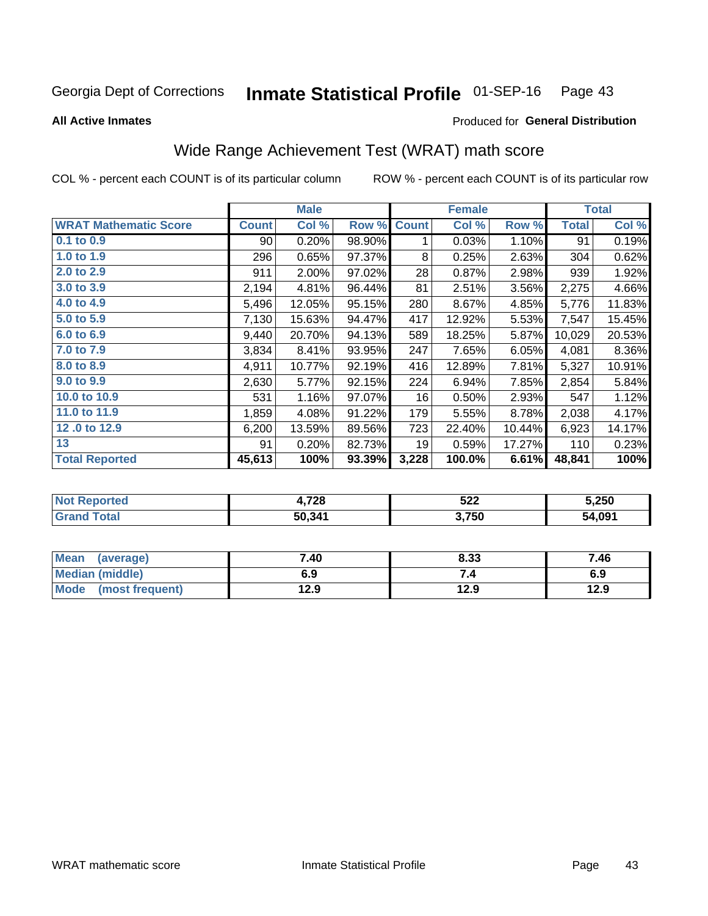Georgia Dept of Corrections **Inmate Statistical Profile** 01-SEP-16

**All Active Inmates**

Produced for **General Distribution**

## Wide Range Achievement Test (WRAT) math score

COL % - percent each COUNT is of its particular column     ROW % - percent each COUNT is of its particular row

| | Male | | | Female | | | Total | |
|---|---|---|---|---|---|---|---|---|
| **WRAT Mathematic Score** | **Count** | **Col %** | **Row %** | **Count** | **Col %** | **Row %** | **Total** | **Col %** |
| 0.1 to 0.9 | 90 | 0.20% | 98.90% | 1 | 0.03% | 1.10% | 91 | 0.19% |
| 1.0 to 1.9 | 296 | 0.65% | 97.37% | 8 | 0.25% | 2.63% | 304 | 0.62% |
| 2.0 to 2.9 | 911 | 2.00% | 97.02% | 28 | 0.87% | 2.98% | 939 | 1.92% |
| 3.0 to 3.9 | 2,194 | 4.81% | 96.44% | 81 | 2.51% | 3.56% | 2,275 | 4.66% |
| 4.0 to 4.9 | 5,496 | 12.05% | 95.15% | 280 | 8.67% | 4.85% | 5,776 | 11.83% |
| 5.0 to 5.9 | 7,130 | 15.63% | 94.47% | 417 | 12.92% | 5.53% | 7,547 | 15.45% |
| 6.0 to 6.9 | 9,440 | 20.70% | 94.13% | 589 | 18.25% | 5.87% | 10,029 | 20.53% |
| 7.0 to 7.9 | 3,834 | 8.41% | 93.95% | 247 | 7.65% | 6.05% | 4,081 | 8.36% |
| 8.0 to 8.9 | 4,911 | 10.77% | 92.19% | 416 | 12.89% | 7.81% | 5,327 | 10.91% |
| 9.0 to 9.9 | 2,630 | 5.77% | 92.15% | 224 | 6.94% | 7.85% | 2,854 | 5.84% |
| 10.0 to 10.9 | 531 | 1.16% | 97.07% | 16 | 0.50% | 2.93% | 547 | 1.12% |
| 11.0 to 11.9 | 1,859 | 4.08% | 91.22% | 179 | 5.55% | 8.78% | 2,038 | 4.17% |
| 12 .0 to 12.9 | 6,200 | 13.59% | 89.56% | 723 | 22.40% | 10.44% | 6,923 | 14.17% |
| 13 | 91 | 0.20% | 82.73% | 19 | 0.59% | 17.27% | 110 | 0.23% |
| **Total Reported** | **45,613** | **100%** | **93.39%** | **3,228** | **100.0%** | **6.61%** | **48,841** | **100%** |

| | Male | Female | Total |
|---|---|---|---|
| Not Reported | 4,728 | 522 | 5,250 |
| Grand Total | 50,341 | 3,750 | 54,091 |

| | Male | Female | Total |
|---|---|---|---|
| Mean (average) | 7.40 | 8.33 | 7.46 |
| Median (middle) | 6.9 | 7.4 | 6.9 |
| Mode (most frequent) | 12.9 | 12.9 | 12.9 |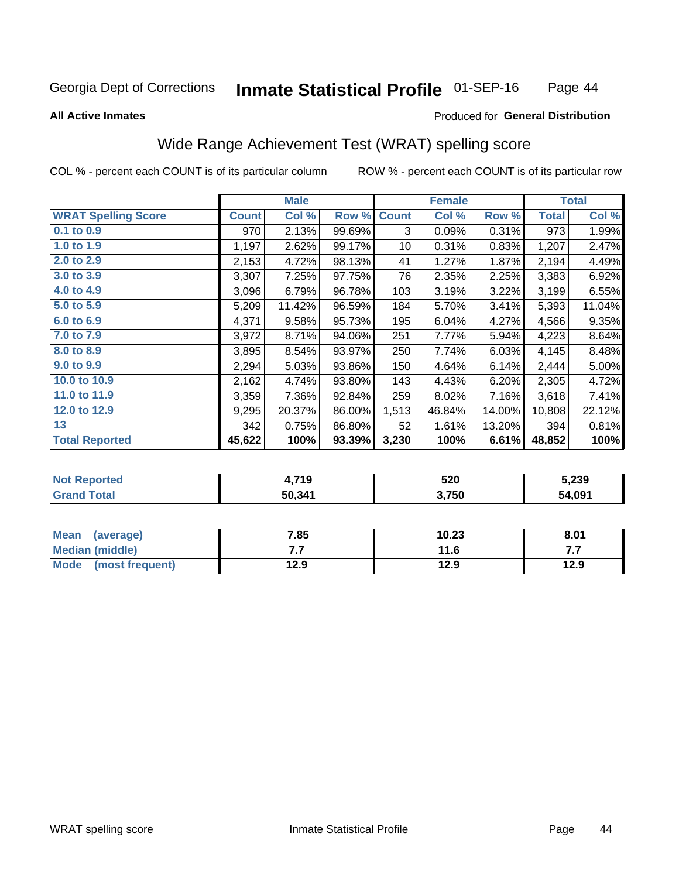Georgia Dept of Corrections **Inmate Statistical Profile** 01-SEP-16

**All Active Inmates**

Produced for **General Distribution**

## Wide Range Achievement Test (WRAT) spelling score

COL % - percent each COUNT is of its particular column ROW % - percent each COUNT is of its particular row

| | Male | | | Female | | | Total | |
|---|---|---|---|---|---|---|---|---|
| **WRAT Spelling Score** | **Count** | **Col %** | **Row %** | **Count** | **Col %** | **Row %** | **Total** | **Col %** |
| 0.1 to 0.9 | 970 | 2.13% | 99.69% | 3 | 0.09% | 0.31% | 973 | 1.99% |
| 1.0 to 1.9 | 1,197 | 2.62% | 99.17% | 10 | 0.31% | 0.83% | 1,207 | 2.47% |
| 2.0 to 2.9 | 2,153 | 4.72% | 98.13% | 41 | 1.27% | 1.87% | 2,194 | 4.49% |
| 3.0 to 3.9 | 3,307 | 7.25% | 97.75% | 76 | 2.35% | 2.25% | 3,383 | 6.92% |
| 4.0 to 4.9 | 3,096 | 6.79% | 96.78% | 103 | 3.19% | 3.22% | 3,199 | 6.55% |
| 5.0 to 5.9 | 5,209 | 11.42% | 96.59% | 184 | 5.70% | 3.41% | 5,393 | 11.04% |
| 6.0 to 6.9 | 4,371 | 9.58% | 95.73% | 195 | 6.04% | 4.27% | 4,566 | 9.35% |
| 7.0 to 7.9 | 3,972 | 8.71% | 94.06% | 251 | 7.77% | 5.94% | 4,223 | 8.64% |
| 8.0 to 8.9 | 3,895 | 8.54% | 93.97% | 250 | 7.74% | 6.03% | 4,145 | 8.48% |
| 9.0 to 9.9 | 2,294 | 5.03% | 93.86% | 150 | 4.64% | 6.14% | 2,444 | 5.00% |
| 10.0 to 10.9 | 2,162 | 4.74% | 93.80% | 143 | 4.43% | 6.20% | 2,305 | 4.72% |
| 11.0 to 11.9 | 3,359 | 7.36% | 92.84% | 259 | 8.02% | 7.16% | 3,618 | 7.41% |
| 12.0 to 12.9 | 9,295 | 20.37% | 86.00% | 1,513 | 46.84% | 14.00% | 10,808 | 22.12% |
| 13 | 342 | 0.75% | 86.80% | 52 | 1.61% | 13.20% | 394 | 0.81% |
| **Total Reported** | **45,622** | **100%** | **93.39%** | **3,230** | **100%** | **6.61%** | **48,852** | **100%** |

| | Male | Female | Total |
|---|---|---|---|
| Not Reported | 4,719 | 520 | 5,239 |
| Grand Total | 50,341 | 3,750 | 54,091 |

| | Male | Female | Total |
|---|---|---|---|
| Mean (average) | 7.85 | 10.23 | 8.01 |
| Median (middle) | 7.7 | 11.6 | 7.7 |
| Mode (most frequent) | 12.9 | 12.9 | 12.9 |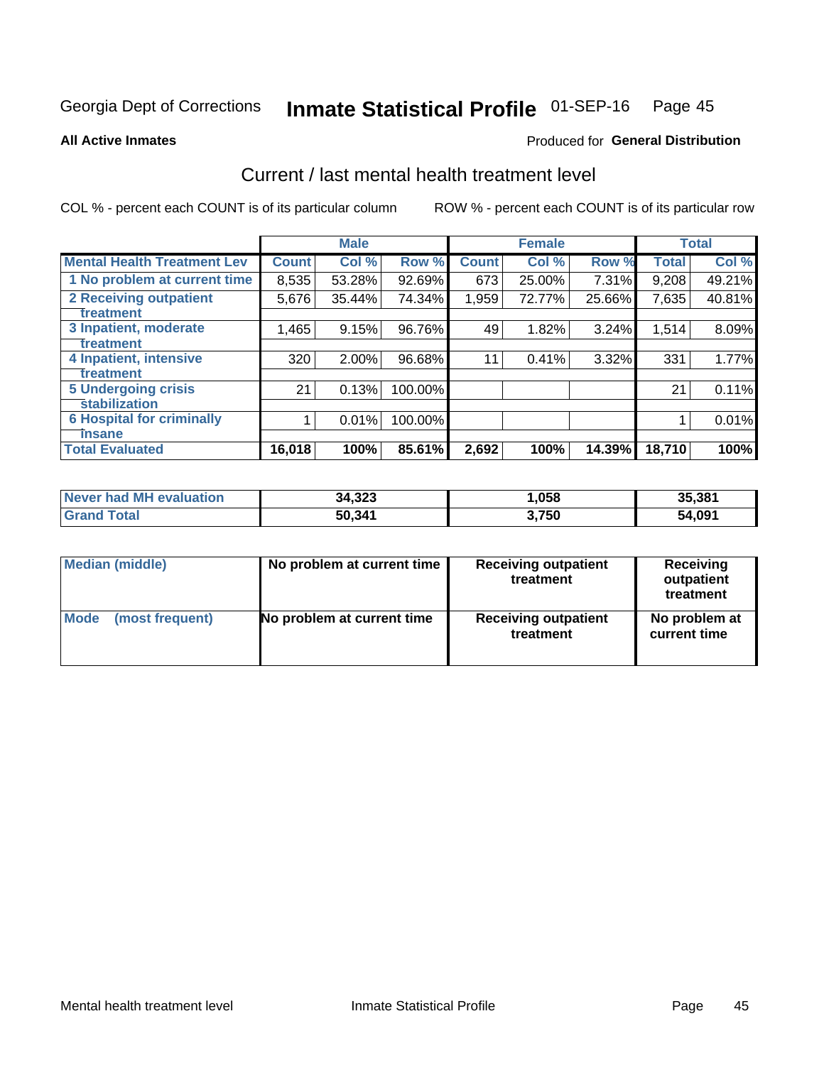Georgia Dept of Corrections **Inmate Statistical Profile** 01-SEP-16

**All Active Inmates**

Produced for **General Distribution**

## Current / last mental health treatment level

COL % - percent each COUNT is of its particular column ROW % - percent each COUNT is of its particular row

| | Male | | | Female | | | Total | |
|---|---|---|---|---|---|---|---|---|
| **Mental Health Treatment Lev** | **Count** | **Col %** | **Row %** | **Count** | **Col %** | **Row %** | **Total** | **Col %** |
| 1 No problem at current time | 8,535 | 53.28% | 92.69% | 673 | 25.00% | 7.31% | 9,208 | 49.21% |
| 2 Receiving outpatient treatment | 5,676 | 35.44% | 74.34% | 1,959 | 72.77% | 25.66% | 7,635 | 40.81% |
| 3 Inpatient, moderate treatment | 1,465 | 9.15% | 96.76% | 49 | 1.82% | 3.24% | 1,514 | 8.09% |
| 4 Inpatient, intensive treatment | 320 | 2.00% | 96.68% | 11 | 0.41% | 3.32% | 331 | 1.77% |
| 5 Undergoing crisis stabilization | 21 | 0.13% | 100.00% | | | | 21 | 0.11% |
| 6 Hospital for criminally insane | 1 | 0.01% | 100.00% | | | | 1 | 0.01% |
| **Total Evaluated** | **16,018** | **100%** | **85.61%** | **2,692** | **100%** | **14.39%** | **18,710** | **100%** |

| | Male | Female | Total |
|---|---|---|---|
| **Never had MH evaluation** | **34,323** | **1,058** | **35,381** |
| **Grand Total** | **50,341** | **3,750** | **54,091** |

| | Male | Female | Total |
|---|---|---|---|
| **Median (middle)** | **No problem at current time** | **Receiving outpatient treatment** | **Receiving outpatient treatment** |
| **Mode (most frequent)** | **No problem at current time** | **Receiving outpatient treatment** | **No problem at current time** |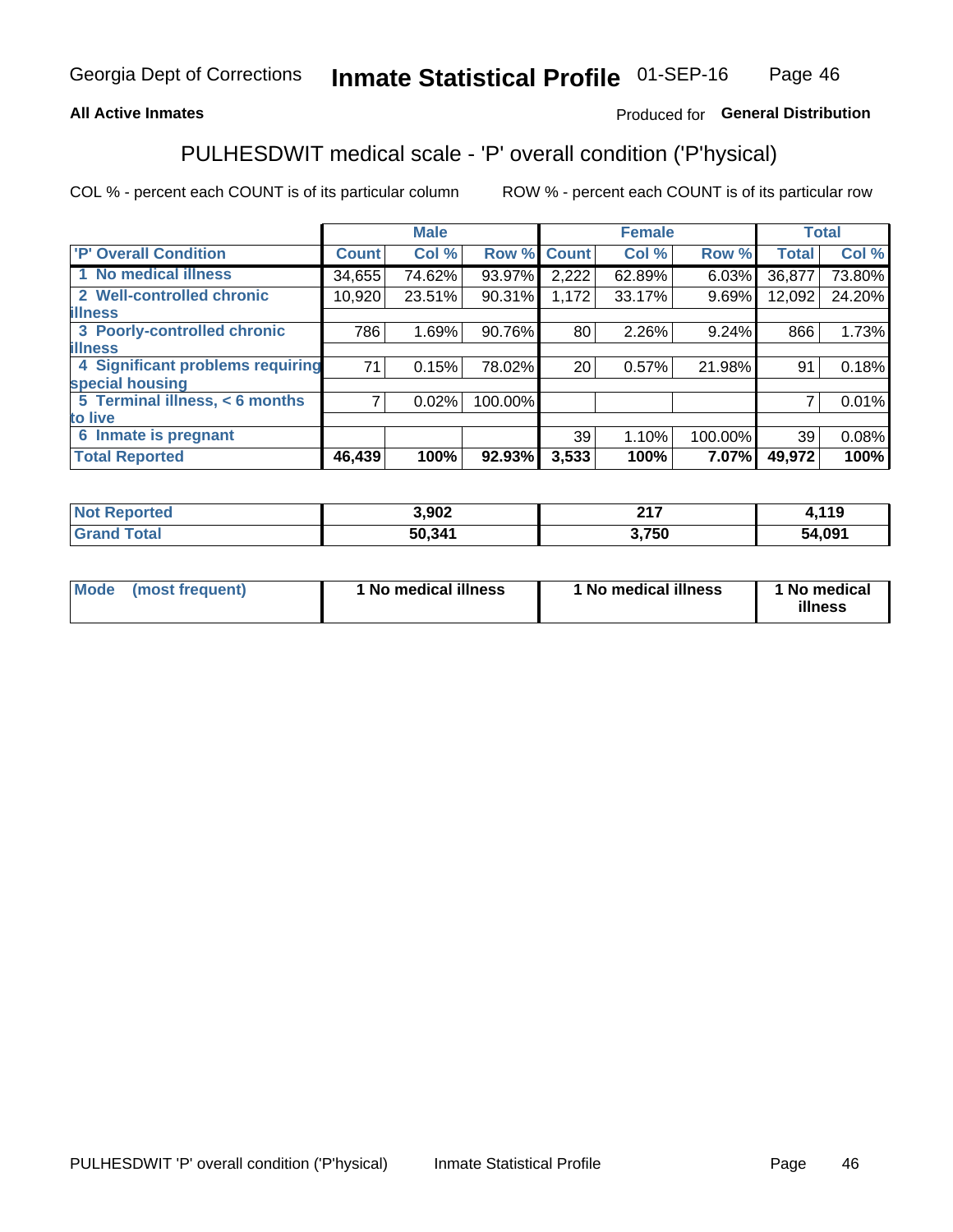Georgia Dept of Corrections **Inmate Statistical Profile** 01-SEP-16

**All Active Inmates**

Produced for **General Distribution**

## PULHESDWIT medical scale - 'P' overall condition ('P'hysical)

COL % - percent each COUNT is of its particular column

ROW % - percent each COUNT is of its particular row

| | Male | | | Female | | | Total | |
|---|---|---|---|---|---|---|---|---|
| 'P' Overall Condition | Count | Col % | Row % | Count | Col % | Row % | Total | Col % |
| 1 No medical illness | 34,655 | 74.62% | 93.97% | 2,222 | 62.89% | 6.03% | 36,877 | 73.80% |
| 2 Well-controlled chronic illness | 10,920 | 23.51% | 90.31% | 1,172 | 33.17% | 9.69% | 12,092 | 24.20% |
| 3 Poorly-controlled chronic illness | 786 | 1.69% | 90.76% | 80 | 2.26% | 9.24% | 866 | 1.73% |
| 4 Significant problems requiring special housing | 71 | 0.15% | 78.02% | 20 | 0.57% | 21.98% | 91 | 0.18% |
| 5 Terminal illness, < 6 months to live | 7 | 0.02% | 100.00% | | | | 7 | 0.01% |
| 6 Inmate is pregnant | | | | 39 | 1.10% | 100.00% | 39 | 0.08% |
| **Total Reported** | **46,439** | **100%** | **92.93%** | **3,533** | **100%** | **7.07%** | **49,972** | **100%** |

| | Male | Female | Total |
|---|---|---|---|
| Not Reported | 3,902 | 217 | 4,119 |
| Grand Total | 50,341 | 3,750 | 54,091 |

| | Male | Female | Total |
|---|---|---|---|
| Mode (most frequent) | 1 No medical illness | 1 No medical illness | 1 No medical illness |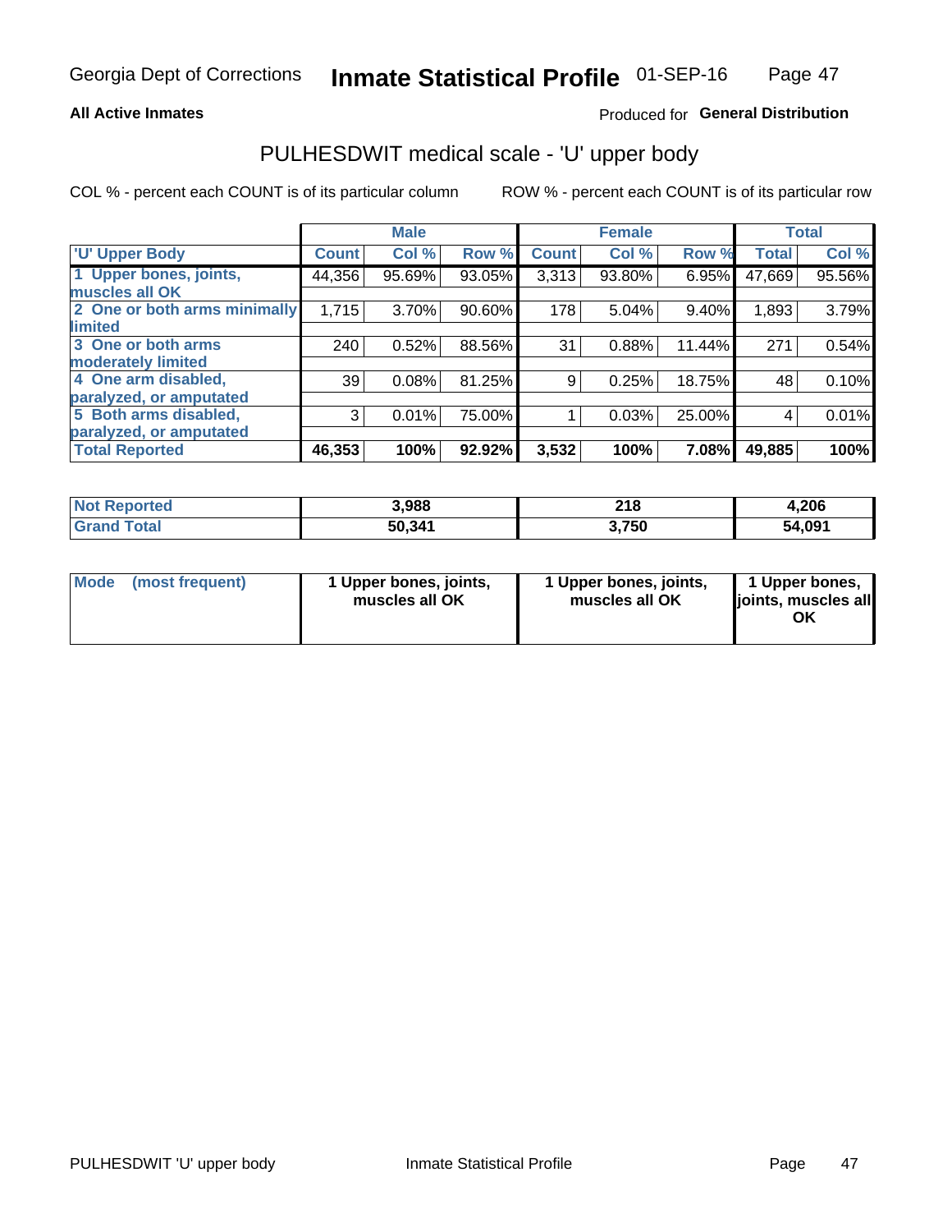**All Active Inmates**

Produced for **General Distribution**

## PULHESDWIT medical scale - 'U' upper body

COL % - percent each COUNT is of its particular column

ROW % - percent each COUNT is of its particular row

| | Male | | | Female | | | Total | |
|---|---|---|---|---|---|---|---|---|
| 'U' Upper Body | Count | Col % | Row % | Count | Col % | Row % | Total | Col % |
| 1 Upper bones, joints, muscles all OK | 44,356 | 95.69% | 93.05% | 3,313 | 93.80% | 6.95% | 47,669 | 95.56% |
| 2 One or both arms minimally limited | 1,715 | 3.70% | 90.60% | 178 | 5.04% | 9.40% | 1,893 | 3.79% |
| 3 One or both arms moderately limited | 240 | 0.52% | 88.56% | 31 | 0.88% | 11.44% | 271 | 0.54% |
| 4 One arm disabled, paralyzed, or amputated | 39 | 0.08% | 81.25% | 9 | 0.25% | 18.75% | 48 | 0.10% |
| 5 Both arms disabled, paralyzed, or amputated | 3 | 0.01% | 75.00% | 1 | 0.03% | 25.00% | 4 | 0.01% |
| **Total Reported** | **46,353** | **100%** | **92.92%** | **3,532** | **100%** | **7.08%** | **49,885** | **100%** |

| | Male | Female | Total |
|---|---|---|---|
| Not Reported | 3,988 | 218 | 4,206 |
| Grand Total | 50,341 | 3,750 | 54,091 |

| | Male | Female | Total |
|---|---|---|---|
| Mode (most frequent) | 1 Upper bones, joints, muscles all OK | 1 Upper bones, joints, muscles all OK | 1 Upper bones, joints, muscles all OK |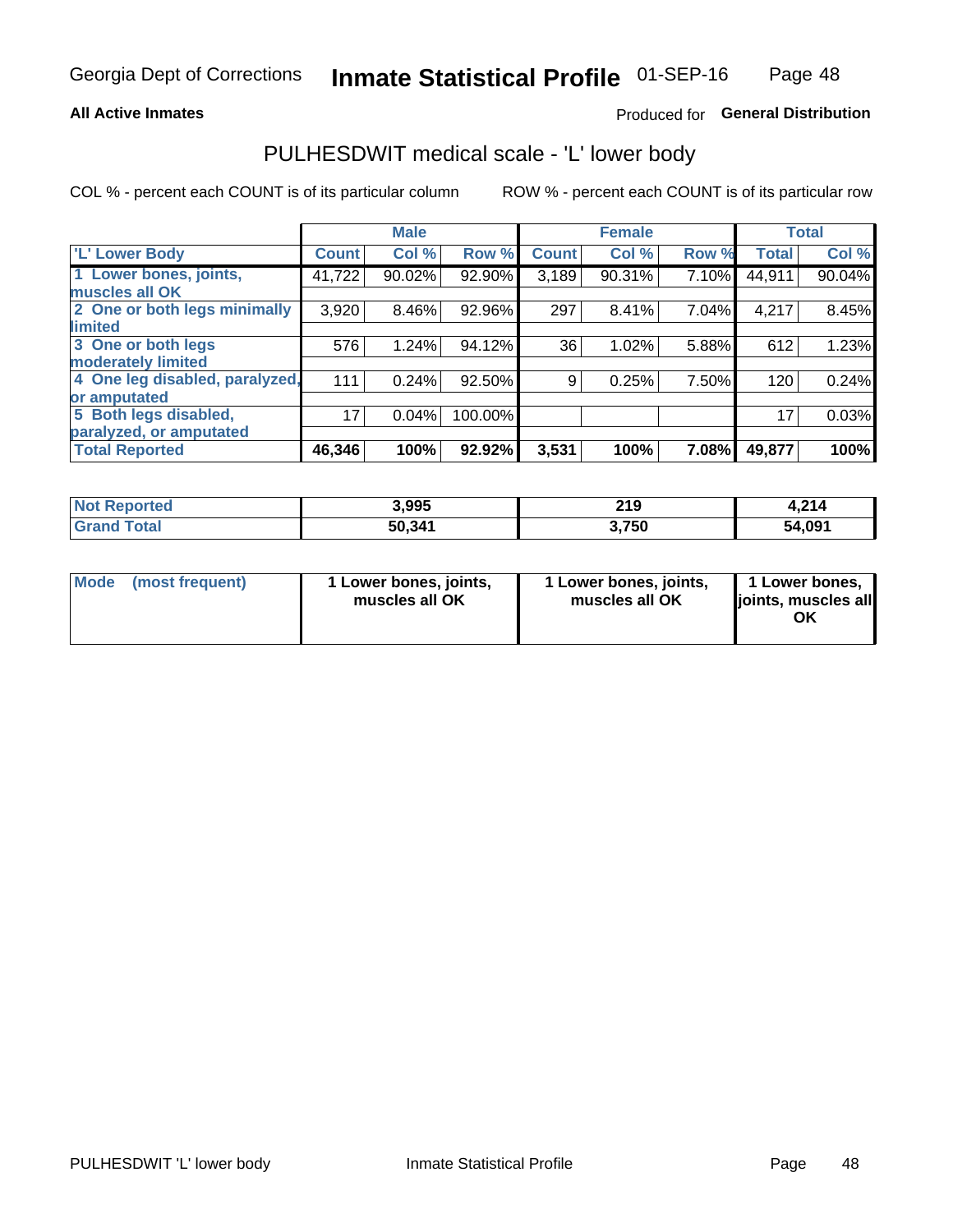Georgia Dept of Corrections **Inmate Statistical Profile** 01-SEP-16

**All Active Inmates**

Produced for **General Distribution**

## PULHESDWIT medical scale - 'L' lower body

COL % - percent each COUNT is of its particular column

ROW % - percent each COUNT is of its particular row

| | Male | | | Female | | | Total | |
|---|---|---|---|---|---|---|---|---|
| 'L' Lower Body | Count | Col % | Row % | Count | Col % | Row % | Total | Col % |
| 1 Lower bones, joints, muscles all OK | 41,722 | 90.02% | 92.90% | 3,189 | 90.31% | 7.10% | 44,911 | 90.04% |
| 2 One or both legs minimally limited | 3,920 | 8.46% | 92.96% | 297 | 8.41% | 7.04% | 4,217 | 8.45% |
| 3 One or both legs moderately limited | 576 | 1.24% | 94.12% | 36 | 1.02% | 5.88% | 612 | 1.23% |
| 4 One leg disabled, paralyzed, or amputated | 111 | 0.24% | 92.50% | 9 | 0.25% | 7.50% | 120 | 0.24% |
| 5 Both legs disabled, paralyzed, or amputated | 17 | 0.04% | 100.00% | | | | 17 | 0.03% |
| **Total Reported** | **46,346** | **100%** | **92.92%** | **3,531** | **100%** | **7.08%** | **49,877** | **100%** |

| | Male | Female | Total |
|---|---|---|---|
| Not Reported | 3,995 | 219 | 4,214 |
| Grand Total | 50,341 | 3,750 | 54,091 |

| | Male | Female | Total |
|---|---|---|---|
| Mode (most frequent) | 1 Lower bones, joints, muscles all OK | 1 Lower bones, joints, muscles all OK | 1 Lower bones, joints, muscles all OK |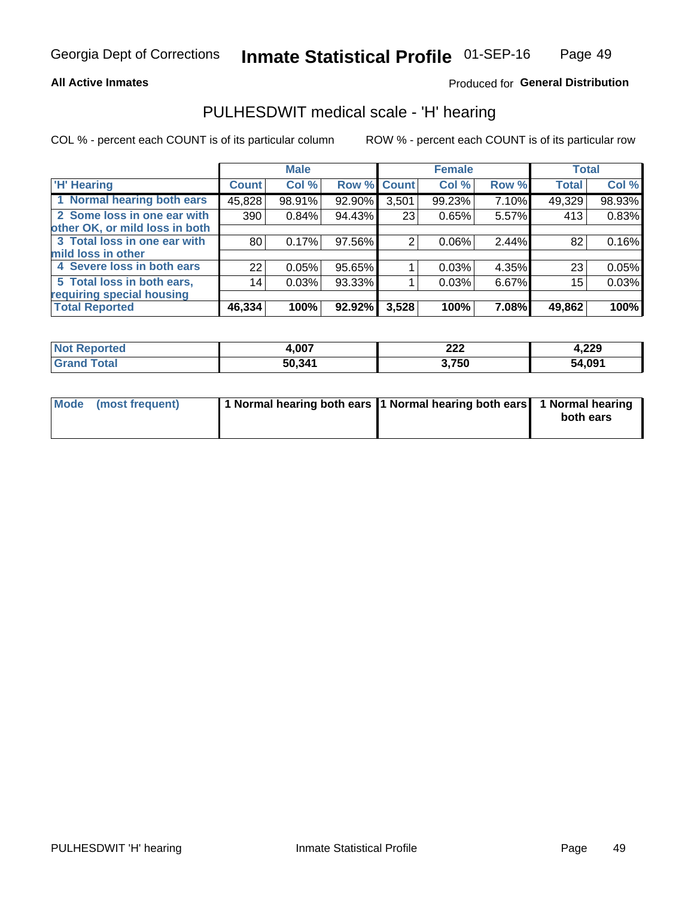**All Active Inmates**

Produced for **General Distribution**

## PULHESDWIT medical scale - 'H' hearing

COL % - percent each COUNT is of its particular column

ROW % - percent each COUNT is of its particular row

| | Male | | | Female | | | Total | |
|---|---|---|---|---|---|---|---|---|
| 'H' Hearing | Count | Col % | Row % | Count | Col % | Row % | Total | Col % |
| 1 Normal hearing both ears | 45,828 | 98.91% | 92.90% | 3,501 | 99.23% | 7.10% | 49,329 | 98.93% |
| 2 Some loss in one ear with other OK, or mild loss in both | 390 | 0.84% | 94.43% | 23 | 0.65% | 5.57% | 413 | 0.83% |
| 3 Total loss in one ear with mild loss in other | 80 | 0.17% | 97.56% | 2 | 0.06% | 2.44% | 82 | 0.16% |
| 4 Severe loss in both ears | 22 | 0.05% | 95.65% | 1 | 0.03% | 4.35% | 23 | 0.05% |
| 5 Total loss in both ears, requiring special housing | 14 | 0.03% | 93.33% | 1 | 0.03% | 6.67% | 15 | 0.03% |
| **Total Reported** | **46,334** | **100%** | **92.92%** | **3,528** | **100%** | **7.08%** | **49,862** | **100%** |

| | Male | Female | Total |
|---|---|---|---|
| Not Reported | 4,007 | 222 | 4,229 |
| Grand Total | 50,341 | 3,750 | 54,091 |

| | Male | Female | Total |
|---|---|---|---|
| Mode (most frequent) | 1 Normal hearing both ears | 1 Normal hearing both ears | 1 Normal hearing both ears |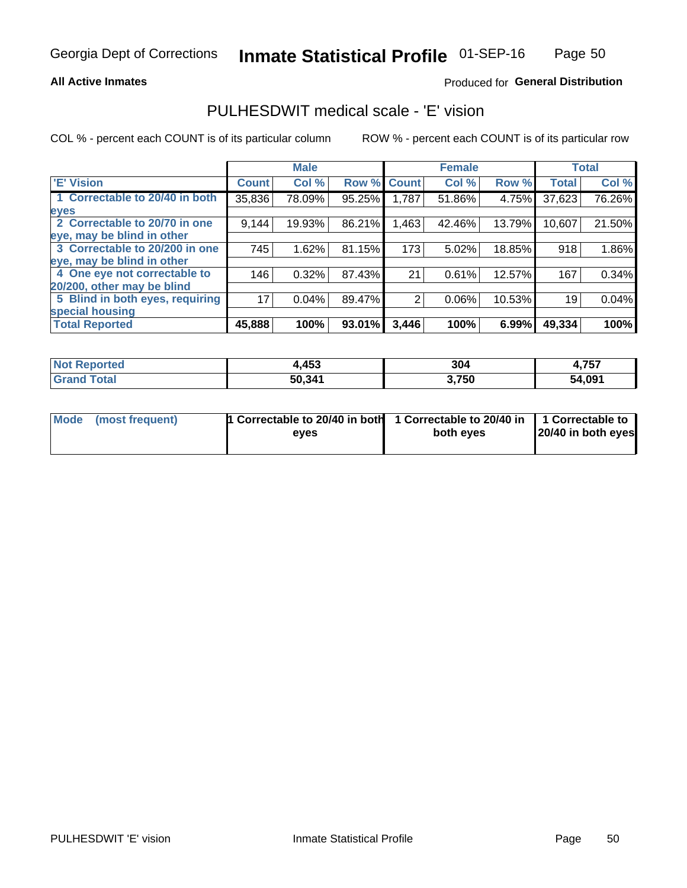**All Active Inmates**

Produced for **General Distribution**

## PULHESDWIT medical scale - 'E' vision

COL % - percent each COUNT is of its particular column

ROW % - percent each COUNT is of its particular row

| | Male | | | Female | | | Total | |
|---|---|---|---|---|---|---|---|---|
| 'E' Vision | Count | Col % | Row % | Count | Col % | Row % | Total | Col % |
| 1 Correctable to 20/40 in both eyes | 35,836 | 78.09% | 95.25% | 1,787 | 51.86% | 4.75% | 37,623 | 76.26% |
| 2 Correctable to 20/70 in one eye, may be blind in other | 9,144 | 19.93% | 86.21% | 1,463 | 42.46% | 13.79% | 10,607 | 21.50% |
| 3 Correctable to 20/200 in one eye, may be blind in other | 745 | 1.62% | 81.15% | 173 | 5.02% | 18.85% | 918 | 1.86% |
| 4 One eye not correctable to 20/200, other may be blind | 146 | 0.32% | 87.43% | 21 | 0.61% | 12.57% | 167 | 0.34% |
| 5 Blind in both eyes, requiring special housing | 17 | 0.04% | 89.47% | 2 | 0.06% | 10.53% | 19 | 0.04% |
| **Total Reported** | **45,888** | **100%** | **93.01%** | **3,446** | **100%** | **6.99%** | **49,334** | **100%** |

| | Male | Female | Total |
|---|---|---|---|
| Not Reported | 4,453 | 304 | 4,757 |
| Grand Total | 50,341 | 3,750 | 54,091 |

| | Male | Female | Total |
|---|---|---|---|
| Mode (most frequent) | 1 Correctable to 20/40 in both eyes | 1 Correctable to 20/40 in both eyes | 1 Correctable to 20/40 in both eyes |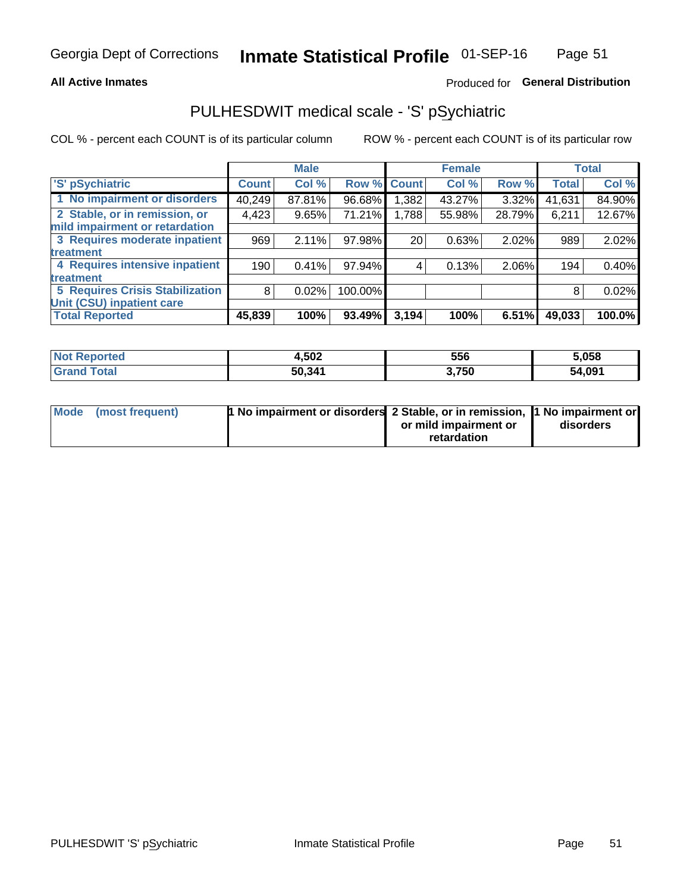**All Active Inmates**

Produced for **General Distribution**

## PULHESDWIT medical scale - 'S' pSychiatric

COL % - percent each COUNT is of its particular column

ROW % - percent each COUNT is of its particular row

| | Male | | | Female | | | Total | |
|---|---|---|---|---|---|---|---|---|
| 'S' pSychiatric | Count | Col % | Row % | Count | Col % | Row % | Total | Col % |
| 1 No impairment or disorders | 40,249 | 87.81% | 96.68% | 1,382 | 43.27% | 3.32% | 41,631 | 84.90% |
| 2 Stable, or in remission, or mild impairment or retardation | 4,423 | 9.65% | 71.21% | 1,788 | 55.98% | 28.79% | 6,211 | 12.67% |
| 3 Requires moderate inpatient treatment | 969 | 2.11% | 97.98% | 20 | 0.63% | 2.02% | 989 | 2.02% |
| 4 Requires intensive inpatient treatment | 190 | 0.41% | 97.94% | 4 | 0.13% | 2.06% | 194 | 0.40% |
| 5 Requires Crisis Stabilization Unit (CSU) inpatient care | 8 | 0.02% | 100.00% | | | | 8 | 0.02% |
| **Total Reported** | **45,839** | **100%** | **93.49%** | **3,194** | **100%** | **6.51%** | **49,033** | **100.0%** |

| | Male | Female | Total |
|---|---|---|---|
| Not Reported | 4,502 | 556 | 5,058 |
| Grand Total | 50,341 | 3,750 | 54,091 |

| | Male | Female | Total |
|---|---|---|---|
| Mode (most frequent) | 1 No impairment or disorders | 2 Stable, or in remission, or mild impairment or retardation | 1 No impairment or disorders |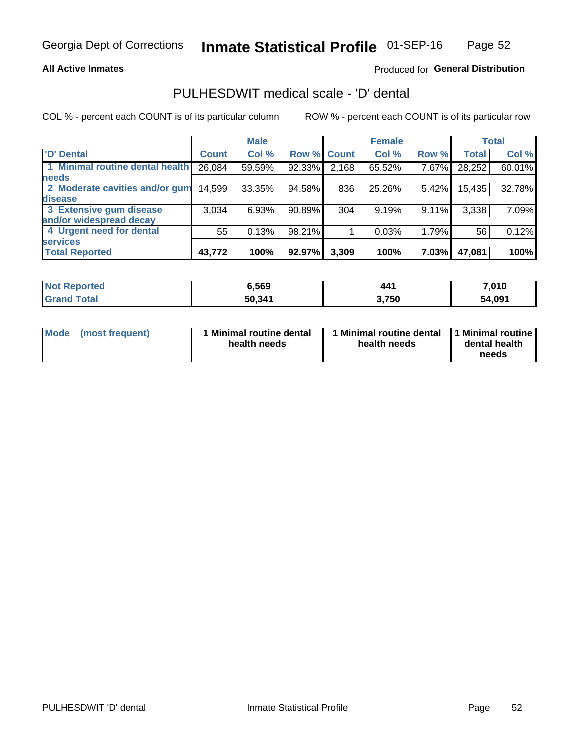Georgia Dept of Corrections **Inmate Statistical Profile** 01-SEP-16

**All Active Inmates**

Produced for **General Distribution**

## PULHESDWIT medical scale - 'D' dental

COL % - percent each COUNT is of its particular column

ROW % - percent each COUNT is of its particular row

| | Male | | | Female | | | Total | |
|---|---|---|---|---|---|---|---|---|
| 'D' Dental | Count | Col % | Row % | Count | Col % | Row % | Total | Col % |
| 1 Minimal routine dental health needs | 26,084 | 59.59% | 92.33% | 2,168 | 65.52% | 7.67% | 28,252 | 60.01% |
| 2 Moderate cavities and/or gum disease | 14,599 | 33.35% | 94.58% | 836 | 25.26% | 5.42% | 15,435 | 32.78% |
| 3 Extensive gum disease and/or widespread decay | 3,034 | 6.93% | 90.89% | 304 | 9.19% | 9.11% | 3,338 | 7.09% |
| 4 Urgent need for dental services | 55 | 0.13% | 98.21% | 1 | 0.03% | 1.79% | 56 | 0.12% |
| **Total Reported** | **43,772** | **100%** | **92.97%** | **3,309** | **100%** | **7.03%** | **47,081** | **100%** |

| | Male | Female | Total |
|---|---|---|---|
| Not Reported | 6,569 | 441 | 7,010 |
| Grand Total | 50,341 | 3,750 | 54,091 |

| | Male | Female | Total |
|---|---|---|---|
| Mode (most frequent) | 1 Minimal routine dental health needs | 1 Minimal routine dental health needs | 1 Minimal routine dental health needs |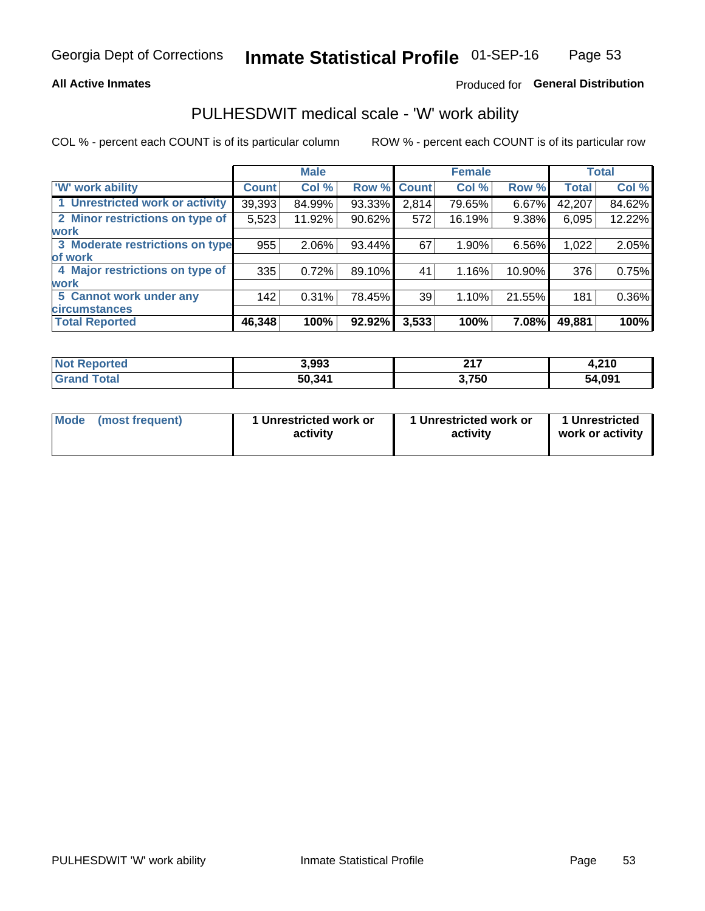Georgia Dept of Corrections **Inmate Statistical Profile** 01-SEP-16

**All Active Inmates**

Produced for **General Distribution**

## PULHESDWIT medical scale - 'W' work ability

COL % - percent each COUNT is of its particular column

ROW % - percent each COUNT is of its particular row

| | Male | | | Female | | | Total | |
|---|---|---|---|---|---|---|---|---|
| **'W' work ability** | **Count** | **Col %** | **Row %** | **Count** | **Col %** | **Row %** | **Total** | **Col %** |
| 1 Unrestricted work or activity | 39,393 | 84.99% | 93.33% | 2,814 | 79.65% | 6.67% | 42,207 | 84.62% |
| 2 Minor restrictions on type of work | 5,523 | 11.92% | 90.62% | 572 | 16.19% | 9.38% | 6,095 | 12.22% |
| 3 Moderate restrictions on type of work | 955 | 2.06% | 93.44% | 67 | 1.90% | 6.56% | 1,022 | 2.05% |
| 4 Major restrictions on type of work | 335 | 0.72% | 89.10% | 41 | 1.16% | 10.90% | 376 | 0.75% |
| 5 Cannot work under any circumstances | 142 | 0.31% | 78.45% | 39 | 1.10% | 21.55% | 181 | 0.36% |
| **Total Reported** | **46,348** | **100%** | **92.92%** | **3,533** | **100%** | **7.08%** | **49,881** | **100%** |

| | Male | Female | Total |
|---|---|---|---|
| **Not Reported** | **3,993** | **217** | **4,210** |
| **Grand Total** | **50,341** | **3,750** | **54,091** |

| | Male | Female | Total |
|---|---|---|---|
| **Mode (most frequent)** | **1 Unrestricted work or activity** | **1 Unrestricted work or activity** | **1 Unrestricted work or activity** |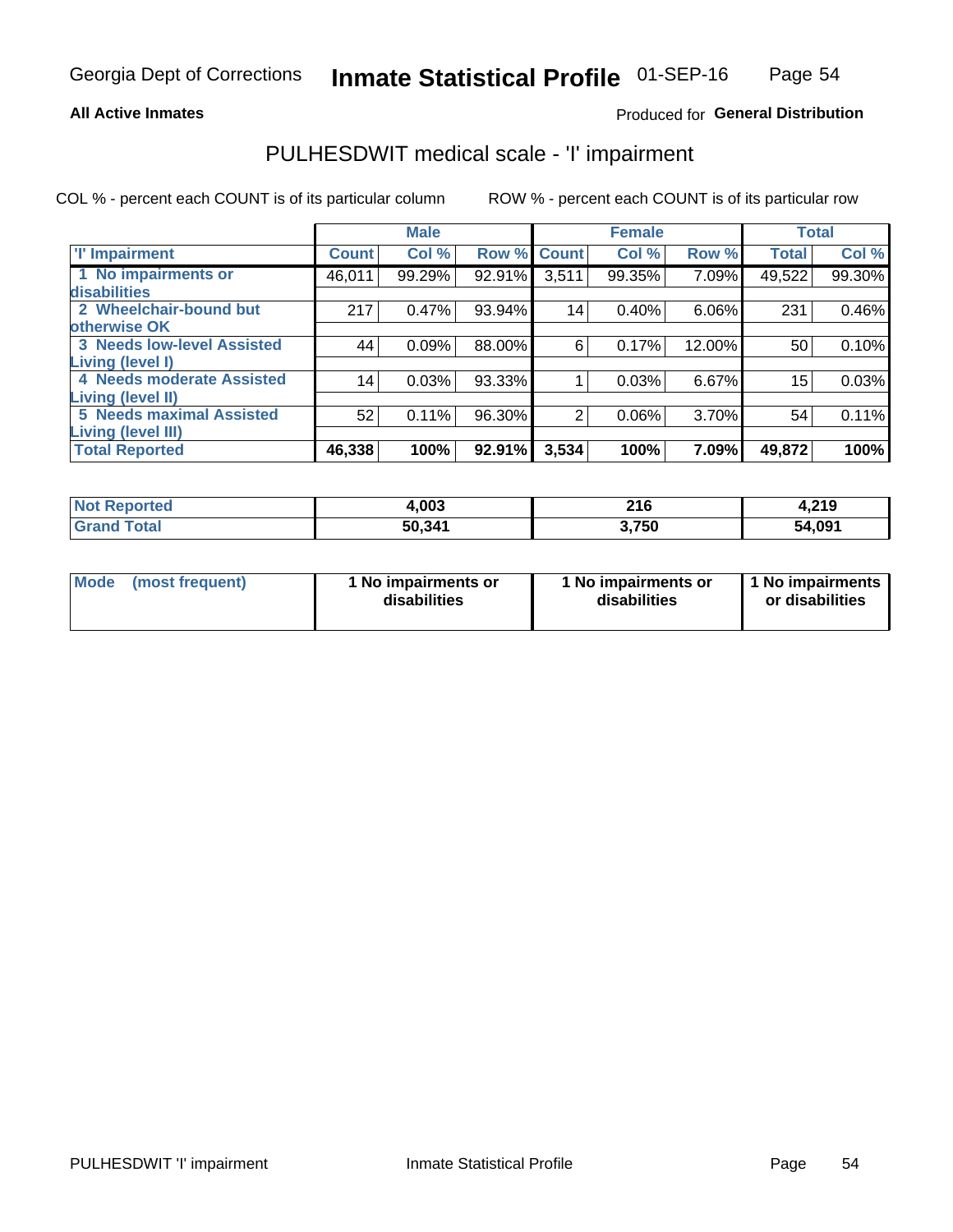Georgia Dept of Corrections **Inmate Statistical Profile** 01-SEP-16

**All Active Inmates**

Produced for **General Distribution**

## PULHESDWIT medical scale - 'I' impairment

COL % - percent each COUNT is of its particular column ROW % - percent each COUNT is of its particular row

| | Male | | | Female | | | Total | |
|---|---|---|---|---|---|---|---|---|
| 'I' Impairment | Count | Col % | Row % | Count | Col % | Row % | Total | Col % |
| 1 No impairments or disabilities | 46,011 | 99.29% | 92.91% | 3,511 | 99.35% | 7.09% | 49,522 | 99.30% |
| 2 Wheelchair-bound but otherwise OK | 217 | 0.47% | 93.94% | 14 | 0.40% | 6.06% | 231 | 0.46% |
| 3 Needs low-level Assisted Living (level I) | 44 | 0.09% | 88.00% | 6 | 0.17% | 12.00% | 50 | 0.10% |
| 4 Needs moderate Assisted Living (level II) | 14 | 0.03% | 93.33% | 1 | 0.03% | 6.67% | 15 | 0.03% |
| 5 Needs maximal Assisted Living (level III) | 52 | 0.11% | 96.30% | 2 | 0.06% | 3.70% | 54 | 0.11% |
| **Total Reported** | **46,338** | **100%** | **92.91%** | **3,534** | **100%** | **7.09%** | **49,872** | **100%** |

| | Male | Female | Total |
|---|---|---|---|
| Not Reported | 4,003 | 216 | 4,219 |
| Grand Total | 50,341 | 3,750 | 54,091 |

| | Male | Female | Total |
|---|---|---|---|
| Mode (most frequent) | 1 No impairments or disabilities | 1 No impairments or disabilities | 1 No impairments or disabilities |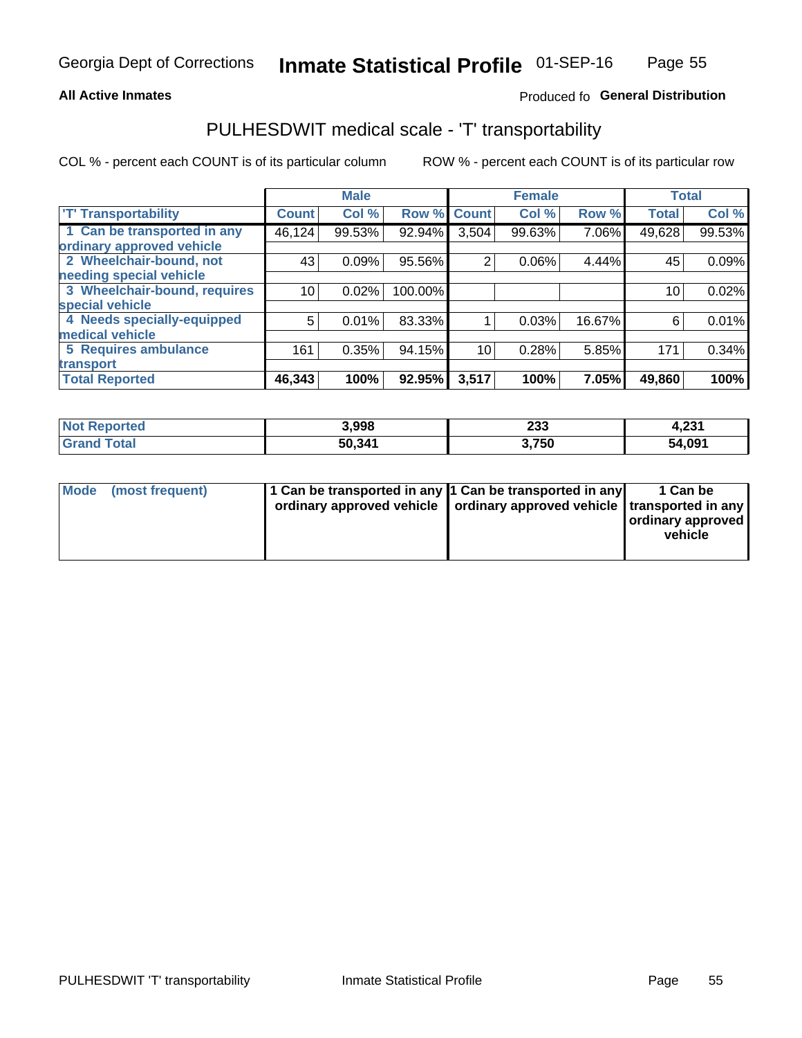Georgia Dept of Corrections **Inmate Statistical Profile** 01-SEP-16

**All Active Inmates**

Produced fo **General Distribution**

## PULHESDWIT medical scale - 'T' transportability

COL % - percent each COUNT is of its particular column

ROW % - percent each COUNT is of its particular row

| | Male | | | Female | | | Total | |
|---|---|---|---|---|---|---|---|---|
| 'T' Transportability | Count | Col % | Row % | Count | Col % | Row % | Total | Col % |
| 1 Can be transported in any ordinary approved vehicle | 46,124 | 99.53% | 92.94% | 3,504 | 99.63% | 7.06% | 49,628 | 99.53% |
| 2 Wheelchair-bound, not needing special vehicle | 43 | 0.09% | 95.56% | 2 | 0.06% | 4.44% | 45 | 0.09% |
| 3 Wheelchair-bound, requires special vehicle | 10 | 0.02% | 100.00% | | | | 10 | 0.02% |
| 4 Needs specially-equipped medical vehicle | 5 | 0.01% | 83.33% | 1 | 0.03% | 16.67% | 6 | 0.01% |
| 5 Requires ambulance transport | 161 | 0.35% | 94.15% | 10 | 0.28% | 5.85% | 171 | 0.34% |
| **Total Reported** | **46,343** | **100%** | **92.95%** | **3,517** | **100%** | **7.05%** | **49,860** | **100%** |

| | Male | Female | Total |
|---|---|---|---|
| Not Reported | 3,998 | 233 | 4,231 |
| Grand Total | 50,341 | 3,750 | 54,091 |

| | Male | Female | Total |
|---|---|---|---|
| Mode (most frequent) | 1 Can be transported in any ordinary approved vehicle | 1 Can be transported in any ordinary approved vehicle | 1 Can be transported in any ordinary approved vehicle |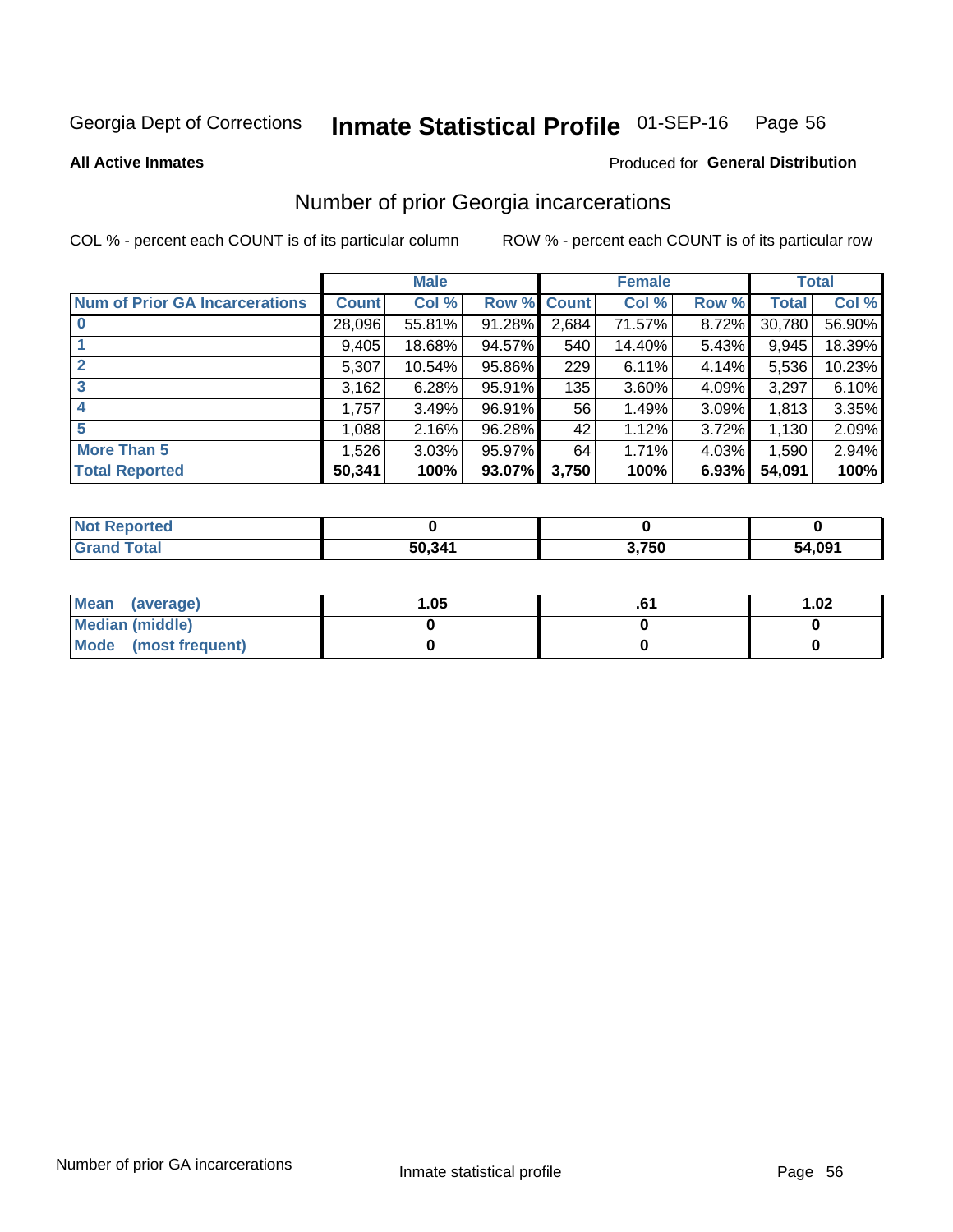Georgia Dept of Corrections **Inmate Statistical Profile** 01-SEP-16

**All Active Inmates**

Produced for **General Distribution**

## Number of prior Georgia incarcerations

COL % - percent each COUNT is of its particular column

ROW % - percent each COUNT is of its particular row

| | Male | | | Female | | | Total | |
|---|---|---|---|---|---|---|---|---|
| **Num of Prior GA Incarcerations** | **Count** | **Col %** | **Row %** | **Count** | **Col %** | **Row %** | **Total** | **Col %** |
| **0** | 28,096 | 55.81% | 91.28% | 2,684 | 71.57% | 8.72% | 30,780 | 56.90% |
| **1** | 9,405 | 18.68% | 94.57% | 540 | 14.40% | 5.43% | 9,945 | 18.39% |
| **2** | 5,307 | 10.54% | 95.86% | 229 | 6.11% | 4.14% | 5,536 | 10.23% |
| **3** | 3,162 | 6.28% | 95.91% | 135 | 3.60% | 4.09% | 3,297 | 6.10% |
| **4** | 1,757 | 3.49% | 96.91% | 56 | 1.49% | 3.09% | 1,813 | 3.35% |
| **5** | 1,088 | 2.16% | 96.28% | 42 | 1.12% | 3.72% | 1,130 | 2.09% |
| **More Than 5** | 1,526 | 3.03% | 95.97% | 64 | 1.71% | 4.03% | 1,590 | 2.94% |
| **Total Reported** | **50,341** | **100%** | **93.07%** | **3,750** | **100%** | **6.93%** | **54,091** | **100%** |

| | Male | Female | Total |
|---|---|---|---|
| **Not Reported** | **0** | **0** | **0** |
| **Grand Total** | **50,341** | **3,750** | **54,091** |

| | Male | Female | Total |
|---|---|---|---|
| **Mean (average)** | **1.05** | **.61** | **1.02** |
| **Median (middle)** | **0** | **0** | **0** |
| **Mode (most frequent)** | **0** | **0** | **0** |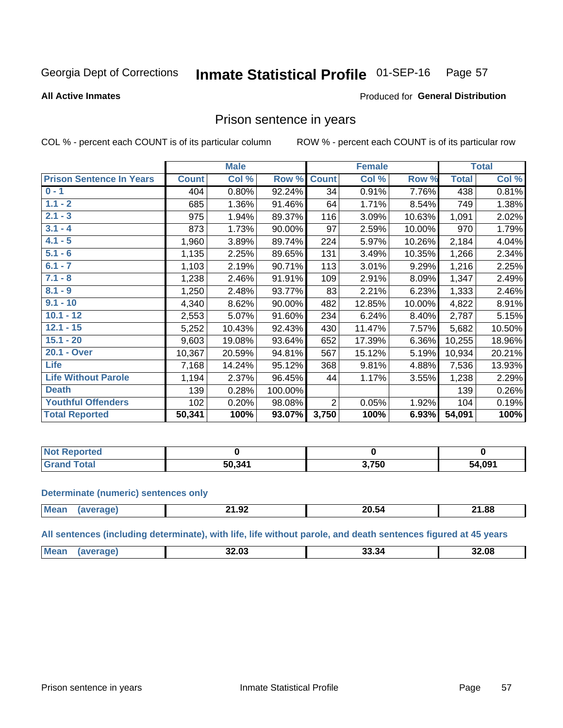Georgia Dept of Corrections **Inmate Statistical Profile** 01-SEP-16

**All Active Inmates**

Produced for **General Distribution**

## Prison sentence in years

COL % - percent each COUNT is of its particular column        ROW % - percent each COUNT is of its particular row

| | Male | | | Female | | | Total | |
|---|---|---|---|---|---|---|---|---|
| **Prison Sentence In Years** | **Count** | **Col %** | **Row %** | **Count** | **Col %** | **Row %** | **Total** | **Col %** |
| **0 - 1** | 404 | 0.80% | 92.24% | 34 | 0.91% | 7.76% | 438 | 0.81% |
| **1.1 - 2** | 685 | 1.36% | 91.46% | 64 | 1.71% | 8.54% | 749 | 1.38% |
| **2.1 - 3** | 975 | 1.94% | 89.37% | 116 | 3.09% | 10.63% | 1,091 | 2.02% |
| **3.1 - 4** | 873 | 1.73% | 90.00% | 97 | 2.59% | 10.00% | 970 | 1.79% |
| **4.1 - 5** | 1,960 | 3.89% | 89.74% | 224 | 5.97% | 10.26% | 2,184 | 4.04% |
| **5.1 - 6** | 1,135 | 2.25% | 89.65% | 131 | 3.49% | 10.35% | 1,266 | 2.34% |
| **6.1 - 7** | 1,103 | 2.19% | 90.71% | 113 | 3.01% | 9.29% | 1,216 | 2.25% |
| **7.1 - 8** | 1,238 | 2.46% | 91.91% | 109 | 2.91% | 8.09% | 1,347 | 2.49% |
| **8.1 - 9** | 1,250 | 2.48% | 93.77% | 83 | 2.21% | 6.23% | 1,333 | 2.46% |
| **9.1 - 10** | 4,340 | 8.62% | 90.00% | 482 | 12.85% | 10.00% | 4,822 | 8.91% |
| **10.1 - 12** | 2,553 | 5.07% | 91.60% | 234 | 6.24% | 8.40% | 2,787 | 5.15% |
| **12.1 - 15** | 5,252 | 10.43% | 92.43% | 430 | 11.47% | 7.57% | 5,682 | 10.50% |
| **15.1 - 20** | 9,603 | 19.08% | 93.64% | 652 | 17.39% | 6.36% | 10,255 | 18.96% |
| **20.1 - Over** | 10,367 | 20.59% | 94.81% | 567 | 15.12% | 5.19% | 10,934 | 20.21% |
| **Life** | 7,168 | 14.24% | 95.12% | 368 | 9.81% | 4.88% | 7,536 | 13.93% |
| **Life Without Parole** | 1,194 | 2.37% | 96.45% | 44 | 1.17% | 3.55% | 1,238 | 2.29% |
| **Death** | 139 | 0.28% | 100.00% | | | | 139 | 0.26% |
| **Youthful Offenders** | 102 | 0.20% | 98.08% | 2 | 0.05% | 1.92% | 104 | 0.19% |
| **Total Reported** | **50,341** | **100%** | **93.07%** | **3,750** | **100%** | **6.93%** | **54,091** | **100%** |

| | Male | Female | Total |
|---|---|---|---|
| **Not Reported** | **0** | **0** | **0** |
| **Grand Total** | **50,341** | **3,750** | **54,091** |

**Determinate (numeric) sentences only**

| | Male | Female | Total |
|---|---|---|---|
| **Mean (average)** | **21.92** | **20.54** | **21.88** |

**All sentences (including determinate), with life, life without parole, and death sentences figured at 45 years**

| | Male | Female | Total |
|---|---|---|---|
| **Mean (average)** | **32.03** | **33.34** | **32.08** |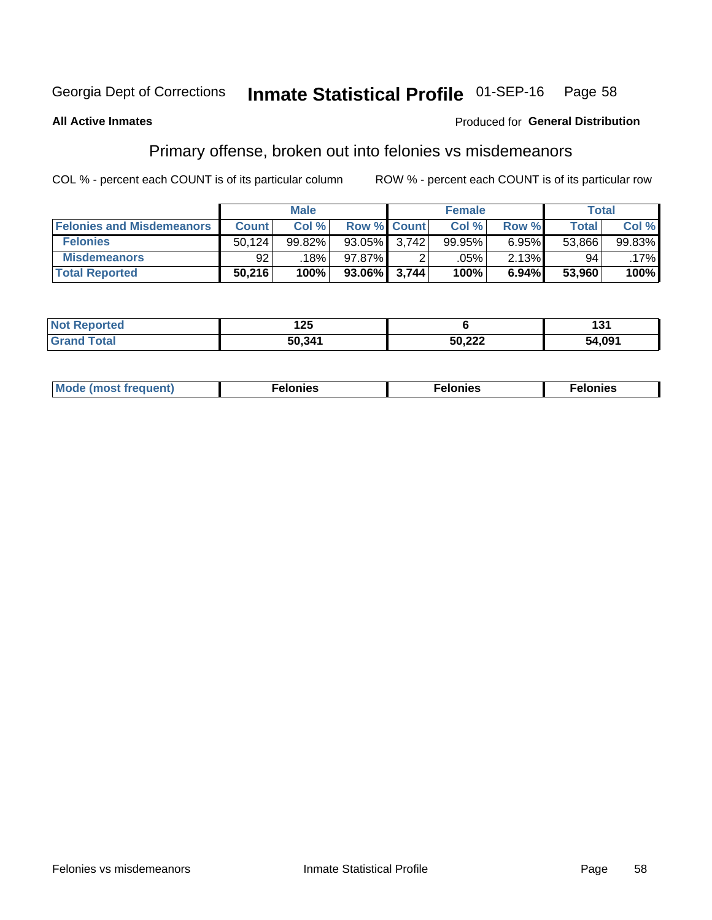Georgia Dept of Corrections **Inmate Statistical Profile** 01-SEP-16

**All Active Inmates**

Produced for **General Distribution**

## Primary offense, broken out into felonies vs misdemeanors

COL % - percent each COUNT is of its particular column ROW % - percent each COUNT is of its particular row

| | Male | | | Female | | | Total | |
|---|---|---|---|---|---|---|---|---|
| **Felonies and Misdemeanors** | **Count** | **Col %** | **Row %** | **Count** | **Col %** | **Row %** | **Total** | **Col %** |
| **Felonies** | 50,124 | 99.82% | 93.05% | 3,742 | 99.95% | 6.95% | 53,866 | 99.83% |
| **Misdemeanors** | 92 | .18% | 97.87% | 2 | .05% | 2.13% | 94 | .17% |
| **Total Reported** | **50,216** | **100%** | **93.06%** | **3,744** | **100%** | **6.94%** | **53,960** | **100%** |

| | Male | Female | Total |
|---|---|---|---|
| **Not Reported** | **125** | **6** | **131** |
| **Grand Total** | **50,341** | **50,222** | **54,091** |

| | Male | Female | Total |
|---|---|---|---|
| **Mode (most frequent)** | **Felonies** | **Felonies** | **Felonies** |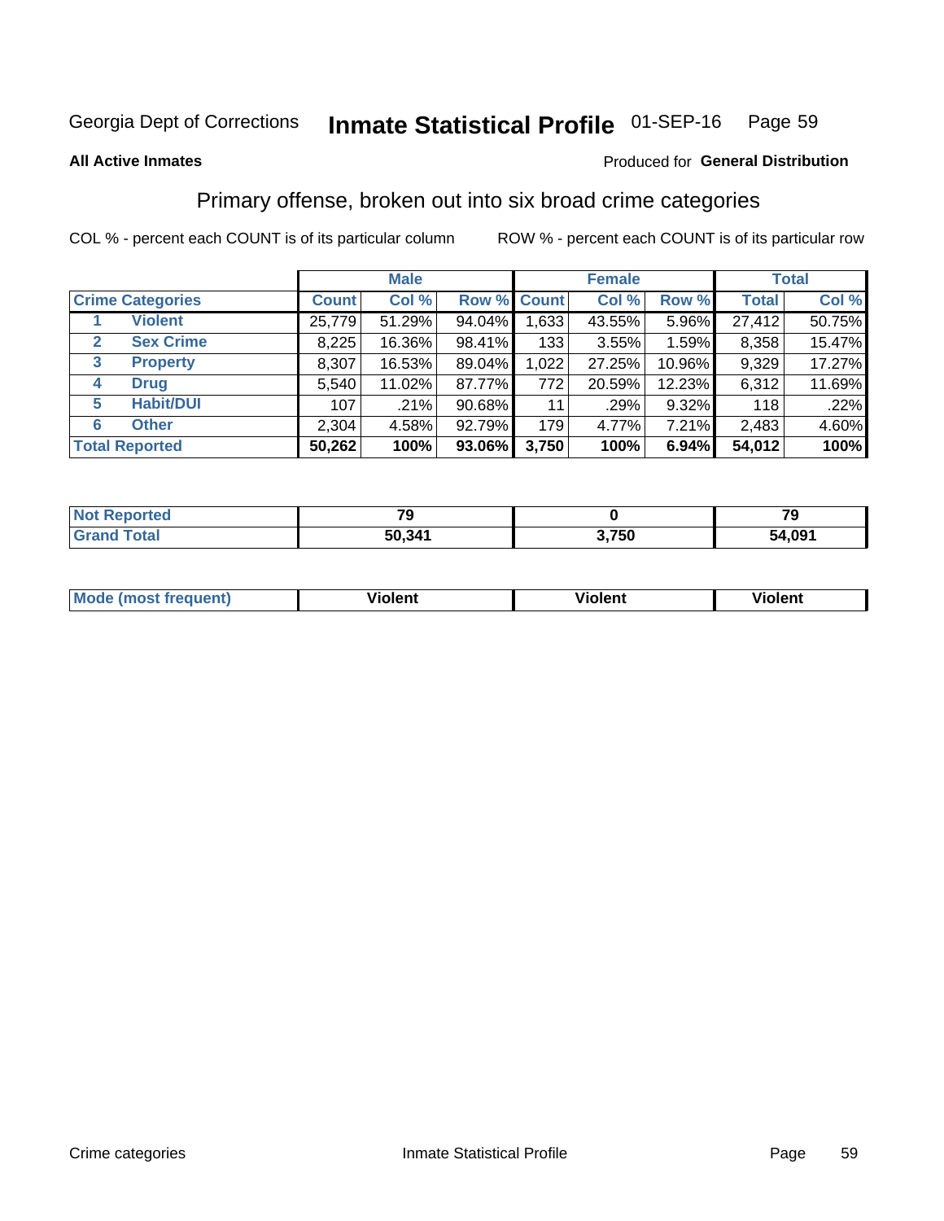Georgia Dept of Corrections **Inmate Statistical Profile** 01-SEP-16 Page 59

**All Active Inmates**

Produced for **General Distribution**

## Primary offense, broken out into six broad crime categories

COL % - percent each COUNT is of its particular column    ROW % - percent each COUNT is of its particular row

| Crime Categories | | Male | | | Female | | | Total | |
|---|---|---|---|---|---|---|---|---|---|
| | | Count | Col % | Row % | Count | Col % | Row % | Total | Col % |
| 1 | Violent | 25,779 | 51.29% | 94.04% | 1,633 | 43.55% | 5.96% | 27,412 | 50.75% |
| 2 | Sex Crime | 8,225 | 16.36% | 98.41% | 133 | 3.55% | 1.59% | 8,358 | 15.47% |
| 3 | Property | 8,307 | 16.53% | 89.04% | 1,022 | 27.25% | 10.96% | 9,329 | 17.27% |
| 4 | Drug | 5,540 | 11.02% | 87.77% | 772 | 20.59% | 12.23% | 6,312 | 11.69% |
| 5 | Habit/DUI | 107 | .21% | 90.68% | 11 | .29% | 9.32% | 118 | .22% |
| 6 | Other | 2,304 | 4.58% | 92.79% | 179 | 4.77% | 7.21% | 2,483 | 4.60% |
| **Total Reported** | | **50,262** | **100%** | **93.06%** | **3,750** | **100%** | **6.94%** | **54,012** | **100%** |

| | Male | Female | Total |
|---|---|---|---|
| Not Reported | 79 | 0 | 79 |
| Grand Total | 50,341 | 3,750 | 54,091 |

| | Male | Female | Total |
|---|---|---|---|
| Mode (most frequent) | Violent | Violent | Violent |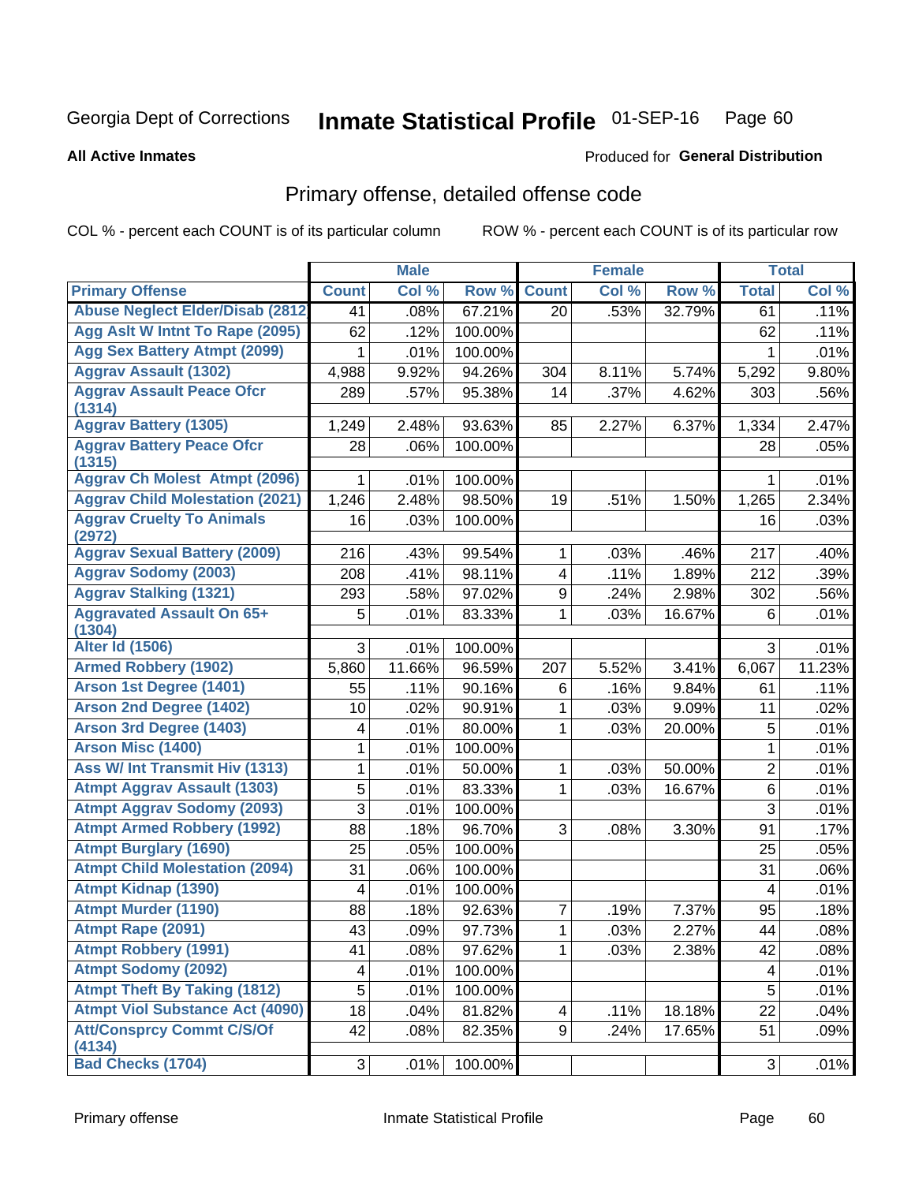Georgia Dept of Corrections **Inmate Statistical Profile** 01-SEP-16

**All Active Inmates**

Produced for **General Distribution**

## Primary offense, detailed offense code

COL % - percent each COUNT is of its particular column

ROW % - percent each COUNT is of its particular row

| | Male | | | Female | | | Total | |
|---|---|---|---|---|---|---|---|---|
| **Primary Offense** | **Count** | **Col %** | **Row %** | **Count** | **Col %** | **Row %** | **Total** | **Col %** |
| Abuse Neglect Elder/Disab (2812 | 41 | .08% | 67.21% | 20 | .53% | 32.79% | 61 | .11% |
| Agg Aslt W Intnt To Rape (2095) | 62 | .12% | 100.00% | | | | 62 | .11% |
| Agg Sex Battery Atmpt (2099) | 1 | .01% | 100.00% | | | | 1 | .01% |
| Aggrav Assault (1302) | 4,988 | 9.92% | 94.26% | 304 | 8.11% | 5.74% | 5,292 | 9.80% |
| Aggrav Assault Peace Ofcr (1314) | 289 | .57% | 95.38% | 14 | .37% | 4.62% | 303 | .56% |
| Aggrav Battery (1305) | 1,249 | 2.48% | 93.63% | 85 | 2.27% | 6.37% | 1,334 | 2.47% |
| Aggrav Battery Peace Ofcr (1315) | 28 | .06% | 100.00% | | | | 28 | .05% |
| Aggrav Ch Molest Atmpt (2096) | 1 | .01% | 100.00% | | | | 1 | .01% |
| Aggrav Child Molestation (2021) | 1,246 | 2.48% | 98.50% | 19 | .51% | 1.50% | 1,265 | 2.34% |
| Aggrav Cruelty To Animals (2972) | 16 | .03% | 100.00% | | | | 16 | .03% |
| Aggrav Sexual Battery (2009) | 216 | .43% | 99.54% | 1 | .03% | .46% | 217 | .40% |
| Aggrav Sodomy (2003) | 208 | .41% | 98.11% | 4 | .11% | 1.89% | 212 | .39% |
| Aggrav Stalking (1321) | 293 | .58% | 97.02% | 9 | .24% | 2.98% | 302 | .56% |
| Aggravated Assault On 65+ (1304) | 5 | .01% | 83.33% | 1 | .03% | 16.67% | 6 | .01% |
| Alter Id (1506) | 3 | .01% | 100.00% | | | | 3 | .01% |
| Armed Robbery (1902) | 5,860 | 11.66% | 96.59% | 207 | 5.52% | 3.41% | 6,067 | 11.23% |
| Arson 1st Degree (1401) | 55 | .11% | 90.16% | 6 | .16% | 9.84% | 61 | .11% |
| Arson 2nd Degree (1402) | 10 | .02% | 90.91% | 1 | .03% | 9.09% | 11 | .02% |
| Arson 3rd Degree (1403) | 4 | .01% | 80.00% | 1 | .03% | 20.00% | 5 | .01% |
| Arson Misc (1400) | 1 | .01% | 100.00% | | | | 1 | .01% |
| Ass W/ Int Transmit Hiv (1313) | 1 | .01% | 50.00% | 1 | .03% | 50.00% | 2 | .01% |
| Atmpt Aggrav Assault (1303) | 5 | .01% | 83.33% | 1 | .03% | 16.67% | 6 | .01% |
| Atmpt Aggrav Sodomy (2093) | 3 | .01% | 100.00% | | | | 3 | .01% |
| Atmpt Armed Robbery (1992) | 88 | .18% | 96.70% | 3 | .08% | 3.30% | 91 | .17% |
| Atmpt Burglary (1690) | 25 | .05% | 100.00% | | | | 25 | .05% |
| Atmpt Child Molestation (2094) | 31 | .06% | 100.00% | | | | 31 | .06% |
| Atmpt Kidnap (1390) | 4 | .01% | 100.00% | | | | 4 | .01% |
| Atmpt Murder (1190) | 88 | .18% | 92.63% | 7 | .19% | 7.37% | 95 | .18% |
| Atmpt Rape (2091) | 43 | .09% | 97.73% | 1 | .03% | 2.27% | 44 | .08% |
| Atmpt Robbery (1991) | 41 | .08% | 97.62% | 1 | .03% | 2.38% | 42 | .08% |
| Atmpt Sodomy (2092) | 4 | .01% | 100.00% | | | | 4 | .01% |
| Atmpt Theft By Taking (1812) | 5 | .01% | 100.00% | | | | 5 | .01% |
| Atmpt Viol Substance Act (4090) | 18 | .04% | 81.82% | 4 | .11% | 18.18% | 22 | .04% |
| Att/Consprcy Commt C/S/Of (4134) | 42 | .08% | 82.35% | 9 | .24% | 17.65% | 51 | .09% |
| Bad Checks (1704) | 3 | .01% | 100.00% | | | | 3 | .01% |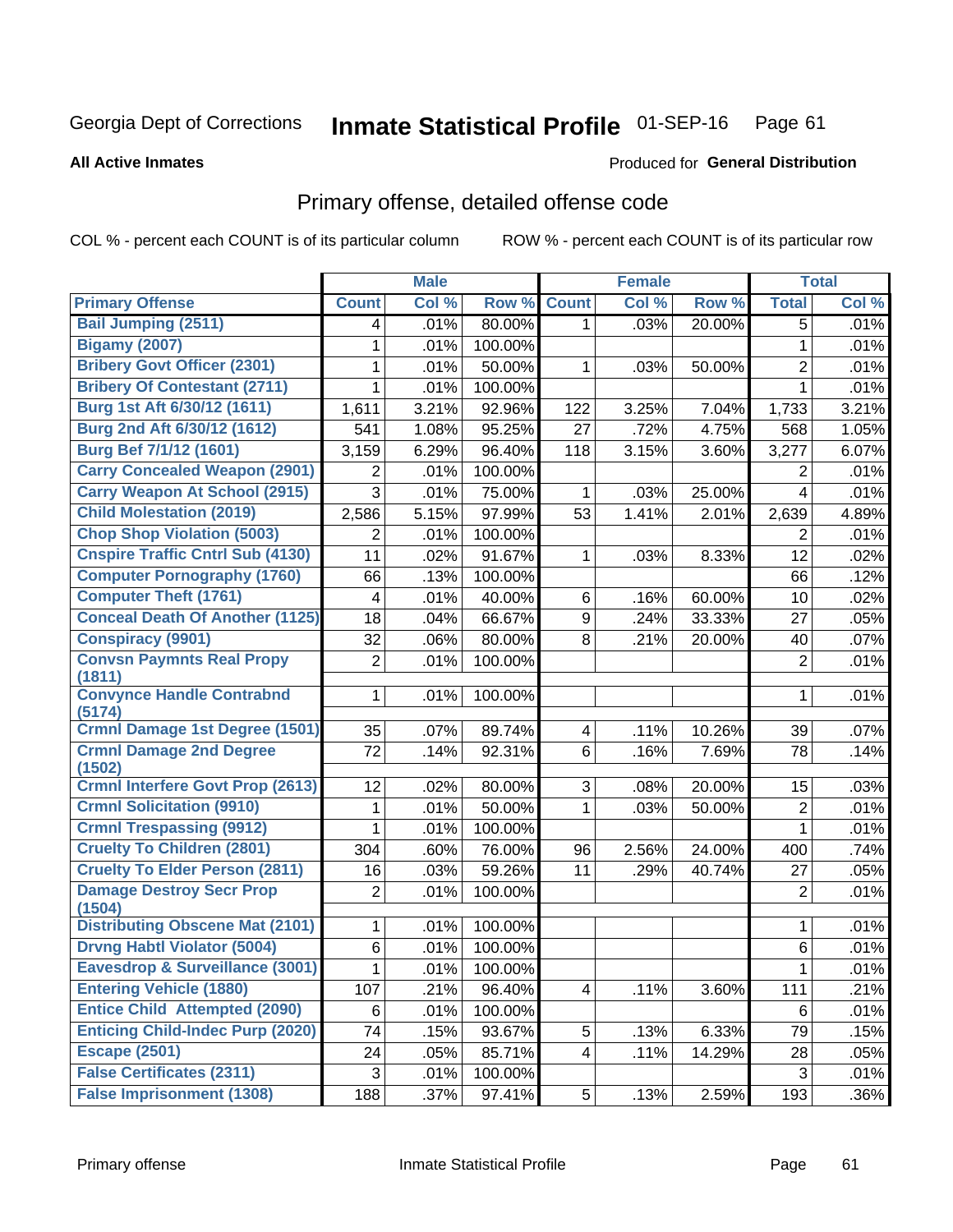Georgia Dept of Corrections **Inmate Statistical Profile** 01-SEP-16 Page 61

**All Active Inmates**

Produced for **General Distribution**

## Primary offense, detailed offense code

COL % - percent each COUNT is of its particular column ROW % - percent each COUNT is of its particular row

| | Male | | | Female | | | Total | |
|---|---|---|---|---|---|---|---|---|
| **Primary Offense** | **Count** | **Col %** | **Row %** | **Count** | **Col %** | **Row %** | **Total** | **Col %** |
| Bail Jumping (2511) | 4 | .01% | 80.00% | 1 | .03% | 20.00% | 5 | .01% |
| Bigamy (2007) | 1 | .01% | 100.00% | | | | 1 | .01% |
| Bribery Govt Officer (2301) | 1 | .01% | 50.00% | 1 | .03% | 50.00% | 2 | .01% |
| Bribery Of Contestant (2711) | 1 | .01% | 100.00% | | | | 1 | .01% |
| Burg 1st Aft 6/30/12 (1611) | 1,611 | 3.21% | 92.96% | 122 | 3.25% | 7.04% | 1,733 | 3.21% |
| Burg 2nd Aft 6/30/12 (1612) | 541 | 1.08% | 95.25% | 27 | .72% | 4.75% | 568 | 1.05% |
| Burg Bef 7/1/12 (1601) | 3,159 | 6.29% | 96.40% | 118 | 3.15% | 3.60% | 3,277 | 6.07% |
| Carry Concealed Weapon (2901) | 2 | .01% | 100.00% | | | | 2 | .01% |
| Carry Weapon At School (2915) | 3 | .01% | 75.00% | 1 | .03% | 25.00% | 4 | .01% |
| Child Molestation (2019) | 2,586 | 5.15% | 97.99% | 53 | 1.41% | 2.01% | 2,639 | 4.89% |
| Chop Shop Violation (5003) | 2 | .01% | 100.00% | | | | 2 | .01% |
| Cnspire Traffic Cntrl Sub (4130) | 11 | .02% | 91.67% | 1 | .03% | 8.33% | 12 | .02% |
| Computer Pornography (1760) | 66 | .13% | 100.00% | | | | 66 | .12% |
| Computer Theft (1761) | 4 | .01% | 40.00% | 6 | .16% | 60.00% | 10 | .02% |
| Conceal Death Of Another (1125) | 18 | .04% | 66.67% | 9 | .24% | 33.33% | 27 | .05% |
| Conspiracy (9901) | 32 | .06% | 80.00% | 8 | .21% | 20.00% | 40 | .07% |
| Convsn Paymnts Real Propy (1811) | 2 | .01% | 100.00% | | | | 2 | .01% |
| Convynce Handle Contrabnd (5174) | 1 | .01% | 100.00% | | | | 1 | .01% |
| Crmnl Damage 1st Degree (1501) | 35 | .07% | 89.74% | 4 | .11% | 10.26% | 39 | .07% |
| Crmnl Damage 2nd Degree (1502) | 72 | .14% | 92.31% | 6 | .16% | 7.69% | 78 | .14% |
| Crmnl Interfere Govt Prop (2613) | 12 | .02% | 80.00% | 3 | .08% | 20.00% | 15 | .03% |
| Crmnl Solicitation (9910) | 1 | .01% | 50.00% | 1 | .03% | 50.00% | 2 | .01% |
| Crmnl Trespassing (9912) | 1 | .01% | 100.00% | | | | 1 | .01% |
| Cruelty To Children (2801) | 304 | .60% | 76.00% | 96 | 2.56% | 24.00% | 400 | .74% |
| Cruelty To Elder Person (2811) | 16 | .03% | 59.26% | 11 | .29% | 40.74% | 27 | .05% |
| Damage Destroy Secr Prop (1504) | 2 | .01% | 100.00% | | | | 2 | .01% |
| Distributing Obscene Mat (2101) | 1 | .01% | 100.00% | | | | 1 | .01% |
| Drvng Habtl Violator (5004) | 6 | .01% | 100.00% | | | | 6 | .01% |
| Eavesdrop & Surveillance (3001) | 1 | .01% | 100.00% | | | | 1 | .01% |
| Entering Vehicle (1880) | 107 | .21% | 96.40% | 4 | .11% | 3.60% | 111 | .21% |
| Entice Child Attempted (2090) | 6 | .01% | 100.00% | | | | 6 | .01% |
| Enticing Child-Indec Purp (2020) | 74 | .15% | 93.67% | 5 | .13% | 6.33% | 79 | .15% |
| Escape (2501) | 24 | .05% | 85.71% | 4 | .11% | 14.29% | 28 | .05% |
| False Certificates (2311) | 3 | .01% | 100.00% | | | | 3 | .01% |
| False Imprisonment (1308) | 188 | .37% | 97.41% | 5 | .13% | 2.59% | 193 | .36% |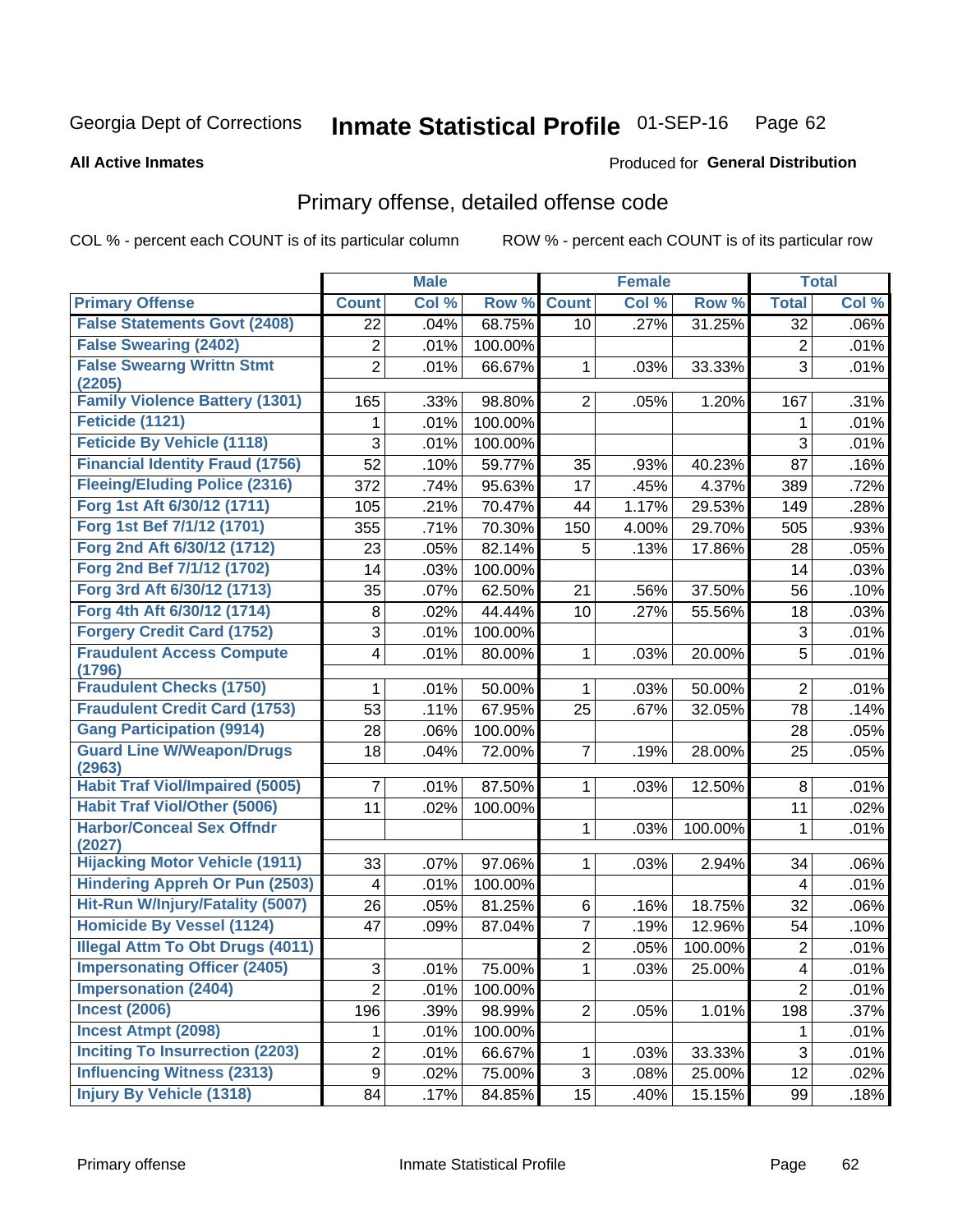Georgia Dept of Corrections **Inmate Statistical Profile** 01-SEP-16

**All Active Inmates**

Produced for **General Distribution**

## Primary offense, detailed offense code

COL % - percent each COUNT is of its particular column ROW % - percent each COUNT is of its particular row

| | Male | | | Female | | | Total | |
|---|---|---|---|---|---|---|---|---|
| **Primary Offense** | **Count** | **Col %** | **Row %** | **Count** | **Col %** | **Row %** | **Total** | **Col %** |
| False Statements Govt (2408) | 22 | .04% | 68.75% | 10 | .27% | 31.25% | 32 | .06% |
| False Swearing (2402) | 2 | .01% | 100.00% | | | | 2 | .01% |
| False Swearng Writtn Stmt (2205) | 2 | .01% | 66.67% | 1 | .03% | 33.33% | 3 | .01% |
| Family Violence Battery (1301) | 165 | .33% | 98.80% | 2 | .05% | 1.20% | 167 | .31% |
| Feticide (1121) | 1 | .01% | 100.00% | | | | 1 | .01% |
| Feticide By Vehicle (1118) | 3 | .01% | 100.00% | | | | 3 | .01% |
| Financial Identity Fraud (1756) | 52 | .10% | 59.77% | 35 | .93% | 40.23% | 87 | .16% |
| Fleeing/Eluding Police (2316) | 372 | .74% | 95.63% | 17 | .45% | 4.37% | 389 | .72% |
| Forg 1st Aft 6/30/12 (1711) | 105 | .21% | 70.47% | 44 | 1.17% | 29.53% | 149 | .28% |
| Forg 1st Bef 7/1/12 (1701) | 355 | .71% | 70.30% | 150 | 4.00% | 29.70% | 505 | .93% |
| Forg 2nd Aft 6/30/12 (1712) | 23 | .05% | 82.14% | 5 | .13% | 17.86% | 28 | .05% |
| Forg 2nd Bef 7/1/12 (1702) | 14 | .03% | 100.00% | | | | 14 | .03% |
| Forg 3rd Aft 6/30/12 (1713) | 35 | .07% | 62.50% | 21 | .56% | 37.50% | 56 | .10% |
| Forg 4th Aft 6/30/12 (1714) | 8 | .02% | 44.44% | 10 | .27% | 55.56% | 18 | .03% |
| Forgery Credit Card (1752) | 3 | .01% | 100.00% | | | | 3 | .01% |
| Fraudulent Access Compute (1796) | 4 | .01% | 80.00% | 1 | .03% | 20.00% | 5 | .01% |
| Fraudulent Checks (1750) | 1 | .01% | 50.00% | 1 | .03% | 50.00% | 2 | .01% |
| Fraudulent Credit Card (1753) | 53 | .11% | 67.95% | 25 | .67% | 32.05% | 78 | .14% |
| Gang Participation (9914) | 28 | .06% | 100.00% | | | | 28 | .05% |
| Guard Line W/Weapon/Drugs (2963) | 18 | .04% | 72.00% | 7 | .19% | 28.00% | 25 | .05% |
| Habit Traf Viol/Impaired (5005) | 7 | .01% | 87.50% | 1 | .03% | 12.50% | 8 | .01% |
| Habit Traf Viol/Other (5006) | 11 | .02% | 100.00% | | | | 11 | .02% |
| Harbor/Conceal Sex Offndr (2027) | | | | 1 | .03% | 100.00% | 1 | .01% |
| Hijacking Motor Vehicle (1911) | 33 | .07% | 97.06% | 1 | .03% | 2.94% | 34 | .06% |
| Hindering Appreh Or Pun (2503) | 4 | .01% | 100.00% | | | | 4 | .01% |
| Hit-Run W/Injury/Fatality (5007) | 26 | .05% | 81.25% | 6 | .16% | 18.75% | 32 | .06% |
| Homicide By Vessel (1124) | 47 | .09% | 87.04% | 7 | .19% | 12.96% | 54 | .10% |
| Illegal Attm To Obt Drugs (4011) | | | | 2 | .05% | 100.00% | 2 | .01% |
| Impersonating Officer (2405) | 3 | .01% | 75.00% | 1 | .03% | 25.00% | 4 | .01% |
| Impersonation (2404) | 2 | .01% | 100.00% | | | | 2 | .01% |
| Incest (2006) | 196 | .39% | 98.99% | 2 | .05% | 1.01% | 198 | .37% |
| Incest Atmpt (2098) | 1 | .01% | 100.00% | | | | 1 | .01% |
| Inciting To Insurrection (2203) | 2 | .01% | 66.67% | 1 | .03% | 33.33% | 3 | .01% |
| Influencing Witness (2313) | 9 | .02% | 75.00% | 3 | .08% | 25.00% | 12 | .02% |
| Injury By Vehicle (1318) | 84 | .17% | 84.85% | 15 | .40% | 15.15% | 99 | .18% |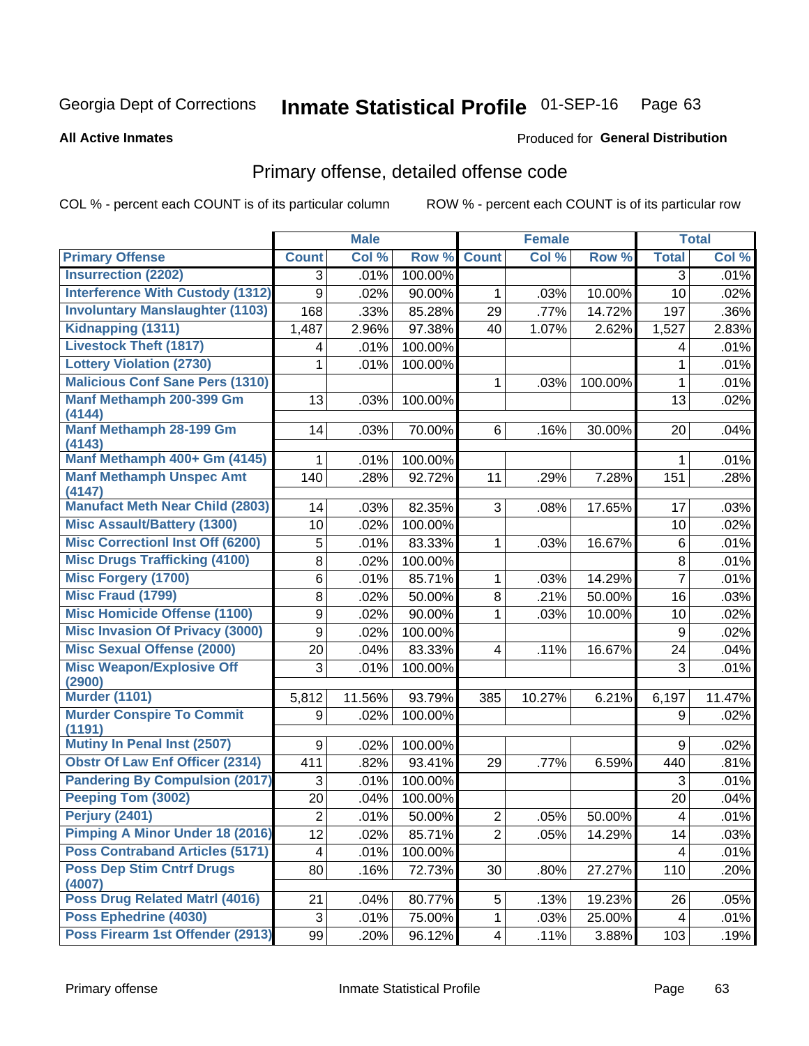Georgia Dept of Corrections **Inmate Statistical Profile** 01-SEP-16

**All Active Inmates**

Produced for **General Distribution**

## Primary offense, detailed offense code

COL % - percent each COUNT is of its particular column ROW % - percent each COUNT is of its particular row

| | Male | | | Female | | | Total | |
|---|---|---|---|---|---|---|---|---|
| **Primary Offense** | **Count** | **Col %** | **Row %** | **Count** | **Col %** | **Row %** | **Total** | **Col %** |
| **Insurrection (2202)** | 3 | .01% | 100.00% | | | | 3 | .01% |
| **Interference With Custody (1312)** | 9 | .02% | 90.00% | 1 | .03% | 10.00% | 10 | .02% |
| **Involuntary Manslaughter (1103)** | 168 | .33% | 85.28% | 29 | .77% | 14.72% | 197 | .36% |
| **Kidnapping (1311)** | 1,487 | 2.96% | 97.38% | 40 | 1.07% | 2.62% | 1,527 | 2.83% |
| **Livestock Theft (1817)** | 4 | .01% | 100.00% | | | | 4 | .01% |
| **Lottery Violation (2730)** | 1 | .01% | 100.00% | | | | 1 | .01% |
| **Malicious Conf Sane Pers (1310)** | | | | 1 | .03% | 100.00% | 1 | .01% |
| **Manf Methamph 200-399 Gm (4144)** | 13 | .03% | 100.00% | | | | 13 | .02% |
| **Manf Methamph 28-199 Gm (4143)** | 14 | .03% | 70.00% | 6 | .16% | 30.00% | 20 | .04% |
| **Manf Methamph 400+ Gm (4145)** | 1 | .01% | 100.00% | | | | 1 | .01% |
| **Manf Methamph Unspec Amt (4147)** | 140 | .28% | 92.72% | 11 | .29% | 7.28% | 151 | .28% |
| **Manufact Meth Near Child (2803)** | 14 | .03% | 82.35% | 3 | .08% | 17.65% | 17 | .03% |
| **Misc Assault/Battery (1300)** | 10 | .02% | 100.00% | | | | 10 | .02% |
| **Misc Correctionl Inst Off (6200)** | 5 | .01% | 83.33% | 1 | .03% | 16.67% | 6 | .01% |
| **Misc Drugs Trafficking (4100)** | 8 | .02% | 100.00% | | | | 8 | .01% |
| **Misc Forgery (1700)** | 6 | .01% | 85.71% | 1 | .03% | 14.29% | 7 | .01% |
| **Misc Fraud (1799)** | 8 | .02% | 50.00% | 8 | .21% | 50.00% | 16 | .03% |
| **Misc Homicide Offense (1100)** | 9 | .02% | 90.00% | 1 | .03% | 10.00% | 10 | .02% |
| **Misc Invasion Of Privacy (3000)** | 9 | .02% | 100.00% | | | | 9 | .02% |
| **Misc Sexual Offense (2000)** | 20 | .04% | 83.33% | 4 | .11% | 16.67% | 24 | .04% |
| **Misc Weapon/Explosive Off (2900)** | 3 | .01% | 100.00% | | | | 3 | .01% |
| **Murder (1101)** | 5,812 | 11.56% | 93.79% | 385 | 10.27% | 6.21% | 6,197 | 11.47% |
| **Murder Conspire To Commit (1191)** | 9 | .02% | 100.00% | | | | 9 | .02% |
| **Mutiny In Penal Inst (2507)** | 9 | .02% | 100.00% | | | | 9 | .02% |
| **Obstr Of Law Enf Officer (2314)** | 411 | .82% | 93.41% | 29 | .77% | 6.59% | 440 | .81% |
| **Pandering By Compulsion (2017)** | 3 | .01% | 100.00% | | | | 3 | .01% |
| **Peeping Tom (3002)** | 20 | .04% | 100.00% | | | | 20 | .04% |
| **Perjury (2401)** | 2 | .01% | 50.00% | 2 | .05% | 50.00% | 4 | .01% |
| **Pimping A Minor Under 18 (2016)** | 12 | .02% | 85.71% | 2 | .05% | 14.29% | 14 | .03% |
| **Poss Contraband Articles (5171)** | 4 | .01% | 100.00% | | | | 4 | .01% |
| **Poss Dep Stim Cntrf Drugs (4007)** | 80 | .16% | 72.73% | 30 | .80% | 27.27% | 110 | .20% |
| **Poss Drug Related Matrl (4016)** | 21 | .04% | 80.77% | 5 | .13% | 19.23% | 26 | .05% |
| **Poss Ephedrine (4030)** | 3 | .01% | 75.00% | 1 | .03% | 25.00% | 4 | .01% |
| **Poss Firearm 1st Offender (2913)** | 99 | .20% | 96.12% | 4 | .11% | 3.88% | 103 | .19% |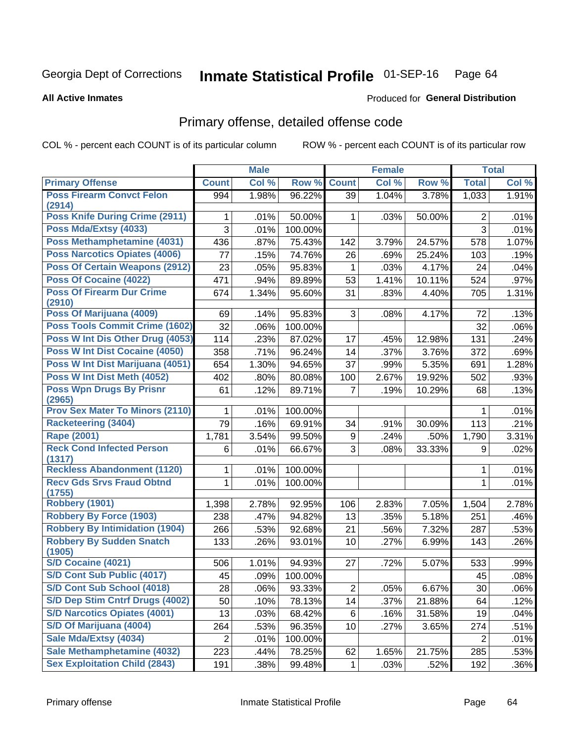Georgia Dept of Corrections **Inmate Statistical Profile** 01-SEP-16

**All Active Inmates**

Produced for **General Distribution**

## Primary offense, detailed offense code

COL % - percent each COUNT is of its particular column ROW % - percent each COUNT is of its particular row

| | Male | | | Female | | | Total | |
|---|---|---|---|---|---|---|---|---|
| **Primary Offense** | **Count** | **Col %** | **Row %** | **Count** | **Col %** | **Row %** | **Total** | **Col %** |
| Poss Firearm Convct Felon (2914) | 994 | 1.98% | 96.22% | 39 | 1.04% | 3.78% | 1,033 | 1.91% |
| Poss Knife During Crime (2911) | 1 | .01% | 50.00% | 1 | .03% | 50.00% | 2 | .01% |
| Poss Mda/Extsy (4033) | 3 | .01% | 100.00% | | | | 3 | .01% |
| Poss Methamphetamine (4031) | 436 | .87% | 75.43% | 142 | 3.79% | 24.57% | 578 | 1.07% |
| Poss Narcotics Opiates (4006) | 77 | .15% | 74.76% | 26 | .69% | 25.24% | 103 | .19% |
| Poss Of Certain Weapons (2912) | 23 | .05% | 95.83% | 1 | .03% | 4.17% | 24 | .04% |
| Poss Of Cocaine (4022) | 471 | .94% | 89.89% | 53 | 1.41% | 10.11% | 524 | .97% |
| Poss Of Firearm Dur Crime (2910) | 674 | 1.34% | 95.60% | 31 | .83% | 4.40% | 705 | 1.31% |
| Poss Of Marijuana (4009) | 69 | .14% | 95.83% | 3 | .08% | 4.17% | 72 | .13% |
| Poss Tools Commit Crime (1602) | 32 | .06% | 100.00% | | | | 32 | .06% |
| Poss W Int Dis Other Drug (4053) | 114 | .23% | 87.02% | 17 | .45% | 12.98% | 131 | .24% |
| Poss W Int Dist Cocaine (4050) | 358 | .71% | 96.24% | 14 | .37% | 3.76% | 372 | .69% |
| Poss W Int Dist Marijuana (4051) | 654 | 1.30% | 94.65% | 37 | .99% | 5.35% | 691 | 1.28% |
| Poss W Int Dist Meth (4052) | 402 | .80% | 80.08% | 100 | 2.67% | 19.92% | 502 | .93% |
| Poss Wpn Drugs By Prisnr (2965) | 61 | .12% | 89.71% | 7 | .19% | 10.29% | 68 | .13% |
| Prov Sex Mater To Minors (2110) | 1 | .01% | 100.00% | | | | 1 | .01% |
| Racketeering (3404) | 79 | .16% | 69.91% | 34 | .91% | 30.09% | 113 | .21% |
| Rape (2001) | 1,781 | 3.54% | 99.50% | 9 | .24% | .50% | 1,790 | 3.31% |
| Reck Cond Infected Person (1317) | 6 | .01% | 66.67% | 3 | .08% | 33.33% | 9 | .02% |
| Reckless Abandonment (1120) | 1 | .01% | 100.00% | | | | 1 | .01% |
| Recv Gds Srvs Fraud Obtnd (1755) | 1 | .01% | 100.00% | | | | 1 | .01% |
| Robbery (1901) | 1,398 | 2.78% | 92.95% | 106 | 2.83% | 7.05% | 1,504 | 2.78% |
| Robbery By Force (1903) | 238 | .47% | 94.82% | 13 | .35% | 5.18% | 251 | .46% |
| Robbery By Intimidation (1904) | 266 | .53% | 92.68% | 21 | .56% | 7.32% | 287 | .53% |
| Robbery By Sudden Snatch (1905) | 133 | .26% | 93.01% | 10 | .27% | 6.99% | 143 | .26% |
| S/D Cocaine (4021) | 506 | 1.01% | 94.93% | 27 | .72% | 5.07% | 533 | .99% |
| S/D Cont Sub Public (4017) | 45 | .09% | 100.00% | | | | 45 | .08% |
| S/D Cont Sub School (4018) | 28 | .06% | 93.33% | 2 | .05% | 6.67% | 30 | .06% |
| S/D Dep Stim Cntrf Drugs (4002) | 50 | .10% | 78.13% | 14 | .37% | 21.88% | 64 | .12% |
| S/D Narcotics Opiates (4001) | 13 | .03% | 68.42% | 6 | .16% | 31.58% | 19 | .04% |
| S/D Of Marijuana (4004) | 264 | .53% | 96.35% | 10 | .27% | 3.65% | 274 | .51% |
| Sale Mda/Extsy (4034) | 2 | .01% | 100.00% | | | | 2 | .01% |
| Sale Methamphetamine (4032) | 223 | .44% | 78.25% | 62 | 1.65% | 21.75% | 285 | .53% |
| Sex Exploitation Child (2843) | 191 | .38% | 99.48% | 1 | .03% | .52% | 192 | .36% |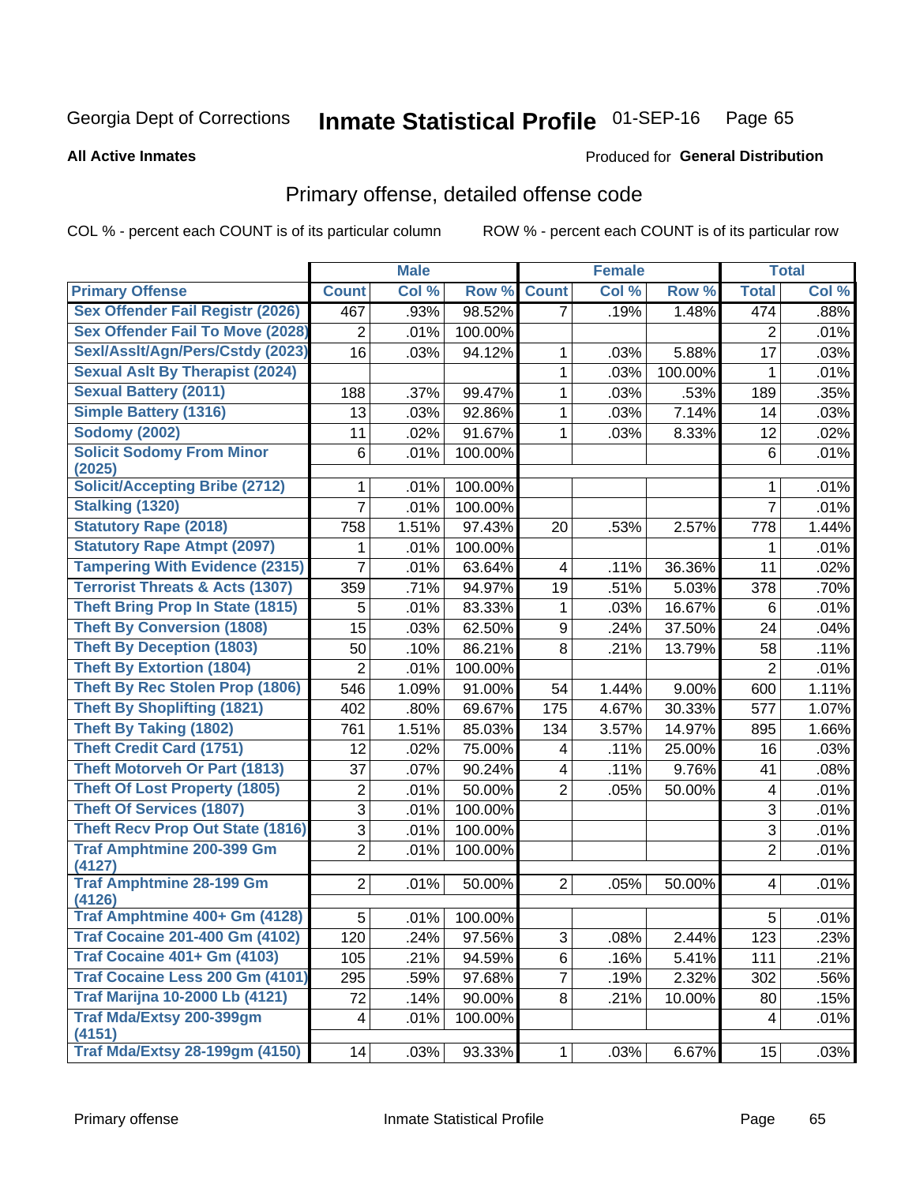Georgia Dept of Corrections **Inmate Statistical Profile** 01-SEP-16

**All Active Inmates**

Produced for **General Distribution**

## Primary offense, detailed offense code

COL % - percent each COUNT is of its particular column

ROW % - percent each COUNT is of its particular row

| | Male | | | Female | | | Total | |
|---|---|---|---|---|---|---|---|---|
| **Primary Offense** | **Count** | **Col %** | **Row %** | **Count** | **Col %** | **Row %** | **Total** | **Col %** |
| Sex Offender Fail Registr (2026) | 467 | .93% | 98.52% | 7 | .19% | 1.48% | 474 | .88% |
| Sex Offender Fail To Move (2028) | 2 | .01% | 100.00% | | | | 2 | .01% |
| Sexl/Asslt/Agn/Pers/Cstdy (2023) | 16 | .03% | 94.12% | 1 | .03% | 5.88% | 17 | .03% |
| Sexual Aslt By Therapist (2024) | | | | 1 | .03% | 100.00% | 1 | .01% |
| Sexual Battery (2011) | 188 | .37% | 99.47% | 1 | .03% | .53% | 189 | .35% |
| Simple Battery (1316) | 13 | .03% | 92.86% | 1 | .03% | 7.14% | 14 | .03% |
| Sodomy (2002) | 11 | .02% | 91.67% | 1 | .03% | 8.33% | 12 | .02% |
| Solicit Sodomy From Minor (2025) | 6 | .01% | 100.00% | | | | 6 | .01% |
| Solicit/Accepting Bribe (2712) | 1 | .01% | 100.00% | | | | 1 | .01% |
| Stalking (1320) | 7 | .01% | 100.00% | | | | 7 | .01% |
| Statutory Rape (2018) | 758 | 1.51% | 97.43% | 20 | .53% | 2.57% | 778 | 1.44% |
| Statutory Rape Atmpt (2097) | 1 | .01% | 100.00% | | | | 1 | .01% |
| Tampering With Evidence (2315) | 7 | .01% | 63.64% | 4 | .11% | 36.36% | 11 | .02% |
| Terrorist Threats & Acts (1307) | 359 | .71% | 94.97% | 19 | .51% | 5.03% | 378 | .70% |
| Theft Bring Prop In State (1815) | 5 | .01% | 83.33% | 1 | .03% | 16.67% | 6 | .01% |
| Theft By Conversion (1808) | 15 | .03% | 62.50% | 9 | .24% | 37.50% | 24 | .04% |
| Theft By Deception (1803) | 50 | .10% | 86.21% | 8 | .21% | 13.79% | 58 | .11% |
| Theft By Extortion (1804) | 2 | .01% | 100.00% | | | | 2 | .01% |
| Theft By Rec Stolen Prop (1806) | 546 | 1.09% | 91.00% | 54 | 1.44% | 9.00% | 600 | 1.11% |
| Theft By Shoplifting (1821) | 402 | .80% | 69.67% | 175 | 4.67% | 30.33% | 577 | 1.07% |
| Theft By Taking (1802) | 761 | 1.51% | 85.03% | 134 | 3.57% | 14.97% | 895 | 1.66% |
| Theft Credit Card (1751) | 12 | .02% | 75.00% | 4 | .11% | 25.00% | 16 | .03% |
| Theft Motorveh Or Part (1813) | 37 | .07% | 90.24% | 4 | .11% | 9.76% | 41 | .08% |
| Theft Of Lost Property (1805) | 2 | .01% | 50.00% | 2 | .05% | 50.00% | 4 | .01% |
| Theft Of Services (1807) | 3 | .01% | 100.00% | | | | 3 | .01% |
| Theft Recv Prop Out State (1816) | 3 | .01% | 100.00% | | | | 3 | .01% |
| Traf Amphtmine 200-399 Gm (4127) | 2 | .01% | 100.00% | | | | 2 | .01% |
| Traf Amphtmine 28-199 Gm (4126) | 2 | .01% | 50.00% | 2 | .05% | 50.00% | 4 | .01% |
| Traf Amphtmine 400+ Gm (4128) | 5 | .01% | 100.00% | | | | 5 | .01% |
| Traf Cocaine 201-400 Gm (4102) | 120 | .24% | 97.56% | 3 | .08% | 2.44% | 123 | .23% |
| Traf Cocaine 401+ Gm (4103) | 105 | .21% | 94.59% | 6 | .16% | 5.41% | 111 | .21% |
| Traf Cocaine Less 200 Gm (4101) | 295 | .59% | 97.68% | 7 | .19% | 2.32% | 302 | .56% |
| Traf Marijna 10-2000 Lb (4121) | 72 | .14% | 90.00% | 8 | .21% | 10.00% | 80 | .15% |
| Traf Mda/Extsy 200-399gm (4151) | 4 | .01% | 100.00% | | | | 4 | .01% |
| Traf Mda/Extsy 28-199gm (4150) | 14 | .03% | 93.33% | 1 | .03% | 6.67% | 15 | .03% |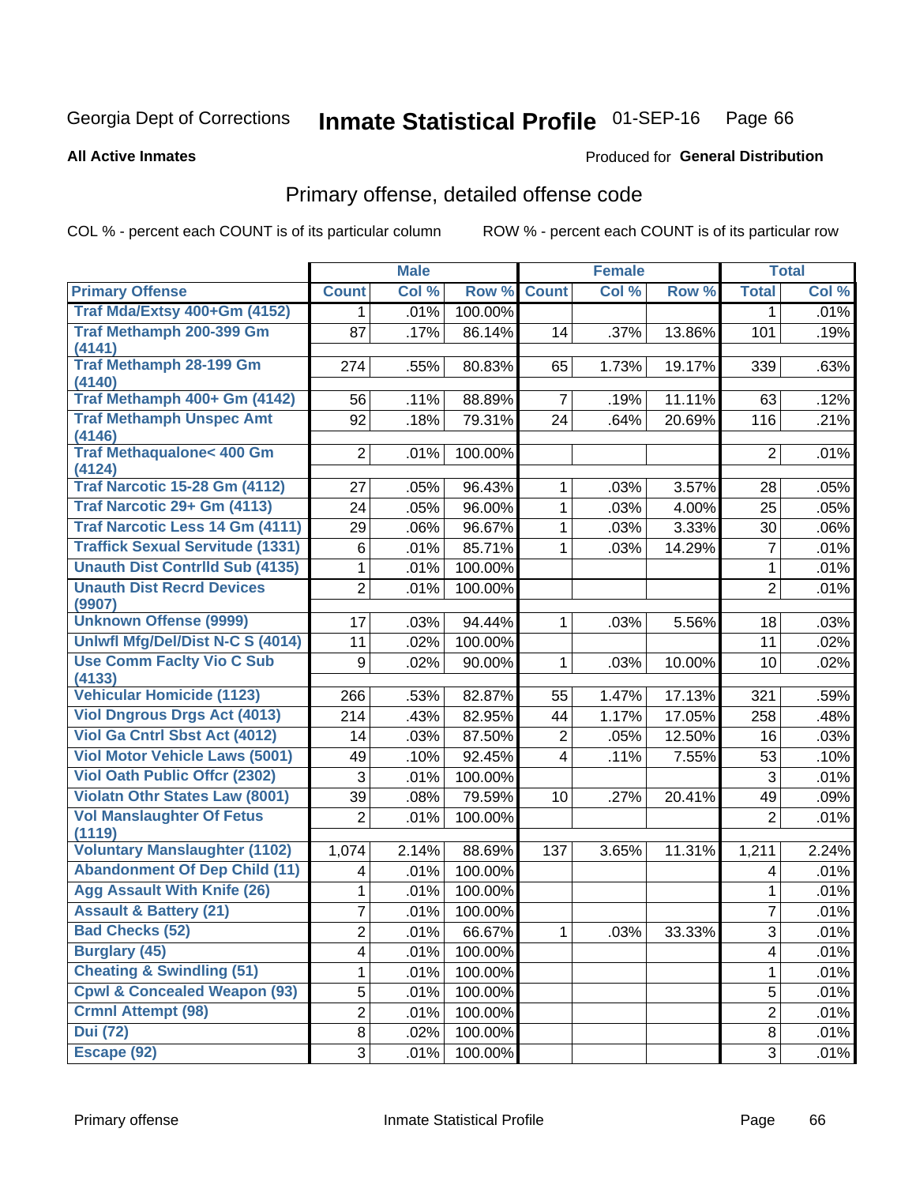Georgia Dept of Corrections **Inmate Statistical Profile** 01-SEP-16

**All Active Inmates**

Produced for **General Distribution**

## Primary offense, detailed offense code

COL % - percent each COUNT is of its particular column ROW % - percent each COUNT is of its particular row

| | Male | | | Female | | | Total | |
|---|---|---|---|---|---|---|---|---|
| **Primary Offense** | **Count** | **Col %** | **Row %** | **Count** | **Col %** | **Row %** | **Total** | **Col %** |
| Traf Mda/Extsy 400+Gm (4152) | 1 | .01% | 100.00% | | | | 1 | .01% |
| Traf Methamph 200-399 Gm (4141) | 87 | .17% | 86.14% | 14 | .37% | 13.86% | 101 | .19% |
| Traf Methamph 28-199 Gm (4140) | 274 | .55% | 80.83% | 65 | 1.73% | 19.17% | 339 | .63% |
| Traf Methamph 400+ Gm (4142) | 56 | .11% | 88.89% | 7 | .19% | 11.11% | 63 | .12% |
| Traf Methamph Unspec Amt (4146) | 92 | .18% | 79.31% | 24 | .64% | 20.69% | 116 | .21% |
| Traf Methaqualone< 400 Gm (4124) | 2 | .01% | 100.00% | | | | 2 | .01% |
| Traf Narcotic 15-28 Gm (4112) | 27 | .05% | 96.43% | 1 | .03% | 3.57% | 28 | .05% |
| Traf Narcotic 29+ Gm (4113) | 24 | .05% | 96.00% | 1 | .03% | 4.00% | 25 | .05% |
| Traf Narcotic Less 14 Gm (4111) | 29 | .06% | 96.67% | 1 | .03% | 3.33% | 30 | .06% |
| Traffick Sexual Servitude (1331) | 6 | .01% | 85.71% | 1 | .03% | 14.29% | 7 | .01% |
| Unauth Dist Contrlld Sub (4135) | 1 | .01% | 100.00% | | | | 1 | .01% |
| Unauth Dist Recrd Devices (9907) | 2 | .01% | 100.00% | | | | 2 | .01% |
| Unknown Offense (9999) | 17 | .03% | 94.44% | 1 | .03% | 5.56% | 18 | .03% |
| Unlwfl Mfg/Del/Dist N-C S (4014) | 11 | .02% | 100.00% | | | | 11 | .02% |
| Use Comm Faclty Vio C Sub (4133) | 9 | .02% | 90.00% | 1 | .03% | 10.00% | 10 | .02% |
| Vehicular Homicide (1123) | 266 | .53% | 82.87% | 55 | 1.47% | 17.13% | 321 | .59% |
| Viol Dngrous Drgs Act (4013) | 214 | .43% | 82.95% | 44 | 1.17% | 17.05% | 258 | .48% |
| Viol Ga Cntrl Sbst Act (4012) | 14 | .03% | 87.50% | 2 | .05% | 12.50% | 16 | .03% |
| Viol Motor Vehicle Laws (5001) | 49 | .10% | 92.45% | 4 | .11% | 7.55% | 53 | .10% |
| Viol Oath Public Offcr (2302) | 3 | .01% | 100.00% | | | | 3 | .01% |
| Violatn Othr States Law (8001) | 39 | .08% | 79.59% | 10 | .27% | 20.41% | 49 | .09% |
| Vol Manslaughter Of Fetus (1119) | 2 | .01% | 100.00% | | | | 2 | .01% |
| Voluntary Manslaughter (1102) | 1,074 | 2.14% | 88.69% | 137 | 3.65% | 11.31% | 1,211 | 2.24% |
| Abandonment Of Dep Child (11) | 4 | .01% | 100.00% | | | | 4 | .01% |
| Agg Assault With Knife (26) | 1 | .01% | 100.00% | | | | 1 | .01% |
| Assault & Battery (21) | 7 | .01% | 100.00% | | | | 7 | .01% |
| Bad Checks (52) | 2 | .01% | 66.67% | 1 | .03% | 33.33% | 3 | .01% |
| Burglary (45) | 4 | .01% | 100.00% | | | | 4 | .01% |
| Cheating & Swindling (51) | 1 | .01% | 100.00% | | | | 1 | .01% |
| Cpwl & Concealed Weapon (93) | 5 | .01% | 100.00% | | | | 5 | .01% |
| Crmnl Attempt (98) | 2 | .01% | 100.00% | | | | 2 | .01% |
| Dui (72) | 8 | .02% | 100.00% | | | | 8 | .01% |
| Escape (92) | 3 | .01% | 100.00% | | | | 3 | .01% |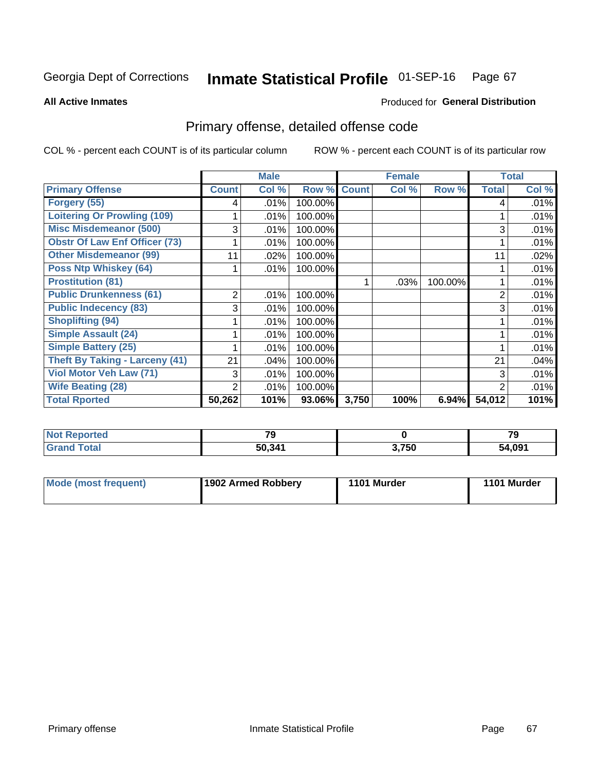Georgia Dept of Corrections **Inmate Statistical Profile** 01-SEP-16

**All Active Inmates**

Produced for **General Distribution**

## Primary offense, detailed offense code

COL % - percent each COUNT is of its particular column

ROW % - percent each COUNT is of its particular row

| | Male | | | Female | | | Total | |
|---|---|---|---|---|---|---|---|---|
| **Primary Offense** | **Count** | **Col %** | **Row %** | **Count** | **Col %** | **Row %** | **Total** | **Col %** |
| **Forgery (55)** | 4 | .01% | 100.00% | | | | 4 | .01% |
| **Loitering Or Prowling (109)** | 1 | .01% | 100.00% | | | | 1 | .01% |
| **Misc Misdemeanor (500)** | 3 | .01% | 100.00% | | | | 3 | .01% |
| **Obstr Of Law Enf Officer (73)** | 1 | .01% | 100.00% | | | | 1 | .01% |
| **Other Misdemeanor (99)** | 11 | .02% | 100.00% | | | | 11 | .02% |
| **Poss Ntp Whiskey (64)** | 1 | .01% | 100.00% | | | | 1 | .01% |
| **Prostitution (81)** | | | | 1 | .03% | 100.00% | 1 | .01% |
| **Public Drunkenness (61)** | 2 | .01% | 100.00% | | | | 2 | .01% |
| **Public Indecency (83)** | 3 | .01% | 100.00% | | | | 3 | .01% |
| **Shoplifting (94)** | 1 | .01% | 100.00% | | | | 1 | .01% |
| **Simple Assault (24)** | 1 | .01% | 100.00% | | | | 1 | .01% |
| **Simple Battery (25)** | 1 | .01% | 100.00% | | | | 1 | .01% |
| **Theft By Taking - Larceny (41)** | 21 | .04% | 100.00% | | | | 21 | .04% |
| **Viol Motor Veh Law (71)** | 3 | .01% | 100.00% | | | | 3 | .01% |
| **Wife Beating (28)** | 2 | .01% | 100.00% | | | | 2 | .01% |
| **Total Rported** | **50,262** | **101%** | **93.06%** | **3,750** | **100%** | **6.94%** | **54,012** | **101%** |

| | Male | Female | Total |
|---|---|---|---|
| **Not Reported** | **79** | **0** | **79** |
| **Grand Total** | **50,341** | **3,750** | **54,091** |

| | Male | Female | Total |
|---|---|---|---|
| **Mode (most frequent)** | **1902 Armed Robbery** | **1101 Murder** | **1101 Murder** |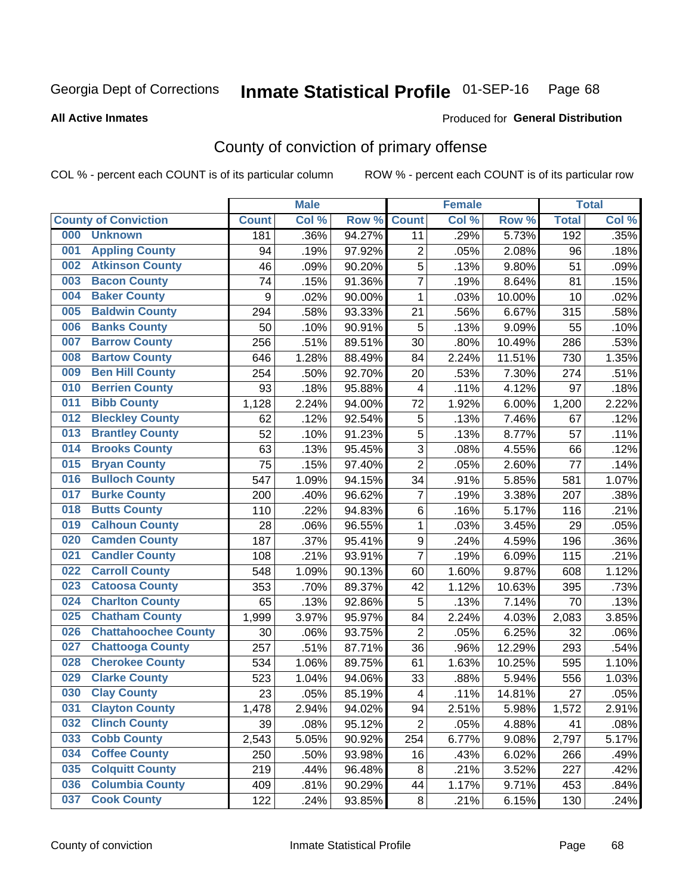Georgia Dept of Corrections **Inmate Statistical Profile** 01-SEP-16 Page 68

**All Active Inmates**

Produced for **General Distribution**

## County of conviction of primary offense

COL % - percent each COUNT is of its particular column ROW % - percent each COUNT is of its particular row

| County of Conviction | Male | | | Female | | | Total | |
|---|---|---|---|---|---|---|---|---|
| | Count | Col % | Row % | Count | Col % | Row % | Total | Col % |
| 000 Unknown | 181 | .36% | 94.27% | 11 | .29% | 5.73% | 192 | .35% |
| 001 Appling County | 94 | .19% | 97.92% | 2 | .05% | 2.08% | 96 | .18% |
| 002 Atkinson County | 46 | .09% | 90.20% | 5 | .13% | 9.80% | 51 | .09% |
| 003 Bacon County | 74 | .15% | 91.36% | 7 | .19% | 8.64% | 81 | .15% |
| 004 Baker County | 9 | .02% | 90.00% | 1 | .03% | 10.00% | 10 | .02% |
| 005 Baldwin County | 294 | .58% | 93.33% | 21 | .56% | 6.67% | 315 | .58% |
| 006 Banks County | 50 | .10% | 90.91% | 5 | .13% | 9.09% | 55 | .10% |
| 007 Barrow County | 256 | .51% | 89.51% | 30 | .80% | 10.49% | 286 | .53% |
| 008 Bartow County | 646 | 1.28% | 88.49% | 84 | 2.24% | 11.51% | 730 | 1.35% |
| 009 Ben Hill County | 254 | .50% | 92.70% | 20 | .53% | 7.30% | 274 | .51% |
| 010 Berrien County | 93 | .18% | 95.88% | 4 | .11% | 4.12% | 97 | .18% |
| 011 Bibb County | 1,128 | 2.24% | 94.00% | 72 | 1.92% | 6.00% | 1,200 | 2.22% |
| 012 Bleckley County | 62 | .12% | 92.54% | 5 | .13% | 7.46% | 67 | .12% |
| 013 Brantley County | 52 | .10% | 91.23% | 5 | .13% | 8.77% | 57 | .11% |
| 014 Brooks County | 63 | .13% | 95.45% | 3 | .08% | 4.55% | 66 | .12% |
| 015 Bryan County | 75 | .15% | 97.40% | 2 | .05% | 2.60% | 77 | .14% |
| 016 Bulloch County | 547 | 1.09% | 94.15% | 34 | .91% | 5.85% | 581 | 1.07% |
| 017 Burke County | 200 | .40% | 96.62% | 7 | .19% | 3.38% | 207 | .38% |
| 018 Butts County | 110 | .22% | 94.83% | 6 | .16% | 5.17% | 116 | .21% |
| 019 Calhoun County | 28 | .06% | 96.55% | 1 | .03% | 3.45% | 29 | .05% |
| 020 Camden County | 187 | .37% | 95.41% | 9 | .24% | 4.59% | 196 | .36% |
| 021 Candler County | 108 | .21% | 93.91% | 7 | .19% | 6.09% | 115 | .21% |
| 022 Carroll County | 548 | 1.09% | 90.13% | 60 | 1.60% | 9.87% | 608 | 1.12% |
| 023 Catoosa County | 353 | .70% | 89.37% | 42 | 1.12% | 10.63% | 395 | .73% |
| 024 Charlton County | 65 | .13% | 92.86% | 5 | .13% | 7.14% | 70 | .13% |
| 025 Chatham County | 1,999 | 3.97% | 95.97% | 84 | 2.24% | 4.03% | 2,083 | 3.85% |
| 026 Chattahoochee County | 30 | .06% | 93.75% | 2 | .05% | 6.25% | 32 | .06% |
| 027 Chattooga County | 257 | .51% | 87.71% | 36 | .96% | 12.29% | 293 | .54% |
| 028 Cherokee County | 534 | 1.06% | 89.75% | 61 | 1.63% | 10.25% | 595 | 1.10% |
| 029 Clarke County | 523 | 1.04% | 94.06% | 33 | .88% | 5.94% | 556 | 1.03% |
| 030 Clay County | 23 | .05% | 85.19% | 4 | .11% | 14.81% | 27 | .05% |
| 031 Clayton County | 1,478 | 2.94% | 94.02% | 94 | 2.51% | 5.98% | 1,572 | 2.91% |
| 032 Clinch County | 39 | .08% | 95.12% | 2 | .05% | 4.88% | 41 | .08% |
| 033 Cobb County | 2,543 | 5.05% | 90.92% | 254 | 6.77% | 9.08% | 2,797 | 5.17% |
| 034 Coffee County | 250 | .50% | 93.98% | 16 | .43% | 6.02% | 266 | .49% |
| 035 Colquitt County | 219 | .44% | 96.48% | 8 | .21% | 3.52% | 227 | .42% |
| 036 Columbia County | 409 | .81% | 90.29% | 44 | 1.17% | 9.71% | 453 | .84% |
| 037 Cook County | 122 | .24% | 93.85% | 8 | .21% | 6.15% | 130 | .24% |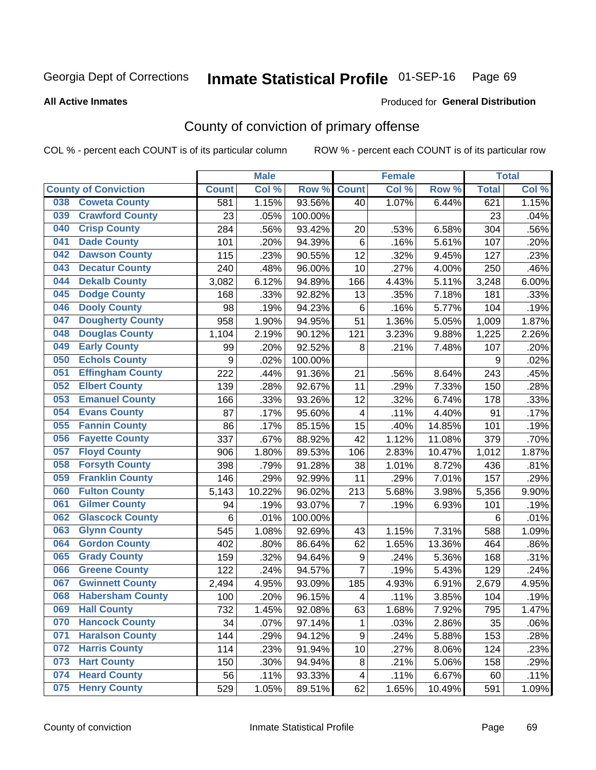Georgia Dept of Corrections **Inmate Statistical Profile** 01-SEP-16 Page 69

**All Active Inmates**

Produced for **General Distribution**

## County of conviction of primary offense

COL % - percent each COUNT is of its particular column ROW % - percent each COUNT is of its particular row

| County of Conviction | Male | | | Female | | | Total | |
|---|---|---|---|---|---|---|---|---|
| | Count | Col % | Row % | Count | Col % | Row % | Total | Col % |
| 038 Coweta County | 581 | 1.15% | 93.56% | 40 | 1.07% | 6.44% | 621 | 1.15% |
| 039 Crawford County | 23 | .05% | 100.00% | | | | 23 | .04% |
| 040 Crisp County | 284 | .56% | 93.42% | 20 | .53% | 6.58% | 304 | .56% |
| 041 Dade County | 101 | .20% | 94.39% | 6 | .16% | 5.61% | 107 | .20% |
| 042 Dawson County | 115 | .23% | 90.55% | 12 | .32% | 9.45% | 127 | .23% |
| 043 Decatur County | 240 | .48% | 96.00% | 10 | .27% | 4.00% | 250 | .46% |
| 044 Dekalb County | 3,082 | 6.12% | 94.89% | 166 | 4.43% | 5.11% | 3,248 | 6.00% |
| 045 Dodge County | 168 | .33% | 92.82% | 13 | .35% | 7.18% | 181 | .33% |
| 046 Dooly County | 98 | .19% | 94.23% | 6 | .16% | 5.77% | 104 | .19% |
| 047 Dougherty County | 958 | 1.90% | 94.95% | 51 | 1.36% | 5.05% | 1,009 | 1.87% |
| 048 Douglas County | 1,104 | 2.19% | 90.12% | 121 | 3.23% | 9.88% | 1,225 | 2.26% |
| 049 Early County | 99 | .20% | 92.52% | 8 | .21% | 7.48% | 107 | .20% |
| 050 Echols County | 9 | .02% | 100.00% | | | | 9 | .02% |
| 051 Effingham County | 222 | .44% | 91.36% | 21 | .56% | 8.64% | 243 | .45% |
| 052 Elbert County | 139 | .28% | 92.67% | 11 | .29% | 7.33% | 150 | .28% |
| 053 Emanuel County | 166 | .33% | 93.26% | 12 | .32% | 6.74% | 178 | .33% |
| 054 Evans County | 87 | .17% | 95.60% | 4 | .11% | 4.40% | 91 | .17% |
| 055 Fannin County | 86 | .17% | 85.15% | 15 | .40% | 14.85% | 101 | .19% |
| 056 Fayette County | 337 | .67% | 88.92% | 42 | 1.12% | 11.08% | 379 | .70% |
| 057 Floyd County | 906 | 1.80% | 89.53% | 106 | 2.83% | 10.47% | 1,012 | 1.87% |
| 058 Forsyth County | 398 | .79% | 91.28% | 38 | 1.01% | 8.72% | 436 | .81% |
| 059 Franklin County | 146 | .29% | 92.99% | 11 | .29% | 7.01% | 157 | .29% |
| 060 Fulton County | 5,143 | 10.22% | 96.02% | 213 | 5.68% | 3.98% | 5,356 | 9.90% |
| 061 Gilmer County | 94 | .19% | 93.07% | 7 | .19% | 6.93% | 101 | .19% |
| 062 Glascock County | 6 | .01% | 100.00% | | | | 6 | .01% |
| 063 Glynn County | 545 | 1.08% | 92.69% | 43 | 1.15% | 7.31% | 588 | 1.09% |
| 064 Gordon County | 402 | .80% | 86.64% | 62 | 1.65% | 13.36% | 464 | .86% |
| 065 Grady County | 159 | .32% | 94.64% | 9 | .24% | 5.36% | 168 | .31% |
| 066 Greene County | 122 | .24% | 94.57% | 7 | .19% | 5.43% | 129 | .24% |
| 067 Gwinnett County | 2,494 | 4.95% | 93.09% | 185 | 4.93% | 6.91% | 2,679 | 4.95% |
| 068 Habersham County | 100 | .20% | 96.15% | 4 | .11% | 3.85% | 104 | .19% |
| 069 Hall County | 732 | 1.45% | 92.08% | 63 | 1.68% | 7.92% | 795 | 1.47% |
| 070 Hancock County | 34 | .07% | 97.14% | 1 | .03% | 2.86% | 35 | .06% |
| 071 Haralson County | 144 | .29% | 94.12% | 9 | .24% | 5.88% | 153 | .28% |
| 072 Harris County | 114 | .23% | 91.94% | 10 | .27% | 8.06% | 124 | .23% |
| 073 Hart County | 150 | .30% | 94.94% | 8 | .21% | 5.06% | 158 | .29% |
| 074 Heard County | 56 | .11% | 93.33% | 4 | .11% | 6.67% | 60 | .11% |
| 075 Henry County | 529 | 1.05% | 89.51% | 62 | 1.65% | 10.49% | 591 | 1.09% |

County of conviction Inmate Statistical Profile Page 69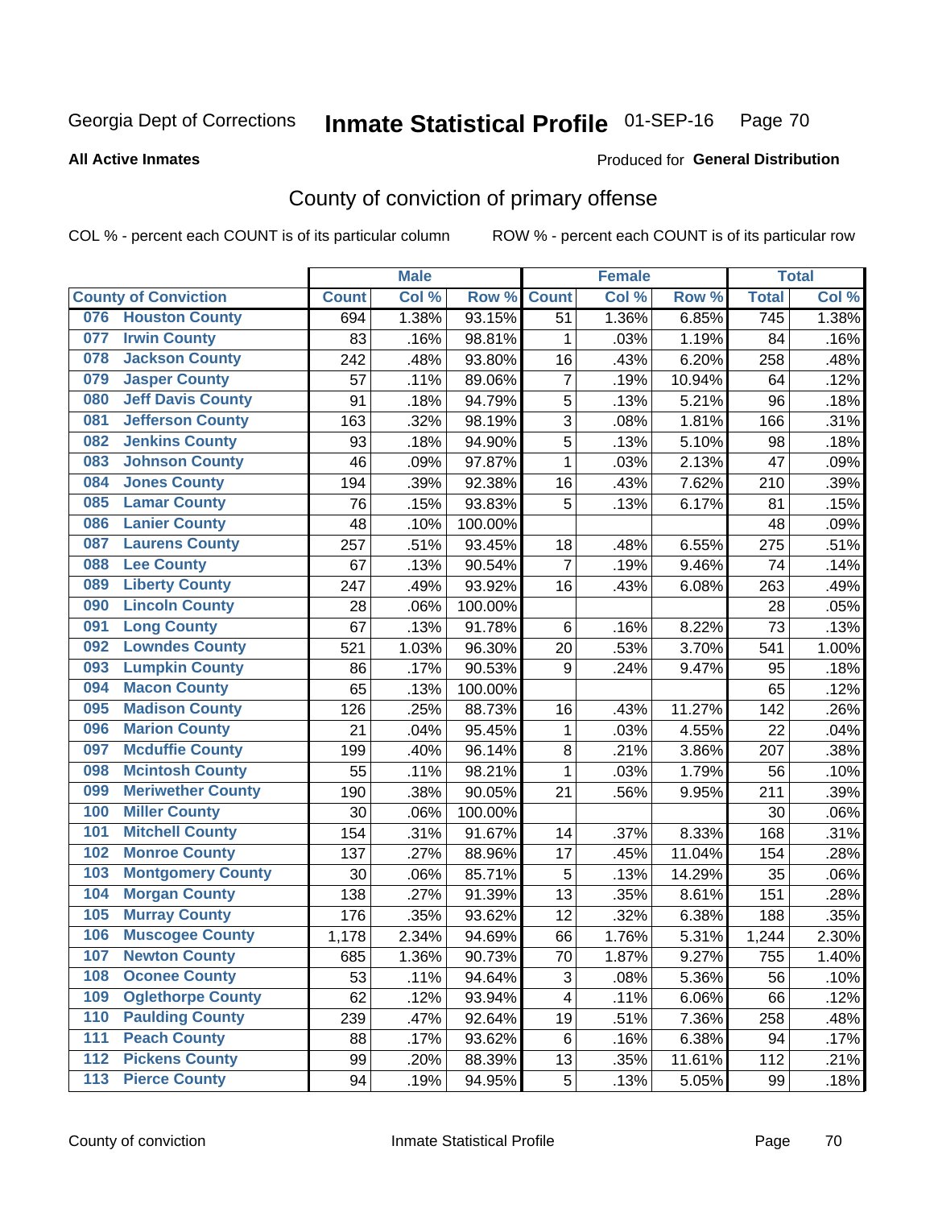Georgia Dept of Corrections **Inmate Statistical Profile** 01-SEP-16

**All Active Inmates**

Produced for **General Distribution**

## County of conviction of primary offense

COL % - percent each COUNT is of its particular column ROW % - percent each COUNT is of its particular row

| County of Conviction | Male | | | Female | | | Total | |
|---|---|---|---|---|---|---|---|---|
| | Count | Col % | Row % | Count | Col % | Row % | Total | Col % |
| 076 Houston County | 694 | 1.38% | 93.15% | 51 | 1.36% | 6.85% | 745 | 1.38% |
| 077 Irwin County | 83 | .16% | 98.81% | 1 | .03% | 1.19% | 84 | .16% |
| 078 Jackson County | 242 | .48% | 93.80% | 16 | .43% | 6.20% | 258 | .48% |
| 079 Jasper County | 57 | .11% | 89.06% | 7 | .19% | 10.94% | 64 | .12% |
| 080 Jeff Davis County | 91 | .18% | 94.79% | 5 | .13% | 5.21% | 96 | .18% |
| 081 Jefferson County | 163 | .32% | 98.19% | 3 | .08% | 1.81% | 166 | .31% |
| 082 Jenkins County | 93 | .18% | 94.90% | 5 | .13% | 5.10% | 98 | .18% |
| 083 Johnson County | 46 | .09% | 97.87% | 1 | .03% | 2.13% | 47 | .09% |
| 084 Jones County | 194 | .39% | 92.38% | 16 | .43% | 7.62% | 210 | .39% |
| 085 Lamar County | 76 | .15% | 93.83% | 5 | .13% | 6.17% | 81 | .15% |
| 086 Lanier County | 48 | .10% | 100.00% | | | | 48 | .09% |
| 087 Laurens County | 257 | .51% | 93.45% | 18 | .48% | 6.55% | 275 | .51% |
| 088 Lee County | 67 | .13% | 90.54% | 7 | .19% | 9.46% | 74 | .14% |
| 089 Liberty County | 247 | .49% | 93.92% | 16 | .43% | 6.08% | 263 | .49% |
| 090 Lincoln County | 28 | .06% | 100.00% | | | | 28 | .05% |
| 091 Long County | 67 | .13% | 91.78% | 6 | .16% | 8.22% | 73 | .13% |
| 092 Lowndes County | 521 | 1.03% | 96.30% | 20 | .53% | 3.70% | 541 | 1.00% |
| 093 Lumpkin County | 86 | .17% | 90.53% | 9 | .24% | 9.47% | 95 | .18% |
| 094 Macon County | 65 | .13% | 100.00% | | | | 65 | .12% |
| 095 Madison County | 126 | .25% | 88.73% | 16 | .43% | 11.27% | 142 | .26% |
| 096 Marion County | 21 | .04% | 95.45% | 1 | .03% | 4.55% | 22 | .04% |
| 097 Mcduffie County | 199 | .40% | 96.14% | 8 | .21% | 3.86% | 207 | .38% |
| 098 Mcintosh County | 55 | .11% | 98.21% | 1 | .03% | 1.79% | 56 | .10% |
| 099 Meriwether County | 190 | .38% | 90.05% | 21 | .56% | 9.95% | 211 | .39% |
| 100 Miller County | 30 | .06% | 100.00% | | | | 30 | .06% |
| 101 Mitchell County | 154 | .31% | 91.67% | 14 | .37% | 8.33% | 168 | .31% |
| 102 Monroe County | 137 | .27% | 88.96% | 17 | .45% | 11.04% | 154 | .28% |
| 103 Montgomery County | 30 | .06% | 85.71% | 5 | .13% | 14.29% | 35 | .06% |
| 104 Morgan County | 138 | .27% | 91.39% | 13 | .35% | 8.61% | 151 | .28% |
| 105 Murray County | 176 | .35% | 93.62% | 12 | .32% | 6.38% | 188 | .35% |
| 106 Muscogee County | 1,178 | 2.34% | 94.69% | 66 | 1.76% | 5.31% | 1,244 | 2.30% |
| 107 Newton County | 685 | 1.36% | 90.73% | 70 | 1.87% | 9.27% | 755 | 1.40% |
| 108 Oconee County | 53 | .11% | 94.64% | 3 | .08% | 5.36% | 56 | .10% |
| 109 Oglethorpe County | 62 | .12% | 93.94% | 4 | .11% | 6.06% | 66 | .12% |
| 110 Paulding County | 239 | .47% | 92.64% | 19 | .51% | 7.36% | 258 | .48% |
| 111 Peach County | 88 | .17% | 93.62% | 6 | .16% | 6.38% | 94 | .17% |
| 112 Pickens County | 99 | .20% | 88.39% | 13 | .35% | 11.61% | 112 | .21% |
| 113 Pierce County | 94 | .19% | 94.95% | 5 | .13% | 5.05% | 99 | .18% |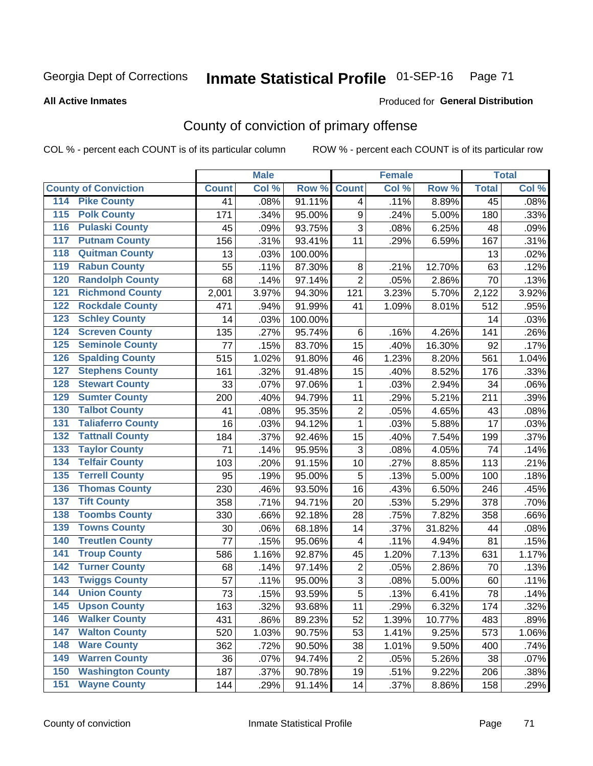Georgia Dept of Corrections **Inmate Statistical Profile** 01-SEP-16

**All Active Inmates**

Produced for **General Distribution**

## County of conviction of primary offense

COL % - percent each COUNT is of its particular column ROW % - percent each COUNT is of its particular row

| | Male | | | Female | | | Total | |
|---|---|---|---|---|---|---|---|---|
| **County of Conviction** | **Count** | **Col %** | **Row %** | **Count** | **Col %** | **Row %** | **Total** | **Col %** |
| 114 Pike County | 41 | .08% | 91.11% | 4 | .11% | 8.89% | 45 | .08% |
| 115 Polk County | 171 | .34% | 95.00% | 9 | .24% | 5.00% | 180 | .33% |
| 116 Pulaski County | 45 | .09% | 93.75% | 3 | .08% | 6.25% | 48 | .09% |
| 117 Putnam County | 156 | .31% | 93.41% | 11 | .29% | 6.59% | 167 | .31% |
| 118 Quitman County | 13 | .03% | 100.00% | | | | 13 | .02% |
| 119 Rabun County | 55 | .11% | 87.30% | 8 | .21% | 12.70% | 63 | .12% |
| 120 Randolph County | 68 | .14% | 97.14% | 2 | .05% | 2.86% | 70 | .13% |
| 121 Richmond County | 2,001 | 3.97% | 94.30% | 121 | 3.23% | 5.70% | 2,122 | 3.92% |
| 122 Rockdale County | 471 | .94% | 91.99% | 41 | 1.09% | 8.01% | 512 | .95% |
| 123 Schley County | 14 | .03% | 100.00% | | | | 14 | .03% |
| 124 Screven County | 135 | .27% | 95.74% | 6 | .16% | 4.26% | 141 | .26% |
| 125 Seminole County | 77 | .15% | 83.70% | 15 | .40% | 16.30% | 92 | .17% |
| 126 Spalding County | 515 | 1.02% | 91.80% | 46 | 1.23% | 8.20% | 561 | 1.04% |
| 127 Stephens County | 161 | .32% | 91.48% | 15 | .40% | 8.52% | 176 | .33% |
| 128 Stewart County | 33 | .07% | 97.06% | 1 | .03% | 2.94% | 34 | .06% |
| 129 Sumter County | 200 | .40% | 94.79% | 11 | .29% | 5.21% | 211 | .39% |
| 130 Talbot County | 41 | .08% | 95.35% | 2 | .05% | 4.65% | 43 | .08% |
| 131 Taliaferro County | 16 | .03% | 94.12% | 1 | .03% | 5.88% | 17 | .03% |
| 132 Tattnall County | 184 | .37% | 92.46% | 15 | .40% | 7.54% | 199 | .37% |
| 133 Taylor County | 71 | .14% | 95.95% | 3 | .08% | 4.05% | 74 | .14% |
| 134 Telfair County | 103 | .20% | 91.15% | 10 | .27% | 8.85% | 113 | .21% |
| 135 Terrell County | 95 | .19% | 95.00% | 5 | .13% | 5.00% | 100 | .18% |
| 136 Thomas County | 230 | .46% | 93.50% | 16 | .43% | 6.50% | 246 | .45% |
| 137 Tift County | 358 | .71% | 94.71% | 20 | .53% | 5.29% | 378 | .70% |
| 138 Toombs County | 330 | .66% | 92.18% | 28 | .75% | 7.82% | 358 | .66% |
| 139 Towns County | 30 | .06% | 68.18% | 14 | .37% | 31.82% | 44 | .08% |
| 140 Treutlen County | 77 | .15% | 95.06% | 4 | .11% | 4.94% | 81 | .15% |
| 141 Troup County | 586 | 1.16% | 92.87% | 45 | 1.20% | 7.13% | 631 | 1.17% |
| 142 Turner County | 68 | .14% | 97.14% | 2 | .05% | 2.86% | 70 | .13% |
| 143 Twiggs County | 57 | .11% | 95.00% | 3 | .08% | 5.00% | 60 | .11% |
| 144 Union County | 73 | .15% | 93.59% | 5 | .13% | 6.41% | 78 | .14% |
| 145 Upson County | 163 | .32% | 93.68% | 11 | .29% | 6.32% | 174 | .32% |
| 146 Walker County | 431 | .86% | 89.23% | 52 | 1.39% | 10.77% | 483 | .89% |
| 147 Walton County | 520 | 1.03% | 90.75% | 53 | 1.41% | 9.25% | 573 | 1.06% |
| 148 Ware County | 362 | .72% | 90.50% | 38 | 1.01% | 9.50% | 400 | .74% |
| 149 Warren County | 36 | .07% | 94.74% | 2 | .05% | 5.26% | 38 | .07% |
| 150 Washington County | 187 | .37% | 90.78% | 19 | .51% | 9.22% | 206 | .38% |
| 151 Wayne County | 144 | .29% | 91.14% | 14 | .37% | 8.86% | 158 | .29% |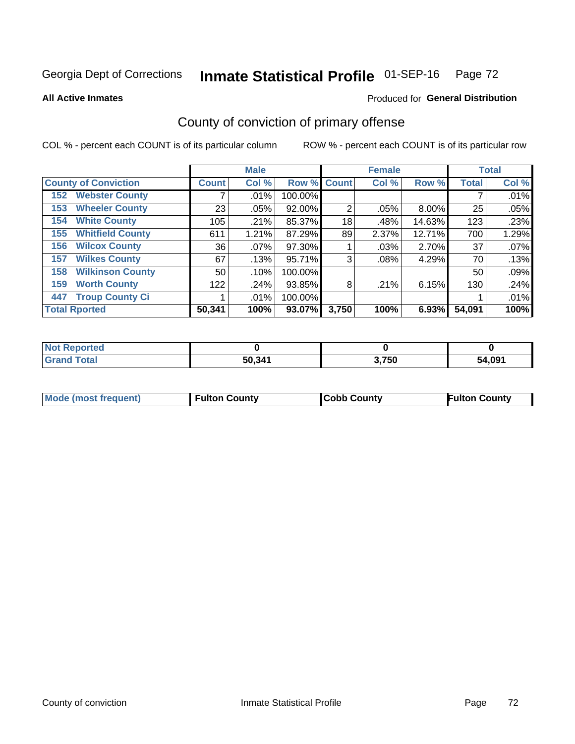Georgia Dept of Corrections **Inmate Statistical Profile** 01-SEP-16 Page 72

**All Active Inmates**

Produced for **General Distribution**

## County of conviction of primary offense

COL % - percent each COUNT is of its particular column

ROW % - percent each COUNT is of its particular row

| | Male | | | Female | | | Total | |
|---|---|---|---|---|---|---|---|---|
| **County of Conviction** | **Count** | **Col %** | **Row %** | **Count** | **Col %** | **Row %** | **Total** | **Col %** |
| 152 Webster County | 7 | .01% | 100.00% | | | | 7 | .01% |
| 153 Wheeler County | 23 | .05% | 92.00% | 2 | .05% | 8.00% | 25 | .05% |
| 154 White County | 105 | .21% | 85.37% | 18 | .48% | 14.63% | 123 | .23% |
| 155 Whitfield County | 611 | 1.21% | 87.29% | 89 | 2.37% | 12.71% | 700 | 1.29% |
| 156 Wilcox County | 36 | .07% | 97.30% | 1 | .03% | 2.70% | 37 | .07% |
| 157 Wilkes County | 67 | .13% | 95.71% | 3 | .08% | 4.29% | 70 | .13% |
| 158 Wilkinson County | 50 | .10% | 100.00% | | | | 50 | .09% |
| 159 Worth County | 122 | .24% | 93.85% | 8 | .21% | 6.15% | 130 | .24% |
| 447 Troup County Ci | 1 | .01% | 100.00% | | | | 1 | .01% |
| **Total Rported** | **50,341** | **100%** | **93.07%** | **3,750** | **100%** | **6.93%** | **54,091** | **100%** |

| | Male | Female | Total |
|---|---|---|---|
| Not Reported | **0** | **0** | **0** |
| Grand Total | **50,341** | **3,750** | **54,091** |

| | Male | Female | Total |
|---|---|---|---|
| Mode (most frequent) | **Fulton County** | **Cobb County** | **Fulton County** |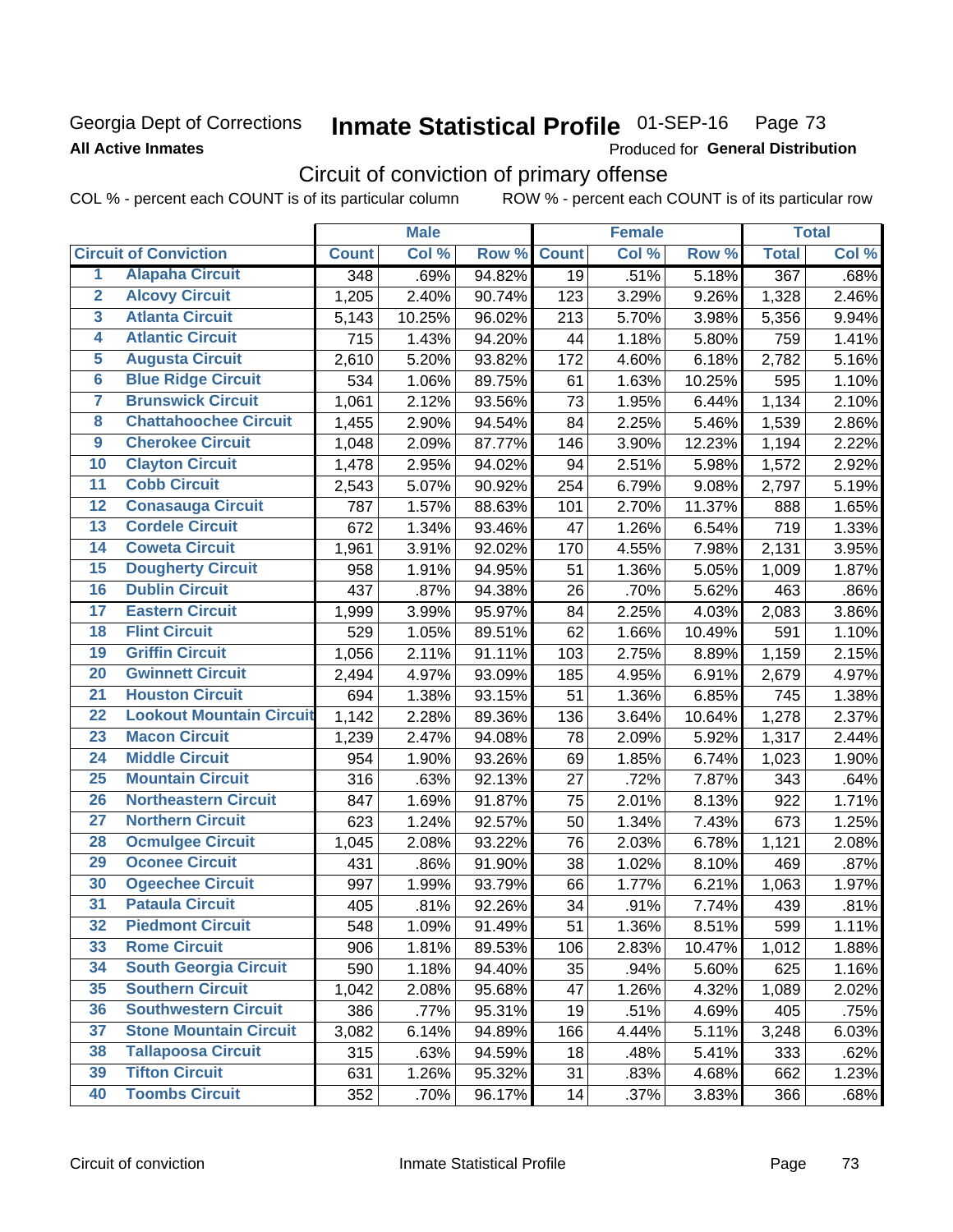Georgia Dept of Corrections
**All Active Inmates**

# Inmate Statistical Profile 01-SEP-16

Produced for **General Distribution**

## Circuit of conviction of primary offense

COL % - percent each COUNT is of its particular column ROW % - percent each COUNT is of its particular row

| | | Male | | | Female | | | Total | |
|---|---|---|---|---|---|---|---|---|---|
| **Circuit of Conviction** | | **Count** | **Col %** | **Row %** | **Count** | **Col %** | **Row %** | **Total** | **Col %** |
| 1 | Alapaha Circuit | 348 | .69% | 94.82% | 19 | .51% | 5.18% | 367 | .68% |
| 2 | Alcovy Circuit | 1,205 | 2.40% | 90.74% | 123 | 3.29% | 9.26% | 1,328 | 2.46% |
| 3 | Atlanta Circuit | 5,143 | 10.25% | 96.02% | 213 | 5.70% | 3.98% | 5,356 | 9.94% |
| 4 | Atlantic Circuit | 715 | 1.43% | 94.20% | 44 | 1.18% | 5.80% | 759 | 1.41% |
| 5 | Augusta Circuit | 2,610 | 5.20% | 93.82% | 172 | 4.60% | 6.18% | 2,782 | 5.16% |
| 6 | Blue Ridge Circuit | 534 | 1.06% | 89.75% | 61 | 1.63% | 10.25% | 595 | 1.10% |
| 7 | Brunswick Circuit | 1,061 | 2.12% | 93.56% | 73 | 1.95% | 6.44% | 1,134 | 2.10% |
| 8 | Chattahoochee Circuit | 1,455 | 2.90% | 94.54% | 84 | 2.25% | 5.46% | 1,539 | 2.86% |
| 9 | Cherokee Circuit | 1,048 | 2.09% | 87.77% | 146 | 3.90% | 12.23% | 1,194 | 2.22% |
| 10 | Clayton Circuit | 1,478 | 2.95% | 94.02% | 94 | 2.51% | 5.98% | 1,572 | 2.92% |
| 11 | Cobb Circuit | 2,543 | 5.07% | 90.92% | 254 | 6.79% | 9.08% | 2,797 | 5.19% |
| 12 | Conasauga Circuit | 787 | 1.57% | 88.63% | 101 | 2.70% | 11.37% | 888 | 1.65% |
| 13 | Cordele Circuit | 672 | 1.34% | 93.46% | 47 | 1.26% | 6.54% | 719 | 1.33% |
| 14 | Coweta Circuit | 1,961 | 3.91% | 92.02% | 170 | 4.55% | 7.98% | 2,131 | 3.95% |
| 15 | Dougherty Circuit | 958 | 1.91% | 94.95% | 51 | 1.36% | 5.05% | 1,009 | 1.87% |
| 16 | Dublin Circuit | 437 | .87% | 94.38% | 26 | .70% | 5.62% | 463 | .86% |
| 17 | Eastern Circuit | 1,999 | 3.99% | 95.97% | 84 | 2.25% | 4.03% | 2,083 | 3.86% |
| 18 | Flint Circuit | 529 | 1.05% | 89.51% | 62 | 1.66% | 10.49% | 591 | 1.10% |
| 19 | Griffin Circuit | 1,056 | 2.11% | 91.11% | 103 | 2.75% | 8.89% | 1,159 | 2.15% |
| 20 | Gwinnett Circuit | 2,494 | 4.97% | 93.09% | 185 | 4.95% | 6.91% | 2,679 | 4.97% |
| 21 | Houston Circuit | 694 | 1.38% | 93.15% | 51 | 1.36% | 6.85% | 745 | 1.38% |
| 22 | Lookout Mountain Circuit | 1,142 | 2.28% | 89.36% | 136 | 3.64% | 10.64% | 1,278 | 2.37% |
| 23 | Macon Circuit | 1,239 | 2.47% | 94.08% | 78 | 2.09% | 5.92% | 1,317 | 2.44% |
| 24 | Middle Circuit | 954 | 1.90% | 93.26% | 69 | 1.85% | 6.74% | 1,023 | 1.90% |
| 25 | Mountain Circuit | 316 | .63% | 92.13% | 27 | .72% | 7.87% | 343 | .64% |
| 26 | Northeastern Circuit | 847 | 1.69% | 91.87% | 75 | 2.01% | 8.13% | 922 | 1.71% |
| 27 | Northern Circuit | 623 | 1.24% | 92.57% | 50 | 1.34% | 7.43% | 673 | 1.25% |
| 28 | Ocmulgee Circuit | 1,045 | 2.08% | 93.22% | 76 | 2.03% | 6.78% | 1,121 | 2.08% |
| 29 | Oconee Circuit | 431 | .86% | 91.90% | 38 | 1.02% | 8.10% | 469 | .87% |
| 30 | Ogeechee Circuit | 997 | 1.99% | 93.79% | 66 | 1.77% | 6.21% | 1,063 | 1.97% |
| 31 | Pataula Circuit | 405 | .81% | 92.26% | 34 | .91% | 7.74% | 439 | .81% |
| 32 | Piedmont Circuit | 548 | 1.09% | 91.49% | 51 | 1.36% | 8.51% | 599 | 1.11% |
| 33 | Rome Circuit | 906 | 1.81% | 89.53% | 106 | 2.83% | 10.47% | 1,012 | 1.88% |
| 34 | South Georgia Circuit | 590 | 1.18% | 94.40% | 35 | .94% | 5.60% | 625 | 1.16% |
| 35 | Southern Circuit | 1,042 | 2.08% | 95.68% | 47 | 1.26% | 4.32% | 1,089 | 2.02% |
| 36 | Southwestern Circuit | 386 | .77% | 95.31% | 19 | .51% | 4.69% | 405 | .75% |
| 37 | Stone Mountain Circuit | 3,082 | 6.14% | 94.89% | 166 | 4.44% | 5.11% | 3,248 | 6.03% |
| 38 | Tallapoosa Circuit | 315 | .63% | 94.59% | 18 | .48% | 5.41% | 333 | .62% |
| 39 | Tifton Circuit | 631 | 1.26% | 95.32% | 31 | .83% | 4.68% | 662 | 1.23% |
| 40 | Toombs Circuit | 352 | .70% | 96.17% | 14 | .37% | 3.83% | 366 | .68% |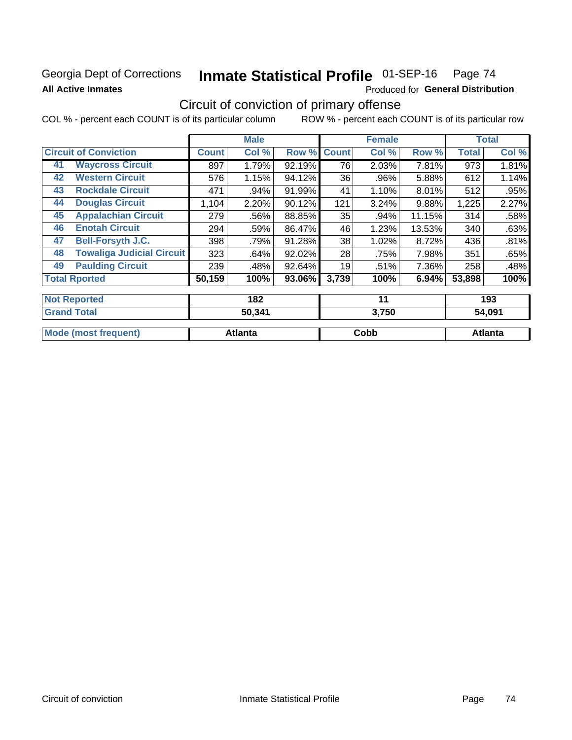Georgia Dept of Corrections **Inmate Statistical Profile** 01-SEP-16 Page 74

**All Active Inmates**

Produced for **General Distribution**

## Circuit of conviction of primary offense

COL % - percent each COUNT is of its particular column ROW % - percent each COUNT is of its particular row

| | | Male | | | Female | | | Total | |
|---|---|---|---|---|---|---|---|---|---|
| **Circuit of Conviction** | | **Count** | **Col %** | **Row %** | **Count** | **Col %** | **Row %** | **Total** | **Col %** |
| 41 | **Waycross Circuit** | 897 | 1.79% | 92.19% | 76 | 2.03% | 7.81% | 973 | 1.81% |
| 42 | **Western Circuit** | 576 | 1.15% | 94.12% | 36 | .96% | 5.88% | 612 | 1.14% |
| 43 | **Rockdale Circuit** | 471 | .94% | 91.99% | 41 | 1.10% | 8.01% | 512 | .95% |
| 44 | **Douglas Circuit** | 1,104 | 2.20% | 90.12% | 121 | 3.24% | 9.88% | 1,225 | 2.27% |
| 45 | **Appalachian Circuit** | 279 | .56% | 88.85% | 35 | .94% | 11.15% | 314 | .58% |
| 46 | **Enotah Circuit** | 294 | .59% | 86.47% | 46 | 1.23% | 13.53% | 340 | .63% |
| 47 | **Bell-Forsyth J.C.** | 398 | .79% | 91.28% | 38 | 1.02% | 8.72% | 436 | .81% |
| 48 | **Towaliga Judicial Circuit** | 323 | .64% | 92.02% | 28 | .75% | 7.98% | 351 | .65% |
| 49 | **Paulding Circuit** | 239 | .48% | 92.64% | 19 | .51% | 7.36% | 258 | .48% |
| **Total Rported** | | **50,159** | **100%** | **93.06%** | **3,739** | **100%** | **6.94%** | **53,898** | **100%** |
| **Not Reported** | | **182** | | | **11** | | | **193** | |
| **Grand Total** | | **50,341** | | | **3,750** | | | **54,091** | |
| **Mode (most frequent)** | | **Atlanta** | | | **Cobb** | | | **Atlanta** | |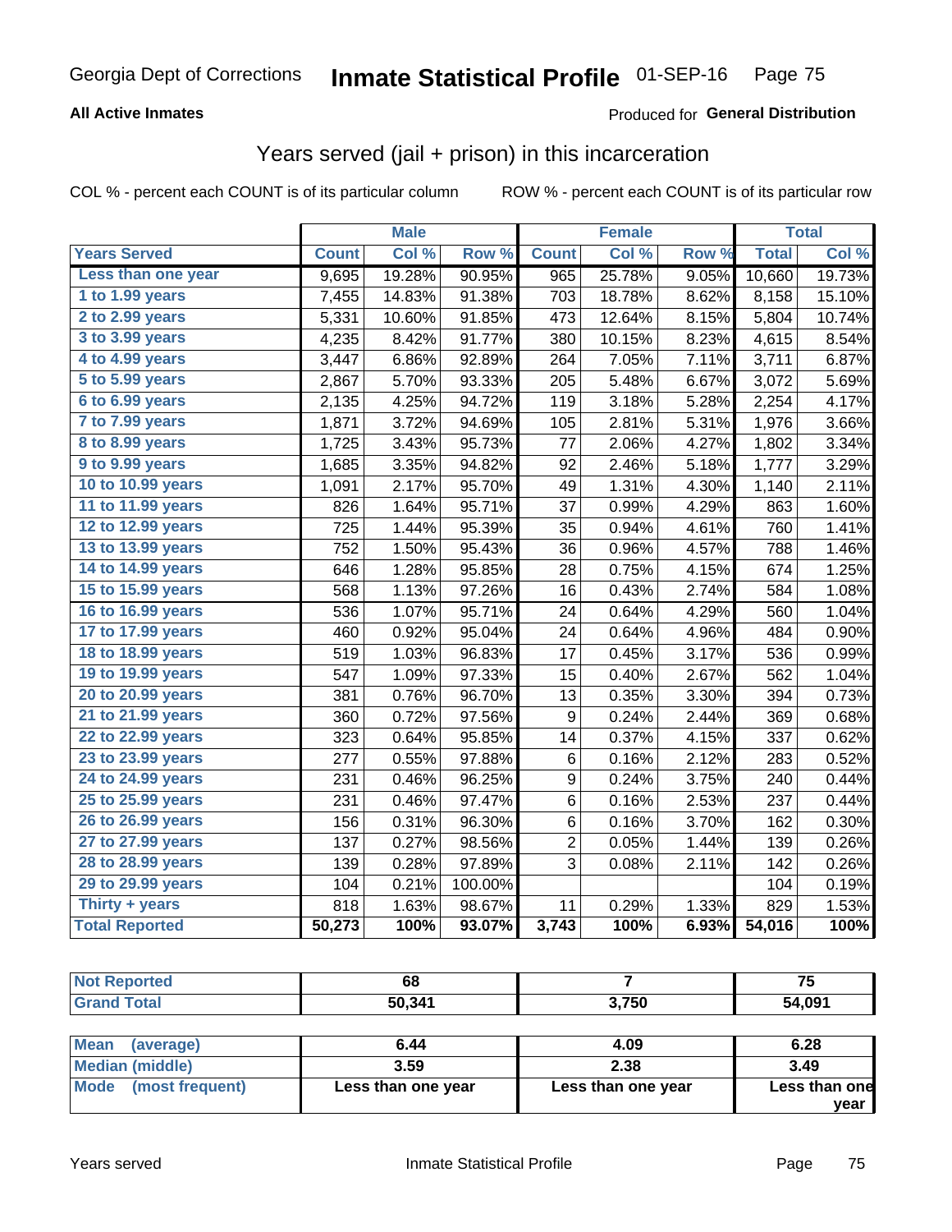Georgia Dept of Corrections **Inmate Statistical Profile** 01-SEP-16

**All Active Inmates**

Produced for **General Distribution**

## Years served (jail + prison) in this incarceration

COL % - percent each COUNT is of its particular column ROW % - percent each COUNT is of its particular row

| | Male | | | Female | | | Total | |
|---|---|---|---|---|---|---|---|---|
| **Years Served** | **Count** | **Col %** | **Row %** | **Count** | **Col %** | **Row %** | **Total** | **Col %** |
| Less than one year | 9,695 | 19.28% | 90.95% | 965 | 25.78% | 9.05% | 10,660 | 19.73% |
| 1 to 1.99 years | 7,455 | 14.83% | 91.38% | 703 | 18.78% | 8.62% | 8,158 | 15.10% |
| 2 to 2.99 years | 5,331 | 10.60% | 91.85% | 473 | 12.64% | 8.15% | 5,804 | 10.74% |
| 3 to 3.99 years | 4,235 | 8.42% | 91.77% | 380 | 10.15% | 8.23% | 4,615 | 8.54% |
| 4 to 4.99 years | 3,447 | 6.86% | 92.89% | 264 | 7.05% | 7.11% | 3,711 | 6.87% |
| 5 to 5.99 years | 2,867 | 5.70% | 93.33% | 205 | 5.48% | 6.67% | 3,072 | 5.69% |
| 6 to 6.99 years | 2,135 | 4.25% | 94.72% | 119 | 3.18% | 5.28% | 2,254 | 4.17% |
| 7 to 7.99 years | 1,871 | 3.72% | 94.69% | 105 | 2.81% | 5.31% | 1,976 | 3.66% |
| 8 to 8.99 years | 1,725 | 3.43% | 95.73% | 77 | 2.06% | 4.27% | 1,802 | 3.34% |
| 9 to 9.99 years | 1,685 | 3.35% | 94.82% | 92 | 2.46% | 5.18% | 1,777 | 3.29% |
| 10 to 10.99 years | 1,091 | 2.17% | 95.70% | 49 | 1.31% | 4.30% | 1,140 | 2.11% |
| 11 to 11.99 years | 826 | 1.64% | 95.71% | 37 | 0.99% | 4.29% | 863 | 1.60% |
| 12 to 12.99 years | 725 | 1.44% | 95.39% | 35 | 0.94% | 4.61% | 760 | 1.41% |
| 13 to 13.99 years | 752 | 1.50% | 95.43% | 36 | 0.96% | 4.57% | 788 | 1.46% |
| 14 to 14.99 years | 646 | 1.28% | 95.85% | 28 | 0.75% | 4.15% | 674 | 1.25% |
| 15 to 15.99 years | 568 | 1.13% | 97.26% | 16 | 0.43% | 2.74% | 584 | 1.08% |
| 16 to 16.99 years | 536 | 1.07% | 95.71% | 24 | 0.64% | 4.29% | 560 | 1.04% |
| 17 to 17.99 years | 460 | 0.92% | 95.04% | 24 | 0.64% | 4.96% | 484 | 0.90% |
| 18 to 18.99 years | 519 | 1.03% | 96.83% | 17 | 0.45% | 3.17% | 536 | 0.99% |
| 19 to 19.99 years | 547 | 1.09% | 97.33% | 15 | 0.40% | 2.67% | 562 | 1.04% |
| 20 to 20.99 years | 381 | 0.76% | 96.70% | 13 | 0.35% | 3.30% | 394 | 0.73% |
| 21 to 21.99 years | 360 | 0.72% | 97.56% | 9 | 0.24% | 2.44% | 369 | 0.68% |
| 22 to 22.99 years | 323 | 0.64% | 95.85% | 14 | 0.37% | 4.15% | 337 | 0.62% |
| 23 to 23.99 years | 277 | 0.55% | 97.88% | 6 | 0.16% | 2.12% | 283 | 0.52% |
| 24 to 24.99 years | 231 | 0.46% | 96.25% | 9 | 0.24% | 3.75% | 240 | 0.44% |
| 25 to 25.99 years | 231 | 0.46% | 97.47% | 6 | 0.16% | 2.53% | 237 | 0.44% |
| 26 to 26.99 years | 156 | 0.31% | 96.30% | 6 | 0.16% | 3.70% | 162 | 0.30% |
| 27 to 27.99 years | 137 | 0.27% | 98.56% | 2 | 0.05% | 1.44% | 139 | 0.26% |
| 28 to 28.99 years | 139 | 0.28% | 97.89% | 3 | 0.08% | 2.11% | 142 | 0.26% |
| 29 to 29.99 years | 104 | 0.21% | 100.00% | | | | 104 | 0.19% |
| Thirty + years | 818 | 1.63% | 98.67% | 11 | 0.29% | 1.33% | 829 | 1.53% |
| **Total Reported** | **50,273** | **100%** | **93.07%** | **3,743** | **100%** | **6.93%** | **54,016** | **100%** |

| | Male | Female | Total |
|---|---|---|---|
| Not Reported | 68 | 7 | 75 |
| Grand Total | 50,341 | 3,750 | 54,091 |

| | Male | Female | Total |
|---|---|---|---|
| Mean (average) | 6.44 | 4.09 | 6.28 |
| Median (middle) | 3.59 | 2.38 | 3.49 |
| Mode (most frequent) | Less than one year | Less than one year | Less than one year |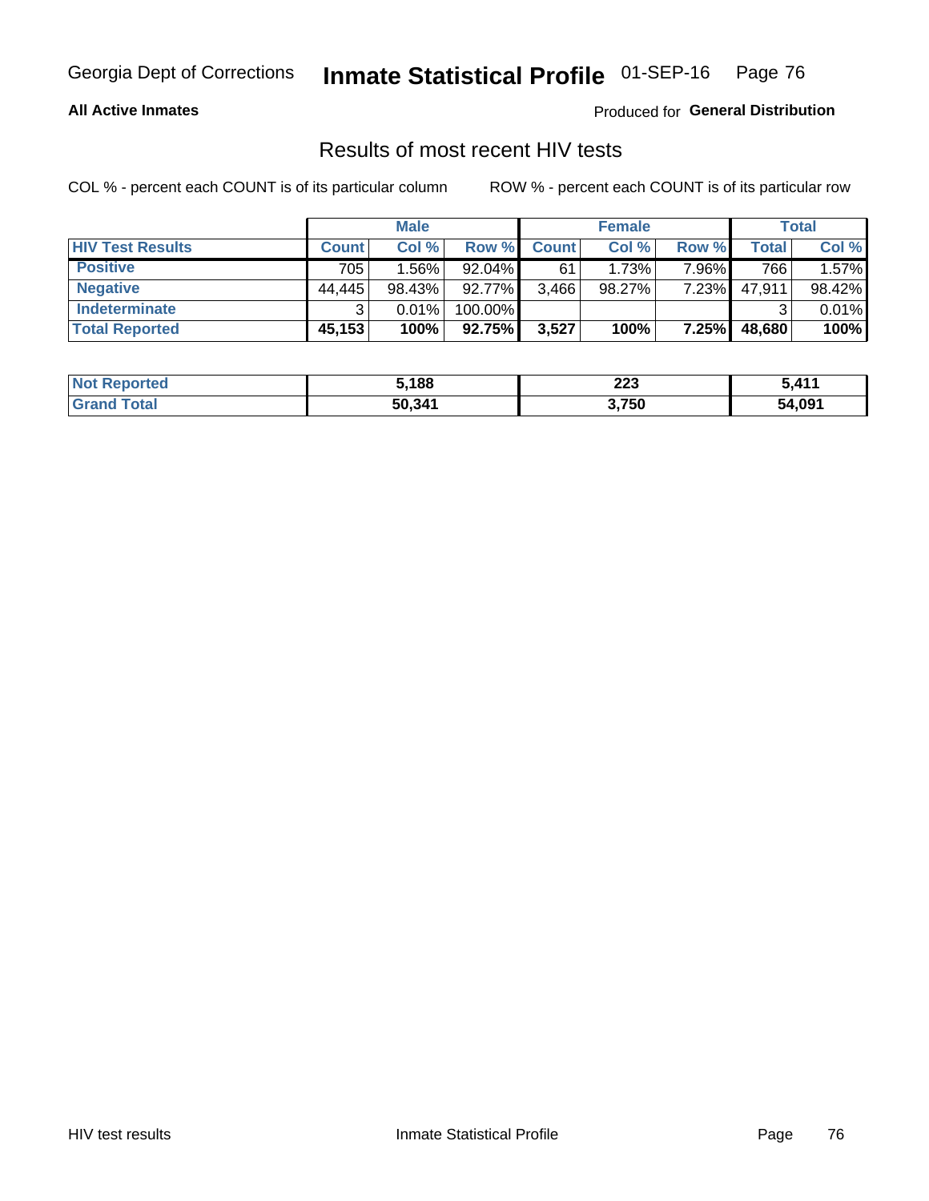Georgia Dept of Corrections **Inmate Statistical Profile** 01-SEP-16

**All Active Inmates**

Produced for **General Distribution**

## Results of most recent HIV tests

COL % - percent each COUNT is of its particular column

ROW % - percent each COUNT is of its particular row

| | Male | | | Female | | | Total | |
|---|---|---|---|---|---|---|---|---|
| **HIV Test Results** | **Count** | **Col %** | **Row %** | **Count** | **Col %** | **Row %** | **Total** | **Col %** |
| **Positive** | 705 | 1.56% | 92.04% | 61 | 1.73% | 7.96% | 766 | 1.57% |
| **Negative** | 44,445 | 98.43% | 92.77% | 3,466 | 98.27% | 7.23% | 47,911 | 98.42% |
| **Indeterminate** | 3 | 0.01% | 100.00% | | | | 3 | 0.01% |
| **Total Reported** | **45,153** | **100%** | **92.75%** | **3,527** | **100%** | **7.25%** | **48,680** | **100%** |

| | Male | Female | Total |
|---|---|---|---|
| **Not Reported** | **5,188** | **223** | **5,411** |
| **Grand Total** | **50,341** | **3,750** | **54,091** |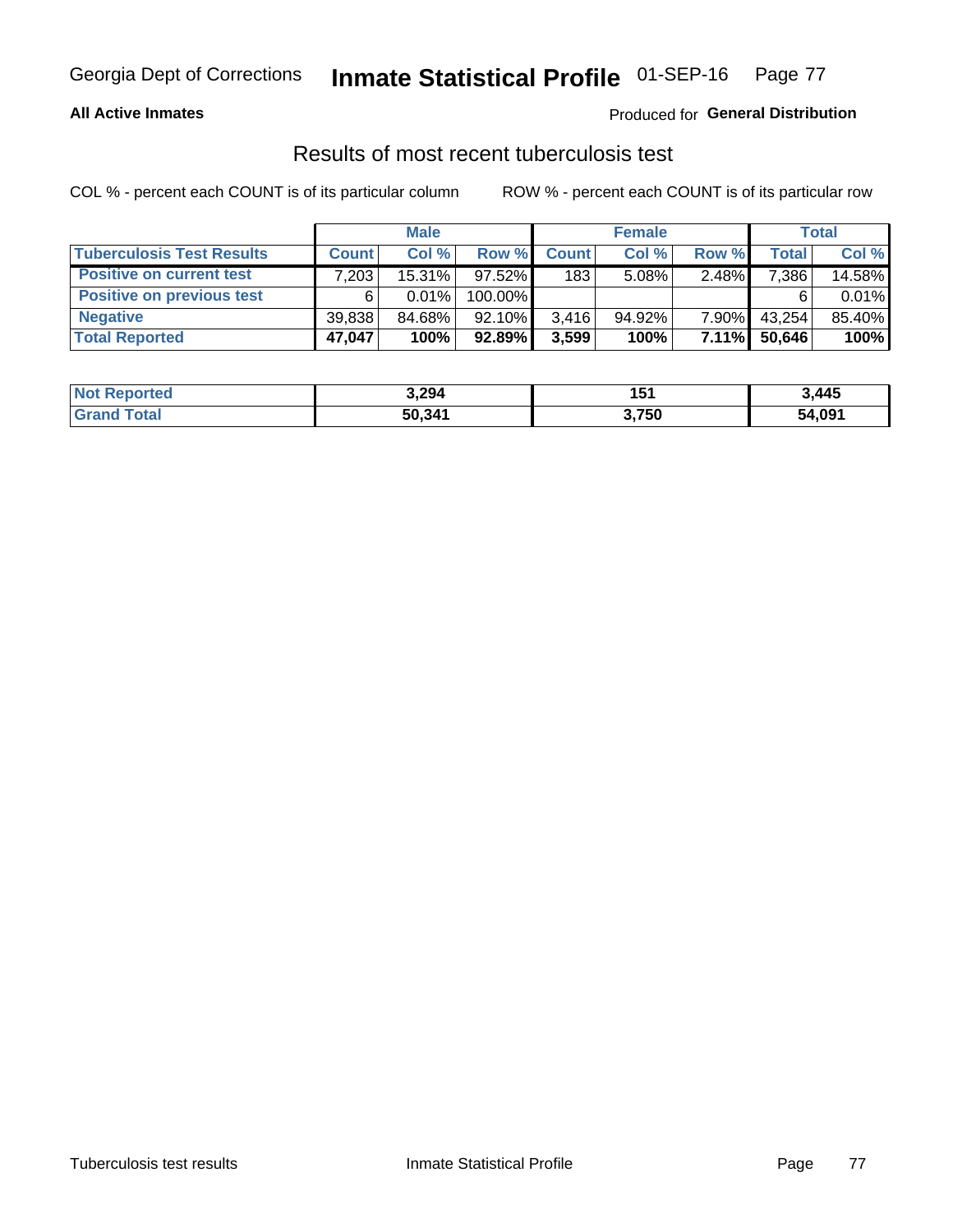Georgia Dept of Corrections **Inmate Statistical Profile** 01-SEP-16

**All Active Inmates**

Produced for **General Distribution**

## Results of most recent tuberculosis test

COL % - percent each COUNT is of its particular column

ROW % - percent each COUNT is of its particular row

| | Male | | | Female | | | Total | |
|---|---|---|---|---|---|---|---|---|
| **Tuberculosis Test Results** | **Count** | **Col %** | **Row %** | **Count** | **Col %** | **Row %** | **Total** | **Col %** |
| **Positive on current test** | 7,203 | 15.31% | 97.52% | 183 | 5.08% | 2.48% | 7,386 | 14.58% |
| **Positive on previous test** | 6 | 0.01% | 100.00% | | | | 6 | 0.01% |
| **Negative** | 39,838 | 84.68% | 92.10% | 3,416 | 94.92% | 7.90% | 43,254 | 85.40% |
| **Total Reported** | **47,047** | **100%** | **92.89%** | **3,599** | **100%** | **7.11%** | **50,646** | **100%** |

| | Male | Female | Total |
|---|---|---|---|
| **Not Reported** | **3,294** | **151** | **3,445** |
| **Grand Total** | **50,341** | **3,750** | **54,091** |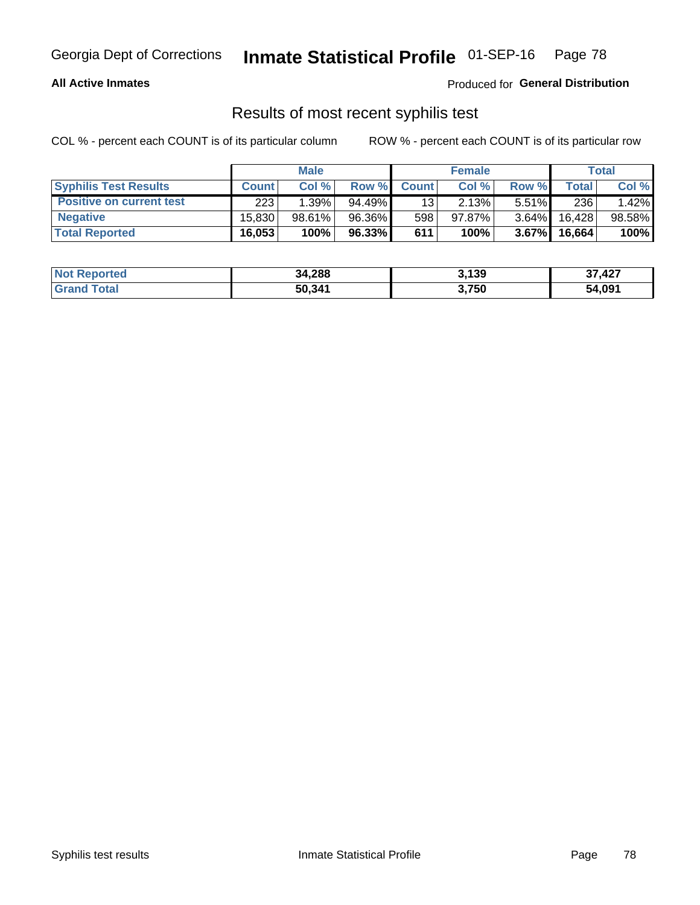Georgia Dept of Corrections **Inmate Statistical Profile** 01-SEP-16

**All Active Inmates**

Produced for **General Distribution**

## Results of most recent syphilis test

COL % - percent each COUNT is of its particular column ROW % - percent each COUNT is of its particular row

| | Male | | | Female | | | Total | |
|---|---|---|---|---|---|---|---|---|
| **Syphilis Test Results** | **Count** | **Col %** | **Row %** | **Count** | **Col %** | **Row %** | **Total** | **Col %** |
| **Positive on current test** | 223 | 1.39% | 94.49% | 13 | 2.13% | 5.51% | 236 | 1.42% |
| **Negative** | 15,830 | 98.61% | 96.36% | 598 | 97.87% | 3.64% | 16,428 | 98.58% |
| **Total Reported** | **16,053** | **100%** | **96.33%** | **611** | **100%** | **3.67%** | **16,664** | **100%** |

| | Male | Female | Total |
|---|---|---|---|
| **Not Reported** | **34,288** | **3,139** | **37,427** |
| **Grand Total** | **50,341** | **3,750** | **54,091** |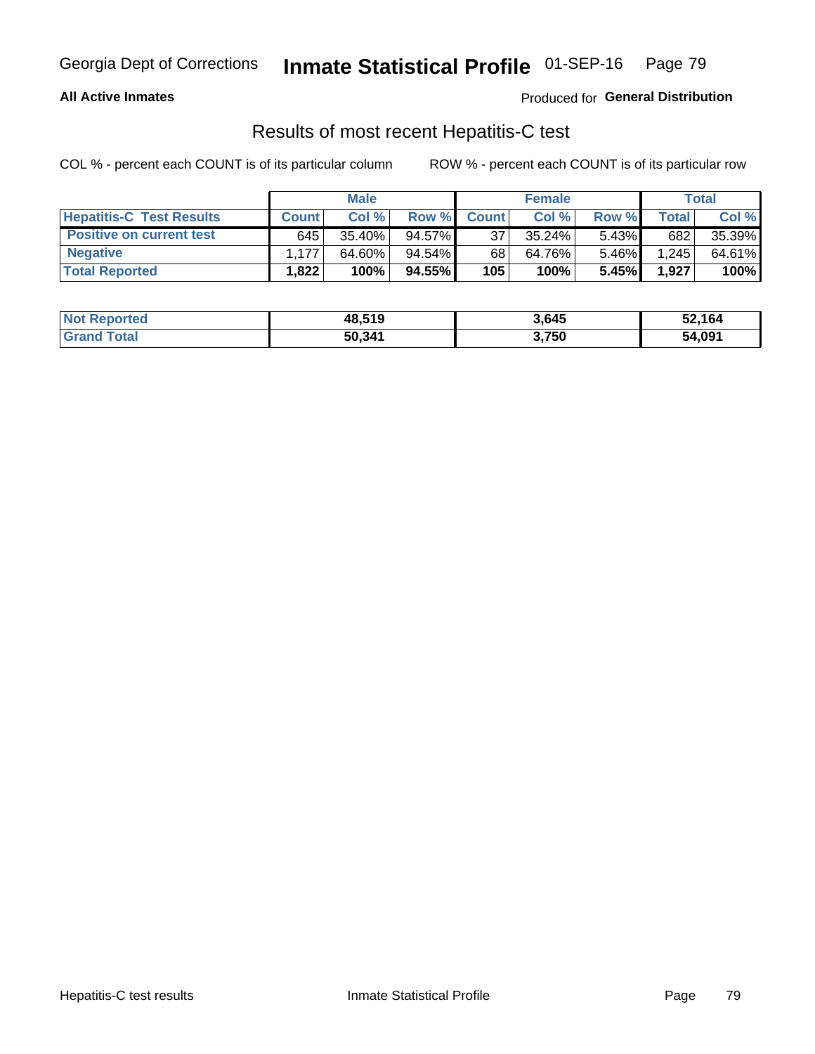**All Active Inmates**

Produced for **General Distribution**

## Results of most recent Hepatitis-C test

COL % - percent each COUNT is of its particular column

ROW % - percent each COUNT is of its particular row

| | Male | | | Female | | | Total | |
|---|---|---|---|---|---|---|---|---|
| **Hepatitis-C Test Results** | **Count** | **Col %** | **Row %** | **Count** | **Col %** | **Row %** | **Total** | **Col %** |
| **Positive on current test** | 645 | 35.40% | 94.57% | 37 | 35.24% | 5.43% | 682 | 35.39% |
| **Negative** | 1,177 | 64.60% | 94.54% | 68 | 64.76% | 5.46% | 1,245 | 64.61% |
| **Total Reported** | **1,822** | **100%** | **94.55%** | **105** | **100%** | **5.45%** | **1,927** | **100%** |

| | Male | Female | Total |
|---|---|---|---|
| **Not Reported** | **48,519** | **3,645** | **52,164** |
| **Grand Total** | **50,341** | **3,750** | **54,091** |